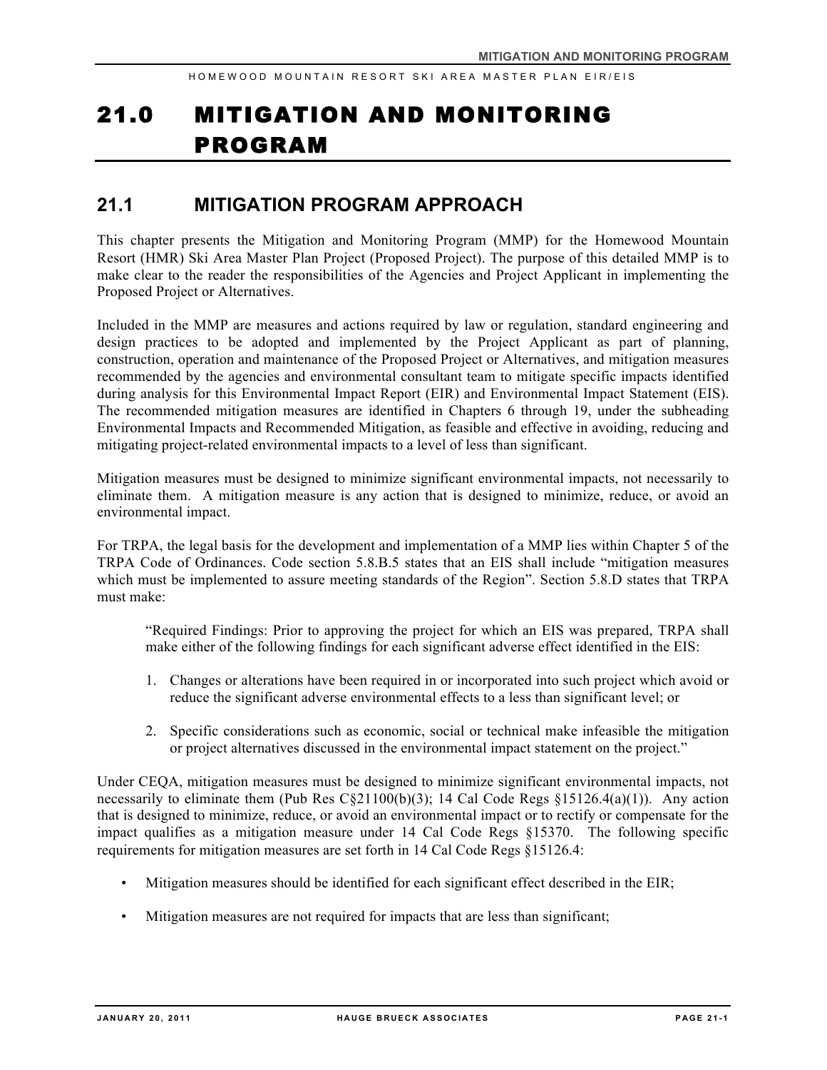# 21.0 MITIGATION AND MONITORING PROGRAM

## 21.1 MITIGATION PROGRAM APPROACH

This chapter presents the Mitigation and Monitoring Program (MMP) for the Homewood Mountain Resort (HMR) Ski Area Master Plan Project (Proposed Project). The purpose of this detailed MMP is to make clear to the reader the responsibilities of the Agencies and Project Applicant in implementing the Proposed Project or Alternatives.

Included in the MMP are measures and actions required by law or regulation, standard engineering and design practices to be adopted and implemented by the Project Applicant as part of planning, construction, operation and maintenance of the Proposed Project or Alternatives, and mitigation measures recommended by the agencies and environmental consultant team to mitigate specific impacts identified during analysis for this Environmental Impact Report (EIR) and Environmental Impact Statement (EIS). The recommended mitigation measures are identified in Chapters 6 through 19, under the subheading Environmental Impacts and Recommended Mitigation, as feasible and effective in avoiding, reducing and mitigating project-related environmental impacts to a level of less than significant.

Mitigation measures must be designed to minimize significant environmental impacts, not necessarily to eliminate them. A mitigation measure is any action that is designed to minimize, reduce, or avoid an environmental impact.

For TRPA, the legal basis for the development and implementation of a MMP lies within Chapter 5 of the TRPA Code of Ordinances. Code section 5.8.B.5 states that an EIS shall include "mitigation measures which must be implemented to assure meeting standards of the Region". Section 5.8.D states that TRPA must make:

> "Required Findings: Prior to approving the project for which an EIS was prepared, TRPA shall make either of the following findings for each significant adverse effect identified in the EIS:
>
> 1. Changes or alterations have been required in or incorporated into such project which avoid or reduce the significant adverse environmental effects to a less than significant level; or
>
> 2. Specific considerations such as economic, social or technical make infeasible the mitigation or project alternatives discussed in the environmental impact statement on the project."

Under CEQA, mitigation measures must be designed to minimize significant environmental impacts, not necessarily to eliminate them (Pub Res C§21100(b)(3); 14 Cal Code Regs §15126.4(a)(1)). Any action that is designed to minimize, reduce, or avoid an environmental impact or to rectify or compensate for the impact qualifies as a mitigation measure under 14 Cal Code Regs §15370. The following specific requirements for mitigation measures are set forth in 14 Cal Code Regs §15126.4:

- Mitigation measures should be identified for each significant effect described in the EIR;
- Mitigation measures are not required for impacts that are less than significant;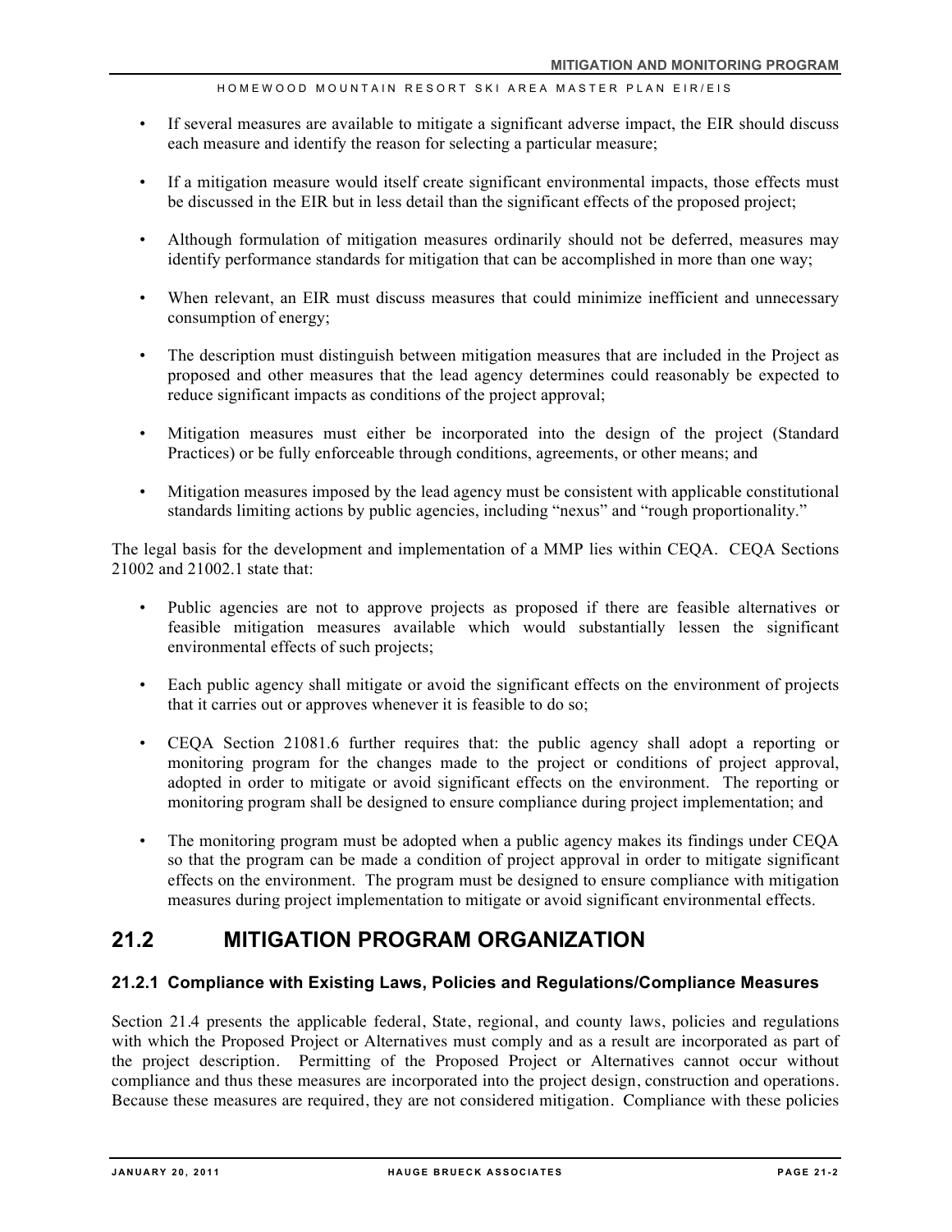- If several measures are available to mitigate a significant adverse impact, the EIR should discuss each measure and identify the reason for selecting a particular measure;

- If a mitigation measure would itself create significant environmental impacts, those effects must be discussed in the EIR but in less detail than the significant effects of the proposed project;

- Although formulation of mitigation measures ordinarily should not be deferred, measures may identify performance standards for mitigation that can be accomplished in more than one way;

- When relevant, an EIR must discuss measures that could minimize inefficient and unnecessary consumption of energy;

- The description must distinguish between mitigation measures that are included in the Project as proposed and other measures that the lead agency determines could reasonably be expected to reduce significant impacts as conditions of the project approval;

- Mitigation measures must either be incorporated into the design of the project (Standard Practices) or be fully enforceable through conditions, agreements, or other means; and

- Mitigation measures imposed by the lead agency must be consistent with applicable constitutional standards limiting actions by public agencies, including "nexus" and "rough proportionality."

The legal basis for the development and implementation of a MMP lies within CEQA. CEQA Sections 21002 and 21002.1 state that:

- Public agencies are not to approve projects as proposed if there are feasible alternatives or feasible mitigation measures available which would substantially lessen the significant environmental effects of such projects;

- Each public agency shall mitigate or avoid the significant effects on the environment of projects that it carries out or approves whenever it is feasible to do so;

- CEQA Section 21081.6 further requires that: the public agency shall adopt a reporting or monitoring program for the changes made to the project or conditions of project approval, adopted in order to mitigate or avoid significant effects on the environment. The reporting or monitoring program shall be designed to ensure compliance during project implementation; and

- The monitoring program must be adopted when a public agency makes its findings under CEQA so that the program can be made a condition of project approval in order to mitigate significant effects on the environment. The program must be designed to ensure compliance with mitigation measures during project implementation to mitigate or avoid significant environmental effects.

## 21.2 MITIGATION PROGRAM ORGANIZATION

### 21.2.1 Compliance with Existing Laws, Policies and Regulations/Compliance Measures

Section 21.4 presents the applicable federal, State, regional, and county laws, policies and regulations with which the Proposed Project or Alternatives must comply and as a result are incorporated as part of the project description. Permitting of the Proposed Project or Alternatives cannot occur without compliance and thus these measures are incorporated into the project design, construction and operations. Because these measures are required, they are not considered mitigation. Compliance with these policies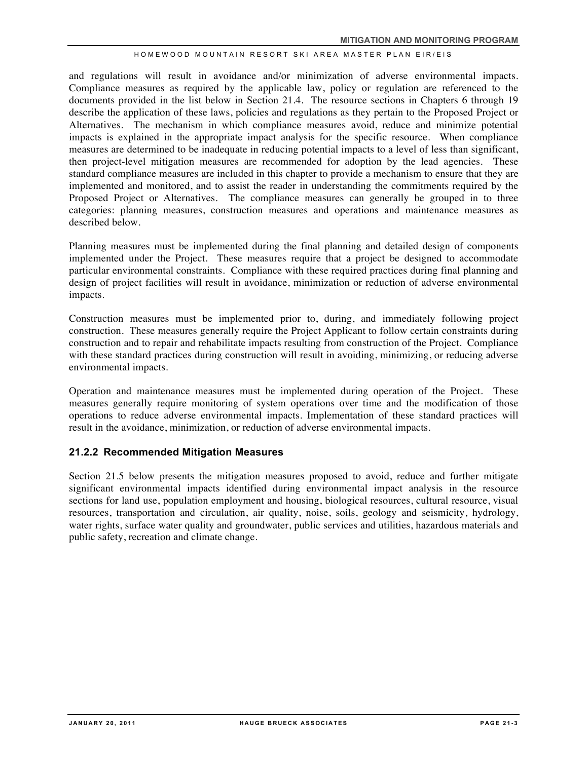and regulations will result in avoidance and/or minimization of adverse environmental impacts. Compliance measures as required by the applicable law, policy or regulation are referenced to the documents provided in the list below in Section 21.4. The resource sections in Chapters 6 through 19 describe the application of these laws, policies and regulations as they pertain to the Proposed Project or Alternatives. The mechanism in which compliance measures avoid, reduce and minimize potential impacts is explained in the appropriate impact analysis for the specific resource. When compliance measures are determined to be inadequate in reducing potential impacts to a level of less than significant, then project-level mitigation measures are recommended for adoption by the lead agencies. These standard compliance measures are included in this chapter to provide a mechanism to ensure that they are implemented and monitored, and to assist the reader in understanding the commitments required by the Proposed Project or Alternatives. The compliance measures can generally be grouped in to three categories: planning measures, construction measures and operations and maintenance measures as described below.

Planning measures must be implemented during the final planning and detailed design of components implemented under the Project. These measures require that a project be designed to accommodate particular environmental constraints. Compliance with these required practices during final planning and design of project facilities will result in avoidance, minimization or reduction of adverse environmental impacts.

Construction measures must be implemented prior to, during, and immediately following project construction. These measures generally require the Project Applicant to follow certain constraints during construction and to repair and rehabilitate impacts resulting from construction of the Project. Compliance with these standard practices during construction will result in avoiding, minimizing, or reducing adverse environmental impacts.

Operation and maintenance measures must be implemented during operation of the Project. These measures generally require monitoring of system operations over time and the modification of those operations to reduce adverse environmental impacts. Implementation of these standard practices will result in the avoidance, minimization, or reduction of adverse environmental impacts.

### 21.2.2 Recommended Mitigation Measures

Section 21.5 below presents the mitigation measures proposed to avoid, reduce and further mitigate significant environmental impacts identified during environmental impact analysis in the resource sections for land use, population employment and housing, biological resources, cultural resource, visual resources, transportation and circulation, air quality, noise, soils, geology and seismicity, hydrology, water rights, surface water quality and groundwater, public services and utilities, hazardous materials and public safety, recreation and climate change.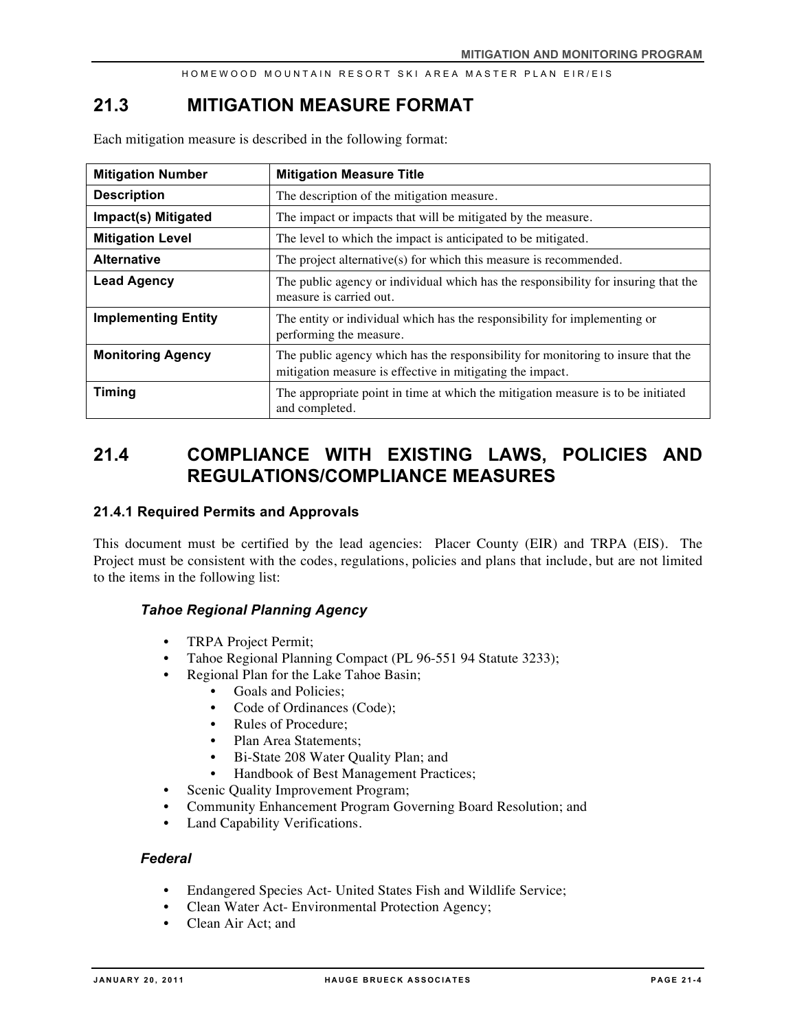## 21.3 MITIGATION MEASURE FORMAT

Each mitigation measure is described in the following format:

| **Mitigation Number** | **Mitigation Measure Title** |
|---|---|
| **Description** | The description of the mitigation measure. |
| **Impact(s) Mitigated** | The impact or impacts that will be mitigated by the measure. |
| **Mitigation Level** | The level to which the impact is anticipated to be mitigated. |
| **Alternative** | The project alternative(s) for which this measure is recommended. |
| **Lead Agency** | The public agency or individual which has the responsibility for insuring that the measure is carried out. |
| **Implementing Entity** | The entity or individual which has the responsibility for implementing or performing the measure. |
| **Monitoring Agency** | The public agency which has the responsibility for monitoring to insure that the mitigation measure is effective in mitigating the impact. |
| **Timing** | The appropriate point in time at which the mitigation measure is to be initiated and completed. |

## 21.4 COMPLIANCE WITH EXISTING LAWS, POLICIES AND REGULATIONS/COMPLIANCE MEASURES

### 21.4.1 Required Permits and Approvals

This document must be certified by the lead agencies: Placer County (EIR) and TRPA (EIS). The Project must be consistent with the codes, regulations, policies and plans that include, but are not limited to the items in the following list:

#### *Tahoe Regional Planning Agency*

- TRPA Project Permit;
- Tahoe Regional Planning Compact (PL 96-551 94 Statute 3233);
- Regional Plan for the Lake Tahoe Basin;
  - Goals and Policies;
  - Code of Ordinances (Code);
  - Rules of Procedure;
  - Plan Area Statements;
  - Bi-State 208 Water Quality Plan; and
  - Handbook of Best Management Practices;
- Scenic Quality Improvement Program;
- Community Enhancement Program Governing Board Resolution; and
- Land Capability Verifications.

#### *Federal*

- Endangered Species Act- United States Fish and Wildlife Service;
- Clean Water Act- Environmental Protection Agency;
- Clean Air Act; and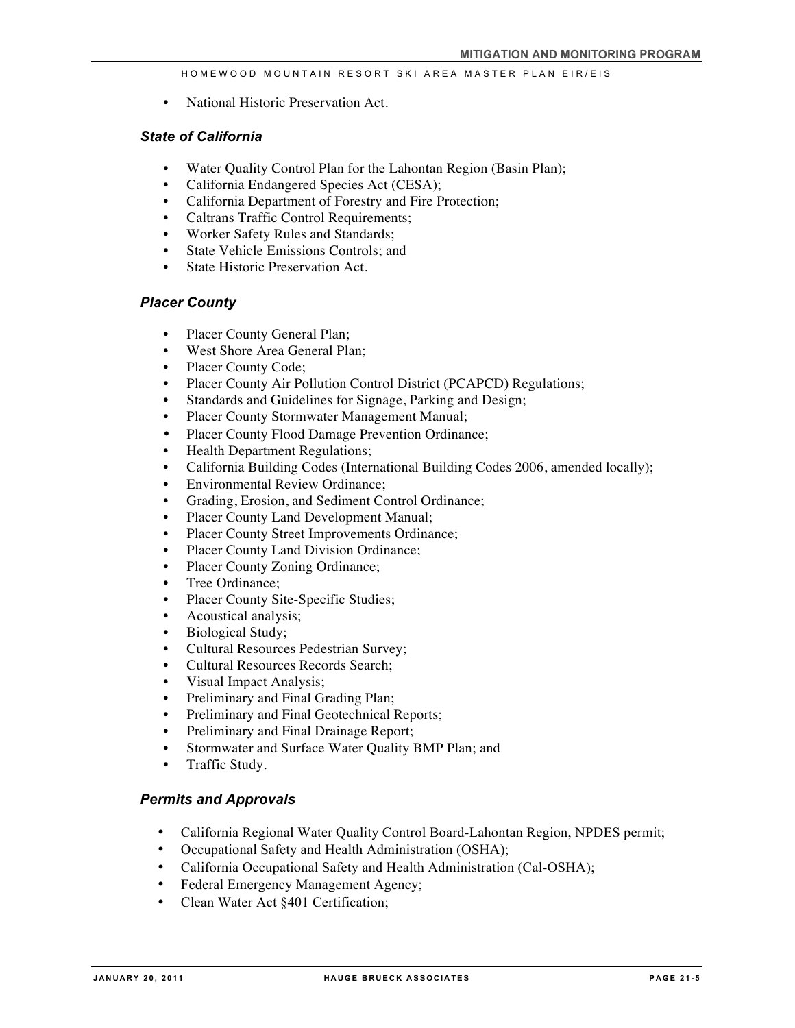- National Historic Preservation Act.

### *State of California*

- Water Quality Control Plan for the Lahontan Region (Basin Plan);
- California Endangered Species Act (CESA);
- California Department of Forestry and Fire Protection;
- Caltrans Traffic Control Requirements;
- Worker Safety Rules and Standards;
- State Vehicle Emissions Controls; and
- State Historic Preservation Act.

### *Placer County*

- Placer County General Plan;
- West Shore Area General Plan;
- Placer County Code;
- Placer County Air Pollution Control District (PCAPCD) Regulations;
- Standards and Guidelines for Signage, Parking and Design;
- Placer County Stormwater Management Manual;
- Placer County Flood Damage Prevention Ordinance;
- Health Department Regulations;
- California Building Codes (International Building Codes 2006, amended locally);
- Environmental Review Ordinance;
- Grading, Erosion, and Sediment Control Ordinance;
- Placer County Land Development Manual;
- Placer County Street Improvements Ordinance;
- Placer County Land Division Ordinance;
- Placer County Zoning Ordinance;
- Tree Ordinance;
- Placer County Site-Specific Studies;
- Acoustical analysis;
- Biological Study;
- Cultural Resources Pedestrian Survey;
- Cultural Resources Records Search;
- Visual Impact Analysis;
- Preliminary and Final Grading Plan;
- Preliminary and Final Geotechnical Reports;
- Preliminary and Final Drainage Report;
- Stormwater and Surface Water Quality BMP Plan; and
- Traffic Study.

### *Permits and Approvals*

- California Regional Water Quality Control Board-Lahontan Region, NPDES permit;
- Occupational Safety and Health Administration (OSHA);
- California Occupational Safety and Health Administration (Cal-OSHA);
- Federal Emergency Management Agency;
- Clean Water Act §401 Certification;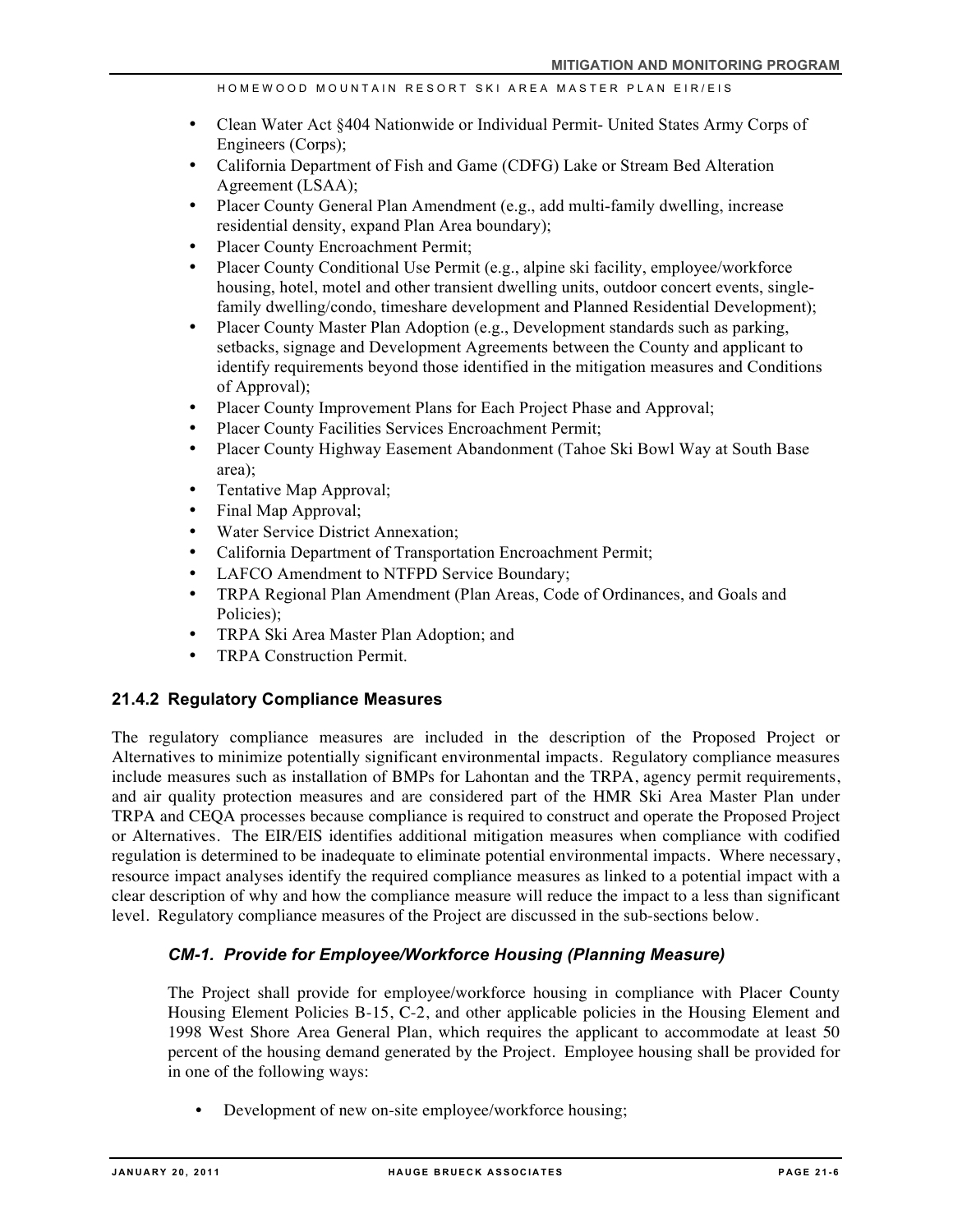- Clean Water Act §404 Nationwide or Individual Permit- United States Army Corps of Engineers (Corps);
- California Department of Fish and Game (CDFG) Lake or Stream Bed Alteration Agreement (LSAA);
- Placer County General Plan Amendment (e.g., add multi-family dwelling, increase residential density, expand Plan Area boundary);
- Placer County Encroachment Permit;
- Placer County Conditional Use Permit (e.g., alpine ski facility, employee/workforce housing, hotel, motel and other transient dwelling units, outdoor concert events, single-family dwelling/condo, timeshare development and Planned Residential Development);
- Placer County Master Plan Adoption (e.g., Development standards such as parking, setbacks, signage and Development Agreements between the County and applicant to identify requirements beyond those identified in the mitigation measures and Conditions of Approval);
- Placer County Improvement Plans for Each Project Phase and Approval;
- Placer County Facilities Services Encroachment Permit;
- Placer County Highway Easement Abandonment (Tahoe Ski Bowl Way at South Base area);
- Tentative Map Approval;
- Final Map Approval;
- Water Service District Annexation;
- California Department of Transportation Encroachment Permit;
- LAFCO Amendment to NTFPD Service Boundary;
- TRPA Regional Plan Amendment (Plan Areas, Code of Ordinances, and Goals and Policies);
- TRPA Ski Area Master Plan Adoption; and
- TRPA Construction Permit.

### 21.4.2 Regulatory Compliance Measures

The regulatory compliance measures are included in the description of the Proposed Project or Alternatives to minimize potentially significant environmental impacts. Regulatory compliance measures include measures such as installation of BMPs for Lahontan and the TRPA, agency permit requirements, and air quality protection measures and are considered part of the HMR Ski Area Master Plan under TRPA and CEQA processes because compliance is required to construct and operate the Proposed Project or Alternatives. The EIR/EIS identifies additional mitigation measures when compliance with codified regulation is determined to be inadequate to eliminate potential environmental impacts. Where necessary, resource impact analyses identify the required compliance measures as linked to a potential impact with a clear description of why and how the compliance measure will reduce the impact to a less than significant level. Regulatory compliance measures of the Project are discussed in the sub-sections below.

#### *CM-1. Provide for Employee/Workforce Housing (Planning Measure)*

The Project shall provide for employee/workforce housing in compliance with Placer County Housing Element Policies B-15, C-2, and other applicable policies in the Housing Element and 1998 West Shore Area General Plan, which requires the applicant to accommodate at least 50 percent of the housing demand generated by the Project. Employee housing shall be provided for in one of the following ways:

- Development of new on-site employee/workforce housing;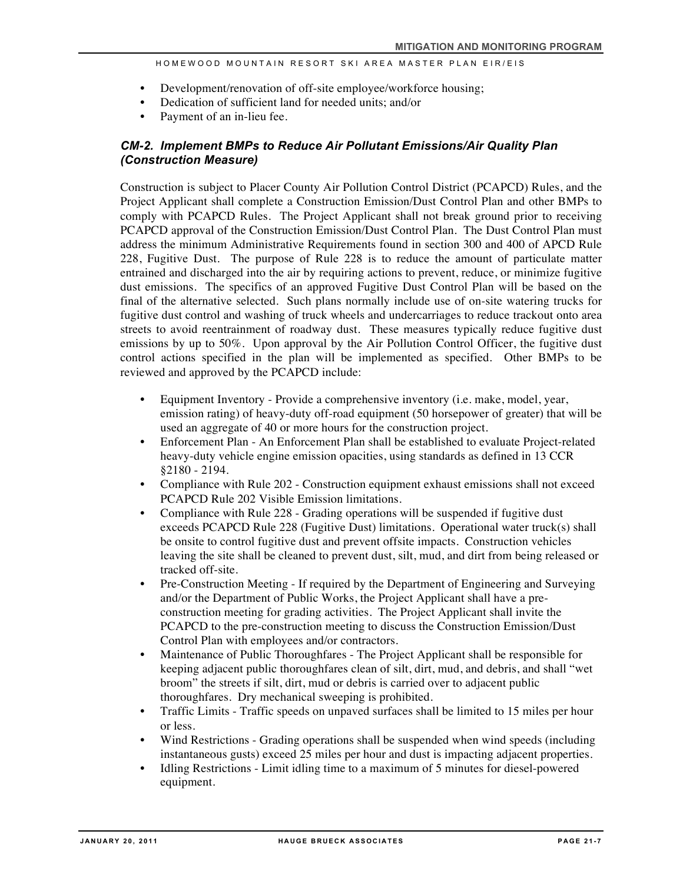- Development/renovation of off-site employee/workforce housing;
- Dedication of sufficient land for needed units; and/or
- Payment of an in-lieu fee.

### *CM-2. Implement BMPs to Reduce Air Pollutant Emissions/Air Quality Plan (Construction Measure)*

Construction is subject to Placer County Air Pollution Control District (PCAPCD) Rules, and the Project Applicant shall complete a Construction Emission/Dust Control Plan and other BMPs to comply with PCAPCD Rules. The Project Applicant shall not break ground prior to receiving PCAPCD approval of the Construction Emission/Dust Control Plan. The Dust Control Plan must address the minimum Administrative Requirements found in section 300 and 400 of APCD Rule 228, Fugitive Dust. The purpose of Rule 228 is to reduce the amount of particulate matter entrained and discharged into the air by requiring actions to prevent, reduce, or minimize fugitive dust emissions. The specifics of an approved Fugitive Dust Control Plan will be based on the final of the alternative selected. Such plans normally include use of on-site watering trucks for fugitive dust control and washing of truck wheels and undercarriages to reduce trackout onto area streets to avoid reentrainment of roadway dust. These measures typically reduce fugitive dust emissions by up to 50%. Upon approval by the Air Pollution Control Officer, the fugitive dust control actions specified in the plan will be implemented as specified. Other BMPs to be reviewed and approved by the PCAPCD include:

- Equipment Inventory - Provide a comprehensive inventory (i.e. make, model, year, emission rating) of heavy-duty off-road equipment (50 horsepower of greater) that will be used an aggregate of 40 or more hours for the construction project.
- Enforcement Plan - An Enforcement Plan shall be established to evaluate Project-related heavy-duty vehicle engine emission opacities, using standards as defined in 13 CCR §2180 - 2194.
- Compliance with Rule 202 - Construction equipment exhaust emissions shall not exceed PCAPCD Rule 202 Visible Emission limitations.
- Compliance with Rule 228 - Grading operations will be suspended if fugitive dust exceeds PCAPCD Rule 228 (Fugitive Dust) limitations. Operational water truck(s) shall be onsite to control fugitive dust and prevent offsite impacts. Construction vehicles leaving the site shall be cleaned to prevent dust, silt, mud, and dirt from being released or tracked off-site.
- Pre-Construction Meeting - If required by the Department of Engineering and Surveying and/or the Department of Public Works, the Project Applicant shall have a pre-construction meeting for grading activities. The Project Applicant shall invite the PCAPCD to the pre-construction meeting to discuss the Construction Emission/Dust Control Plan with employees and/or contractors.
- Maintenance of Public Thoroughfares - The Project Applicant shall be responsible for keeping adjacent public thoroughfares clean of silt, dirt, mud, and debris, and shall "wet broom" the streets if silt, dirt, mud or debris is carried over to adjacent public thoroughfares. Dry mechanical sweeping is prohibited.
- Traffic Limits - Traffic speeds on unpaved surfaces shall be limited to 15 miles per hour or less.
- Wind Restrictions - Grading operations shall be suspended when wind speeds (including instantaneous gusts) exceed 25 miles per hour and dust is impacting adjacent properties.
- Idling Restrictions - Limit idling time to a maximum of 5 minutes for diesel-powered equipment.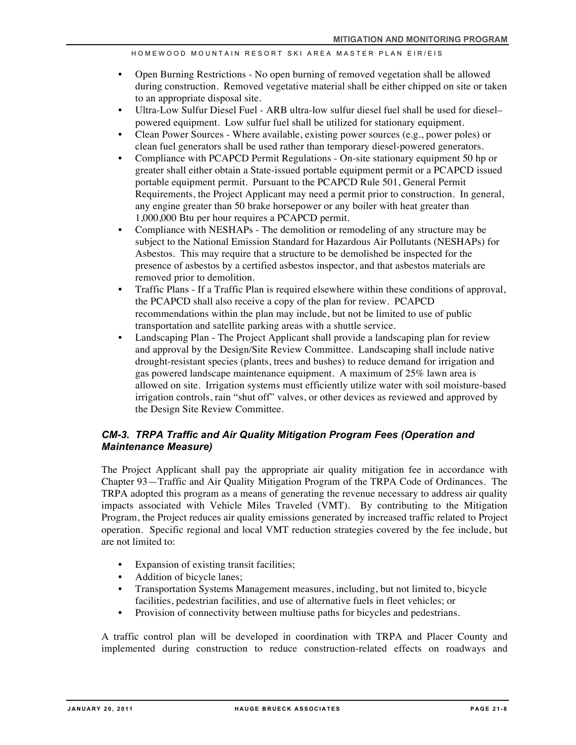- Open Burning Restrictions - No open burning of removed vegetation shall be allowed during construction. Removed vegetative material shall be either chipped on site or taken to an appropriate disposal site.
- Ultra-Low Sulfur Diesel Fuel - ARB ultra-low sulfur diesel fuel shall be used for diesel–powered equipment. Low sulfur fuel shall be utilized for stationary equipment.
- Clean Power Sources - Where available, existing power sources (e.g., power poles) or clean fuel generators shall be used rather than temporary diesel-powered generators.
- Compliance with PCAPCD Permit Regulations - On-site stationary equipment 50 hp or greater shall either obtain a State-issued portable equipment permit or a PCAPCD issued portable equipment permit. Pursuant to the PCAPCD Rule 501, General Permit Requirements, the Project Applicant may need a permit prior to construction. In general, any engine greater than 50 brake horsepower or any boiler with heat greater than 1,000,000 Btu per hour requires a PCAPCD permit.
- Compliance with NESHAPs - The demolition or remodeling of any structure may be subject to the National Emission Standard for Hazardous Air Pollutants (NESHAPs) for Asbestos. This may require that a structure to be demolished be inspected for the presence of asbestos by a certified asbestos inspector, and that asbestos materials are removed prior to demolition.
- Traffic Plans - If a Traffic Plan is required elsewhere within these conditions of approval, the PCAPCD shall also receive a copy of the plan for review. PCAPCD recommendations within the plan may include, but not be limited to use of public transportation and satellite parking areas with a shuttle service.
- Landscaping Plan - The Project Applicant shall provide a landscaping plan for review and approval by the Design/Site Review Committee. Landscaping shall include native drought-resistant species (plants, trees and bushes) to reduce demand for irrigation and gas powered landscape maintenance equipment. A maximum of 25% lawn area is allowed on site. Irrigation systems must efficiently utilize water with soil moisture-based irrigation controls, rain "shut off" valves, or other devices as reviewed and approved by the Design Site Review Committee.

### *CM-3. TRPA Traffic and Air Quality Mitigation Program Fees (Operation and Maintenance Measure)*

The Project Applicant shall pay the appropriate air quality mitigation fee in accordance with Chapter 93—Traffic and Air Quality Mitigation Program of the TRPA Code of Ordinances. The TRPA adopted this program as a means of generating the revenue necessary to address air quality impacts associated with Vehicle Miles Traveled (VMT). By contributing to the Mitigation Program, the Project reduces air quality emissions generated by increased traffic related to Project operation. Specific regional and local VMT reduction strategies covered by the fee include, but are not limited to:

- Expansion of existing transit facilities;
- Addition of bicycle lanes;
- Transportation Systems Management measures, including, but not limited to, bicycle facilities, pedestrian facilities, and use of alternative fuels in fleet vehicles; or
- Provision of connectivity between multiuse paths for bicycles and pedestrians.

A traffic control plan will be developed in coordination with TRPA and Placer County and implemented during construction to reduce construction-related effects on roadways and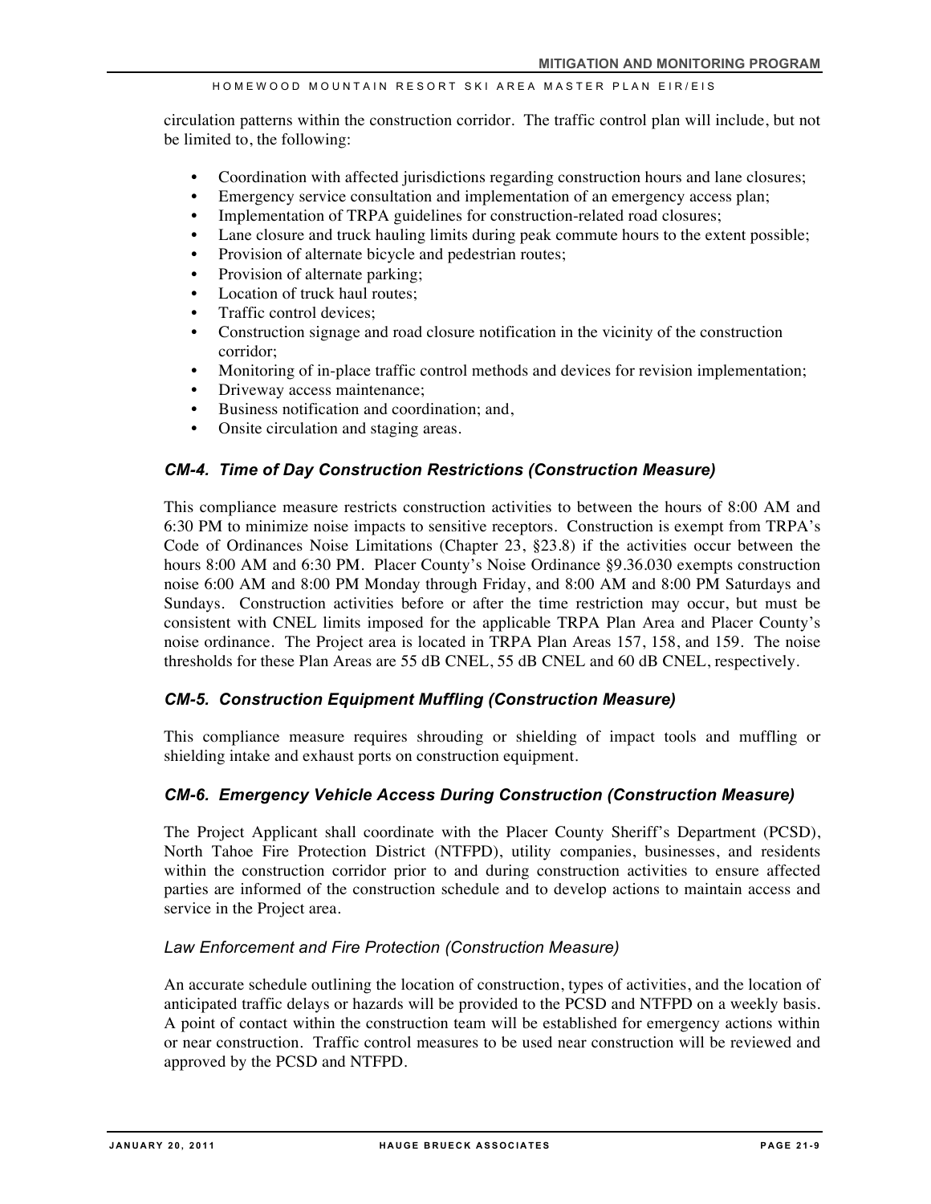circulation patterns within the construction corridor. The traffic control plan will include, but not be limited to, the following:

- Coordination with affected jurisdictions regarding construction hours and lane closures;
- Emergency service consultation and implementation of an emergency access plan;
- Implementation of TRPA guidelines for construction-related road closures;
- Lane closure and truck hauling limits during peak commute hours to the extent possible;
- Provision of alternate bicycle and pedestrian routes;
- Provision of alternate parking;
- Location of truck haul routes;
- Traffic control devices;
- Construction signage and road closure notification in the vicinity of the construction corridor;
- Monitoring of in-place traffic control methods and devices for revision implementation;
- Driveway access maintenance;
- Business notification and coordination; and,
- Onsite circulation and staging areas.

### *CM-4. Time of Day Construction Restrictions (Construction Measure)*

This compliance measure restricts construction activities to between the hours of 8:00 AM and 6:30 PM to minimize noise impacts to sensitive receptors. Construction is exempt from TRPA's Code of Ordinances Noise Limitations (Chapter 23, §23.8) if the activities occur between the hours 8:00 AM and 6:30 PM. Placer County's Noise Ordinance §9.36.030 exempts construction noise 6:00 AM and 8:00 PM Monday through Friday, and 8:00 AM and 8:00 PM Saturdays and Sundays. Construction activities before or after the time restriction may occur, but must be consistent with CNEL limits imposed for the applicable TRPA Plan Area and Placer County's noise ordinance. The Project area is located in TRPA Plan Areas 157, 158, and 159. The noise thresholds for these Plan Areas are 55 dB CNEL, 55 dB CNEL and 60 dB CNEL, respectively.

### *CM-5. Construction Equipment Muffling (Construction Measure)*

This compliance measure requires shrouding or shielding of impact tools and muffling or shielding intake and exhaust ports on construction equipment.

### *CM-6. Emergency Vehicle Access During Construction (Construction Measure)*

The Project Applicant shall coordinate with the Placer County Sheriff's Department (PCSD), North Tahoe Fire Protection District (NTFPD), utility companies, businesses, and residents within the construction corridor prior to and during construction activities to ensure affected parties are informed of the construction schedule and to develop actions to maintain access and service in the Project area.

#### *Law Enforcement and Fire Protection (Construction Measure)*

An accurate schedule outlining the location of construction, types of activities, and the location of anticipated traffic delays or hazards will be provided to the PCSD and NTFPD on a weekly basis. A point of contact within the construction team will be established for emergency actions within or near construction. Traffic control measures to be used near construction will be reviewed and approved by the PCSD and NTFPD.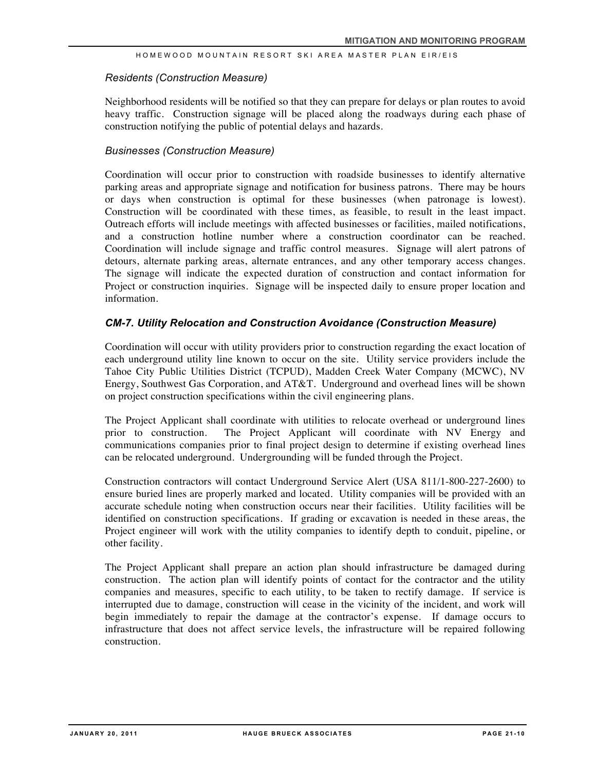### *Residents (Construction Measure)*

Neighborhood residents will be notified so that they can prepare for delays or plan routes to avoid heavy traffic. Construction signage will be placed along the roadways during each phase of construction notifying the public of potential delays and hazards.

### *Businesses (Construction Measure)*

Coordination will occur prior to construction with roadside businesses to identify alternative parking areas and appropriate signage and notification for business patrons. There may be hours or days when construction is optimal for these businesses (when patronage is lowest). Construction will be coordinated with these times, as feasible, to result in the least impact. Outreach efforts will include meetings with affected businesses or facilities, mailed notifications, and a construction hotline number where a construction coordinator can be reached. Coordination will include signage and traffic control measures. Signage will alert patrons of detours, alternate parking areas, alternate entrances, and any other temporary access changes. The signage will indicate the expected duration of construction and contact information for Project or construction inquiries. Signage will be inspected daily to ensure proper location and information.

### ***CM-7. Utility Relocation and Construction Avoidance (Construction Measure)***

Coordination will occur with utility providers prior to construction regarding the exact location of each underground utility line known to occur on the site. Utility service providers include the Tahoe City Public Utilities District (TCPUD), Madden Creek Water Company (MCWC), NV Energy, Southwest Gas Corporation, and AT&T. Underground and overhead lines will be shown on project construction specifications within the civil engineering plans.

The Project Applicant shall coordinate with utilities to relocate overhead or underground lines prior to construction. The Project Applicant will coordinate with NV Energy and communications companies prior to final project design to determine if existing overhead lines can be relocated underground. Undergrounding will be funded through the Project.

Construction contractors will contact Underground Service Alert (USA 811/1-800-227-2600) to ensure buried lines are properly marked and located. Utility companies will be provided with an accurate schedule noting when construction occurs near their facilities. Utility facilities will be identified on construction specifications. If grading or excavation is needed in these areas, the Project engineer will work with the utility companies to identify depth to conduit, pipeline, or other facility.

The Project Applicant shall prepare an action plan should infrastructure be damaged during construction. The action plan will identify points of contact for the contractor and the utility companies and measures, specific to each utility, to be taken to rectify damage. If service is interrupted due to damage, construction will cease in the vicinity of the incident, and work will begin immediately to repair the damage at the contractor's expense. If damage occurs to infrastructure that does not affect service levels, the infrastructure will be repaired following construction.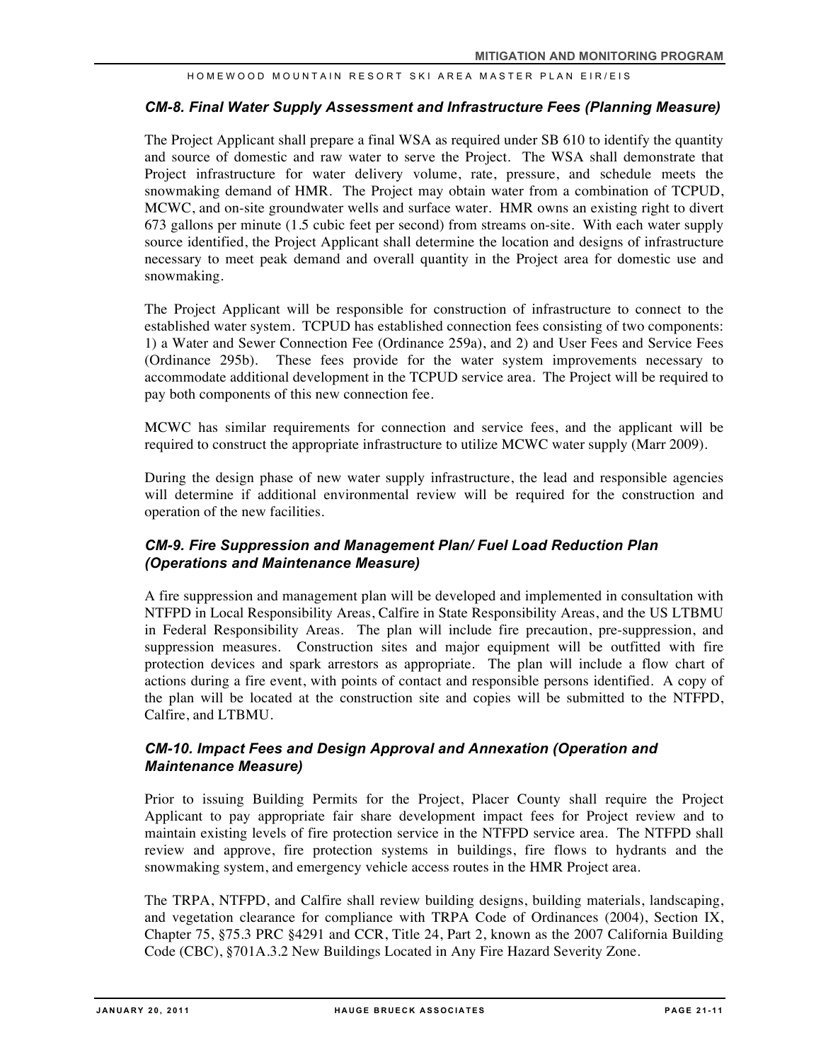### *CM-8. Final Water Supply Assessment and Infrastructure Fees (Planning Measure)*

The Project Applicant shall prepare a final WSA as required under SB 610 to identify the quantity and source of domestic and raw water to serve the Project. The WSA shall demonstrate that Project infrastructure for water delivery volume, rate, pressure, and schedule meets the snowmaking demand of HMR. The Project may obtain water from a combination of TCPUD, MCWC, and on-site groundwater wells and surface water. HMR owns an existing right to divert 673 gallons per minute (1.5 cubic feet per second) from streams on-site. With each water supply source identified, the Project Applicant shall determine the location and designs of infrastructure necessary to meet peak demand and overall quantity in the Project area for domestic use and snowmaking.

The Project Applicant will be responsible for construction of infrastructure to connect to the established water system. TCPUD has established connection fees consisting of two components: 1) a Water and Sewer Connection Fee (Ordinance 259a), and 2) and User Fees and Service Fees (Ordinance 295b). These fees provide for the water system improvements necessary to accommodate additional development in the TCPUD service area. The Project will be required to pay both components of this new connection fee.

MCWC has similar requirements for connection and service fees, and the applicant will be required to construct the appropriate infrastructure to utilize MCWC water supply (Marr 2009).

During the design phase of new water supply infrastructure, the lead and responsible agencies will determine if additional environmental review will be required for the construction and operation of the new facilities.

### *CM-9. Fire Suppression and Management Plan/ Fuel Load Reduction Plan (Operations and Maintenance Measure)*

A fire suppression and management plan will be developed and implemented in consultation with NTFPD in Local Responsibility Areas, Calfire in State Responsibility Areas, and the US LTBMU in Federal Responsibility Areas. The plan will include fire precaution, pre-suppression, and suppression measures. Construction sites and major equipment will be outfitted with fire protection devices and spark arrestors as appropriate. The plan will include a flow chart of actions during a fire event, with points of contact and responsible persons identified. A copy of the plan will be located at the construction site and copies will be submitted to the NTFPD, Calfire, and LTBMU.

### *CM-10. Impact Fees and Design Approval and Annexation (Operation and Maintenance Measure)*

Prior to issuing Building Permits for the Project, Placer County shall require the Project Applicant to pay appropriate fair share development impact fees for Project review and to maintain existing levels of fire protection service in the NTFPD service area. The NTFPD shall review and approve, fire protection systems in buildings, fire flows to hydrants and the snowmaking system, and emergency vehicle access routes in the HMR Project area.

The TRPA, NTFPD, and Calfire shall review building designs, building materials, landscaping, and vegetation clearance for compliance with TRPA Code of Ordinances (2004), Section IX, Chapter 75, §75.3 PRC §4291 and CCR, Title 24, Part 2, known as the 2007 California Building Code (CBC), §701A.3.2 New Buildings Located in Any Fire Hazard Severity Zone.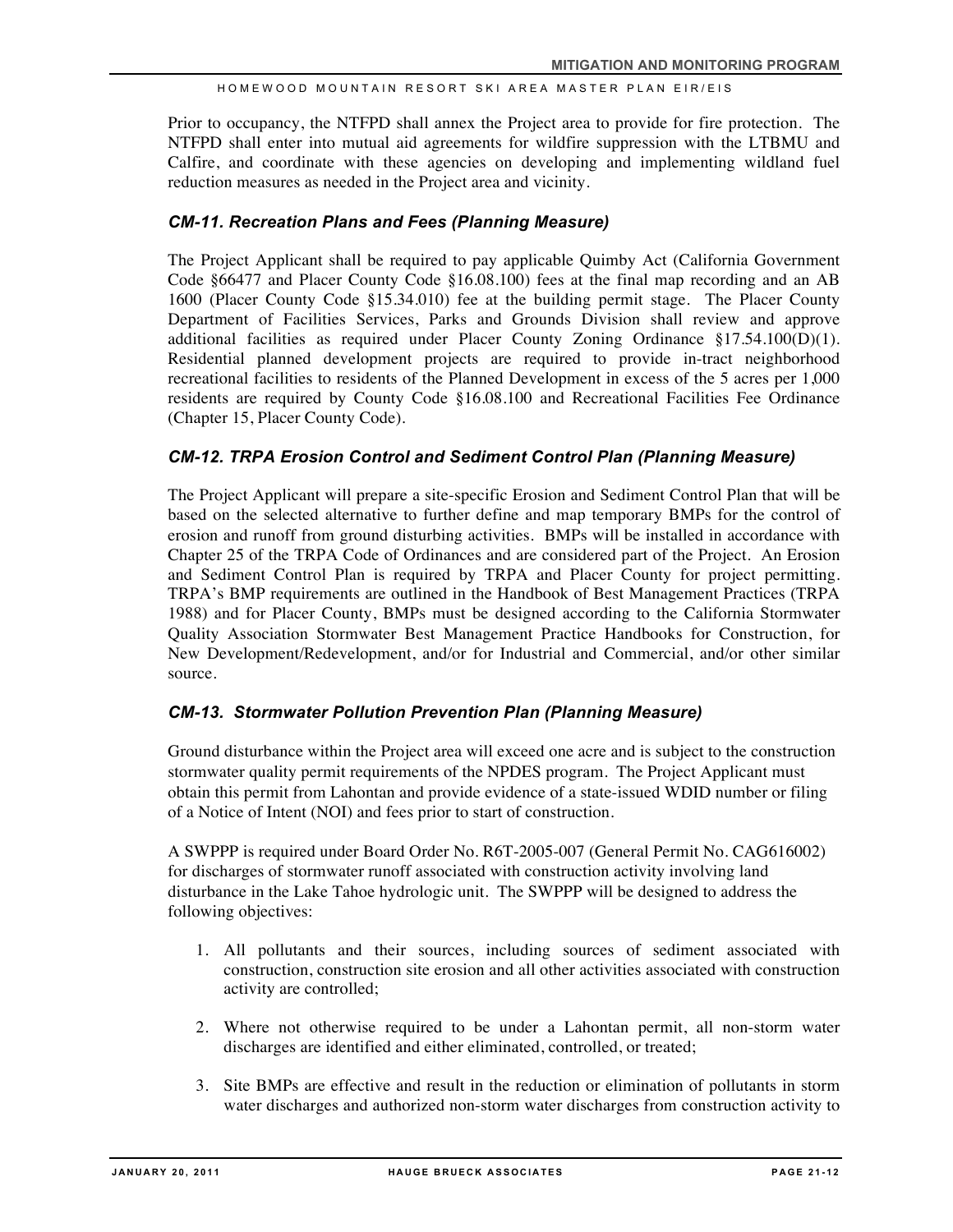Prior to occupancy, the NTFPD shall annex the Project area to provide for fire protection. The NTFPD shall enter into mutual aid agreements for wildfire suppression with the LTBMU and Calfire, and coordinate with these agencies on developing and implementing wildland fuel reduction measures as needed in the Project area and vicinity.

### *CM-11. Recreation Plans and Fees (Planning Measure)*

The Project Applicant shall be required to pay applicable Quimby Act (California Government Code §66477 and Placer County Code §16.08.100) fees at the final map recording and an AB 1600 (Placer County Code §15.34.010) fee at the building permit stage. The Placer County Department of Facilities Services, Parks and Grounds Division shall review and approve additional facilities as required under Placer County Zoning Ordinance §17.54.100(D)(1). Residential planned development projects are required to provide in-tract neighborhood recreational facilities to residents of the Planned Development in excess of the 5 acres per 1,000 residents are required by County Code §16.08.100 and Recreational Facilities Fee Ordinance (Chapter 15, Placer County Code).

### *CM-12. TRPA Erosion Control and Sediment Control Plan (Planning Measure)*

The Project Applicant will prepare a site-specific Erosion and Sediment Control Plan that will be based on the selected alternative to further define and map temporary BMPs for the control of erosion and runoff from ground disturbing activities. BMPs will be installed in accordance with Chapter 25 of the TRPA Code of Ordinances and are considered part of the Project. An Erosion and Sediment Control Plan is required by TRPA and Placer County for project permitting. TRPA's BMP requirements are outlined in the Handbook of Best Management Practices (TRPA 1988) and for Placer County, BMPs must be designed according to the California Stormwater Quality Association Stormwater Best Management Practice Handbooks for Construction, for New Development/Redevelopment, and/or for Industrial and Commercial, and/or other similar source.

### *CM-13. Stormwater Pollution Prevention Plan (Planning Measure)*

Ground disturbance within the Project area will exceed one acre and is subject to the construction stormwater quality permit requirements of the NPDES program. The Project Applicant must obtain this permit from Lahontan and provide evidence of a state-issued WDID number or filing of a Notice of Intent (NOI) and fees prior to start of construction.

A SWPPP is required under Board Order No. R6T-2005-007 (General Permit No. CAG616002) for discharges of stormwater runoff associated with construction activity involving land disturbance in the Lake Tahoe hydrologic unit. The SWPPP will be designed to address the following objectives:

1. All pollutants and their sources, including sources of sediment associated with construction, construction site erosion and all other activities associated with construction activity are controlled;

2. Where not otherwise required to be under a Lahontan permit, all non-storm water discharges are identified and either eliminated, controlled, or treated;

3. Site BMPs are effective and result in the reduction or elimination of pollutants in storm water discharges and authorized non-storm water discharges from construction activity to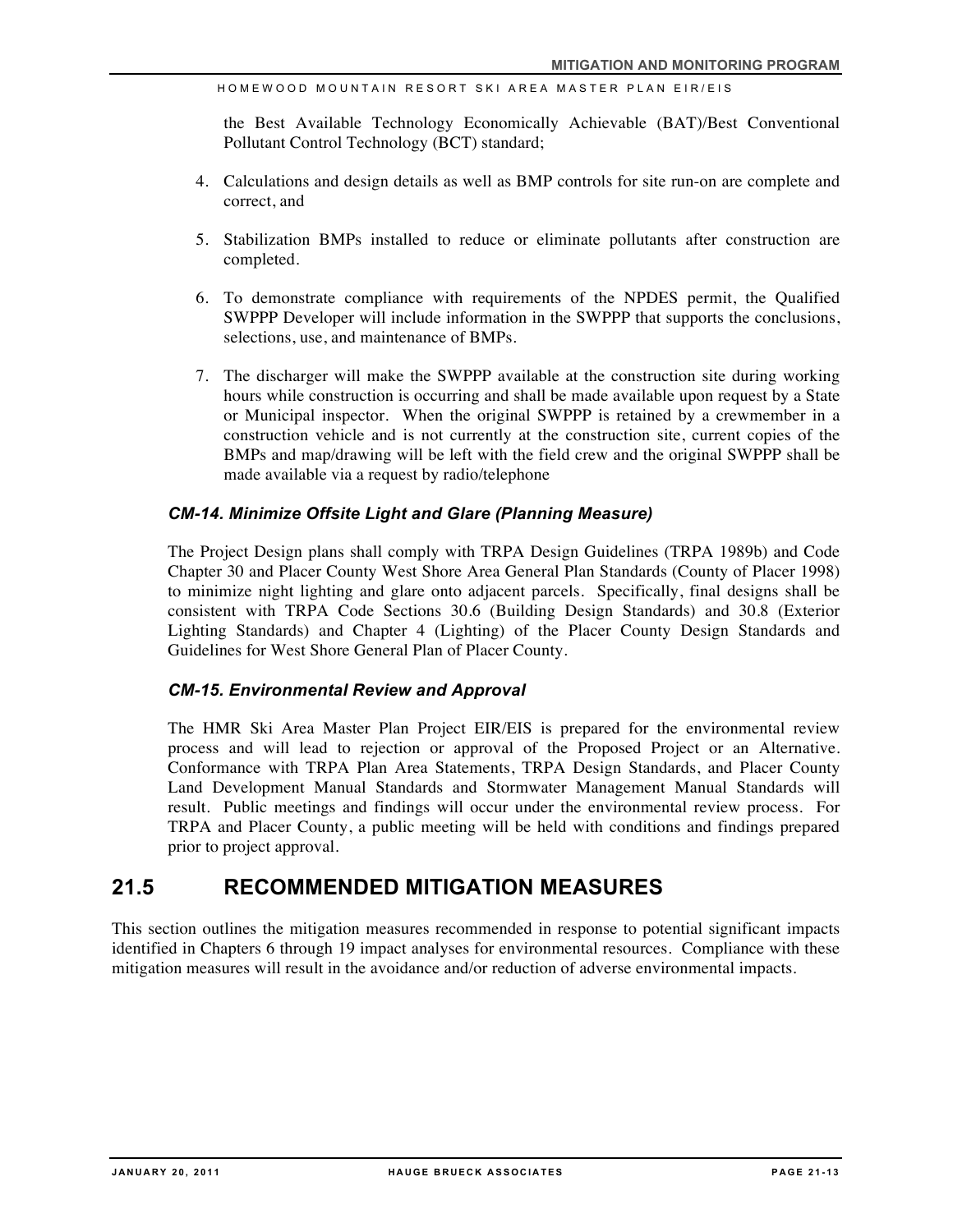the Best Available Technology Economically Achievable (BAT)/Best Conventional Pollutant Control Technology (BCT) standard;

4. Calculations and design details as well as BMP controls for site run-on are complete and correct, and
5. Stabilization BMPs installed to reduce or eliminate pollutants after construction are completed.
6. To demonstrate compliance with requirements of the NPDES permit, the Qualified SWPPP Developer will include information in the SWPPP that supports the conclusions, selections, use, and maintenance of BMPs.
7. The discharger will make the SWPPP available at the construction site during working hours while construction is occurring and shall be made available upon request by a State or Municipal inspector. When the original SWPPP is retained by a crewmember in a construction vehicle and is not currently at the construction site, current copies of the BMPs and map/drawing will be left with the field crew and the original SWPPP shall be made available via a request by radio/telephone

### *CM-14. Minimize Offsite Light and Glare (Planning Measure)*

The Project Design plans shall comply with TRPA Design Guidelines (TRPA 1989b) and Code Chapter 30 and Placer County West Shore Area General Plan Standards (County of Placer 1998) to minimize night lighting and glare onto adjacent parcels. Specifically, final designs shall be consistent with TRPA Code Sections 30.6 (Building Design Standards) and 30.8 (Exterior Lighting Standards) and Chapter 4 (Lighting) of the Placer County Design Standards and Guidelines for West Shore General Plan of Placer County.

### *CM-15. Environmental Review and Approval*

The HMR Ski Area Master Plan Project EIR/EIS is prepared for the environmental review process and will lead to rejection or approval of the Proposed Project or an Alternative. Conformance with TRPA Plan Area Statements, TRPA Design Standards, and Placer County Land Development Manual Standards and Stormwater Management Manual Standards will result. Public meetings and findings will occur under the environmental review process. For TRPA and Placer County, a public meeting will be held with conditions and findings prepared prior to project approval.

## 21.5 RECOMMENDED MITIGATION MEASURES

This section outlines the mitigation measures recommended in response to potential significant impacts identified in Chapters 6 through 19 impact analyses for environmental resources. Compliance with these mitigation measures will result in the avoidance and/or reduction of adverse environmental impacts.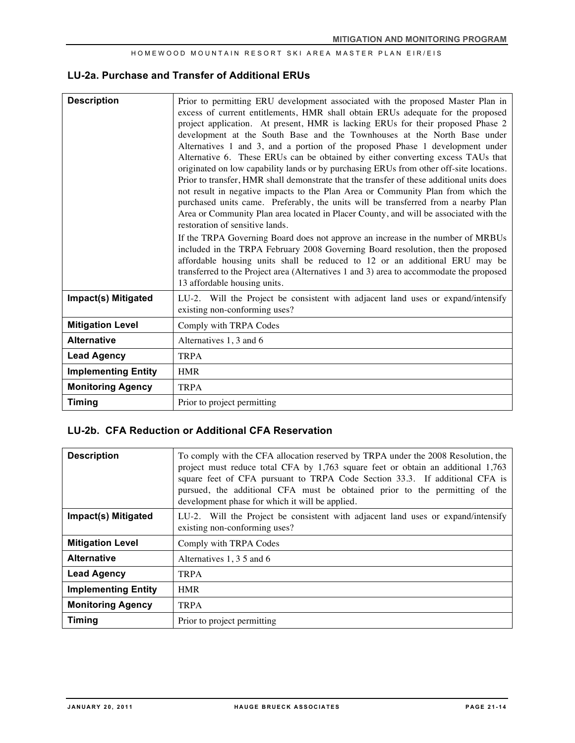## LU-2a. Purchase and Transfer of Additional ERUs

| | |
|---|---|
| **Description** | Prior to permitting ERU development associated with the proposed Master Plan in excess of current entitlements, HMR shall obtain ERUs adequate for the proposed project application. At present, HMR is lacking ERUs for their proposed Phase 2 development at the South Base and the Townhouses at the North Base under Alternatives 1 and 3, and a portion of the proposed Phase 1 development under Alternative 6. These ERUs can be obtained by either converting excess TAUs that originated on low capability lands or by purchasing ERUs from other off-site locations. Prior to transfer, HMR shall demonstrate that the transfer of these additional units does not result in negative impacts to the Plan Area or Community Plan from which the purchased units came. Preferably, the units will be transferred from a nearby Plan Area or Community Plan area located in Placer County, and will be associated with the restoration of sensitive lands.<br><br>If the TRPA Governing Board does not approve an increase in the number of MRBUs included in the TRPA February 2008 Governing Board resolution, then the proposed affordable housing units shall be reduced to 12 or an additional ERU may be transferred to the Project area (Alternatives 1 and 3) area to accommodate the proposed 13 affordable housing units. |
| **Impact(s) Mitigated** | LU-2. Will the Project be consistent with adjacent land uses or expand/intensify existing non-conforming uses? |
| **Mitigation Level** | Comply with TRPA Codes |
| **Alternative** | Alternatives 1, 3 and 6 |
| **Lead Agency** | TRPA |
| **Implementing Entity** | HMR |
| **Monitoring Agency** | TRPA |
| **Timing** | Prior to project permitting |

## LU-2b. CFA Reduction or Additional CFA Reservation

| | |
|---|---|
| **Description** | To comply with the CFA allocation reserved by TRPA under the 2008 Resolution, the project must reduce total CFA by 1,763 square feet or obtain an additional 1,763 square feet of CFA pursuant to TRPA Code Section 33.3. If additional CFA is pursued, the additional CFA must be obtained prior to the permitting of the development phase for which it will be applied. |
| **Impact(s) Mitigated** | LU-2. Will the Project be consistent with adjacent land uses or expand/intensify existing non-conforming uses? |
| **Mitigation Level** | Comply with TRPA Codes |
| **Alternative** | Alternatives 1, 3 5 and 6 |
| **Lead Agency** | TRPA |
| **Implementing Entity** | HMR |
| **Monitoring Agency** | TRPA |
| **Timing** | Prior to project permitting |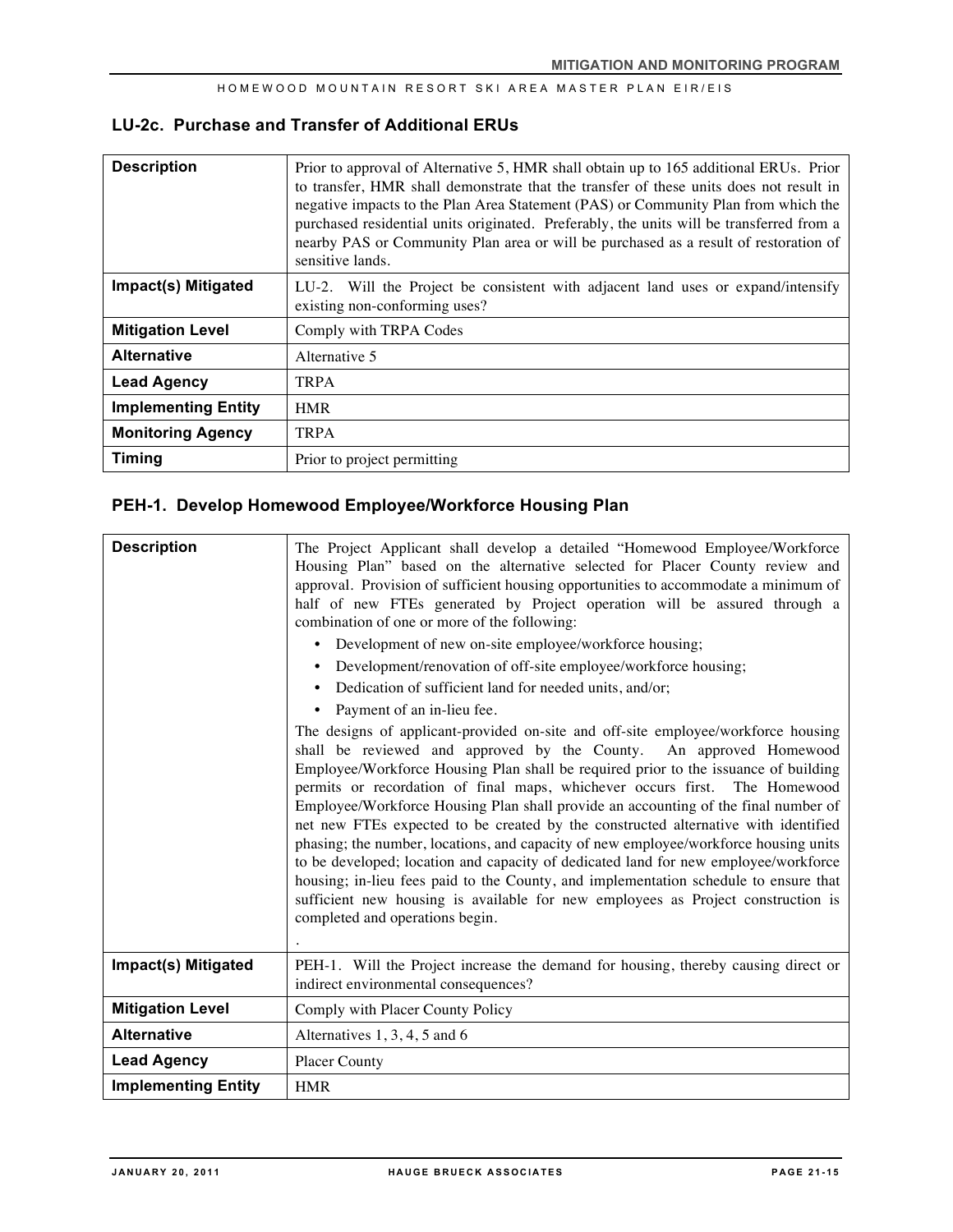### LU-2c. Purchase and Transfer of Additional ERUs

| | |
|---|---|
| **Description** | Prior to approval of Alternative 5, HMR shall obtain up to 165 additional ERUs. Prior to transfer, HMR shall demonstrate that the transfer of these units does not result in negative impacts to the Plan Area Statement (PAS) or Community Plan from which the purchased residential units originated. Preferably, the units will be transferred from a nearby PAS or Community Plan area or will be purchased as a result of restoration of sensitive lands. |
| **Impact(s) Mitigated** | LU-2. Will the Project be consistent with adjacent land uses or expand/intensify existing non-conforming uses? |
| **Mitigation Level** | Comply with TRPA Codes |
| **Alternative** | Alternative 5 |
| **Lead Agency** | TRPA |
| **Implementing Entity** | HMR |
| **Monitoring Agency** | TRPA |
| **Timing** | Prior to project permitting |

### PEH-1. Develop Homewood Employee/Workforce Housing Plan

| | |
|---|---|
| **Description** | The Project Applicant shall develop a detailed "Homewood Employee/Workforce Housing Plan" based on the alternative selected for Placer County review and approval. Provision of sufficient housing opportunities to accommodate a minimum of half of new FTEs generated by Project operation will be assured through a combination of one or more of the following: <br>• Development of new on-site employee/workforce housing; <br>• Development/renovation of off-site employee/workforce housing; <br>• Dedication of sufficient land for needed units, and/or; <br>• Payment of an in-lieu fee. <br>The designs of applicant-provided on-site and off-site employee/workforce housing shall be reviewed and approved by the County. An approved Homewood Employee/Workforce Housing Plan shall be required prior to the issuance of building permits or recordation of final maps, whichever occurs first. The Homewood Employee/Workforce Housing Plan shall provide an accounting of the final number of net new FTEs expected to be created by the constructed alternative with identified phasing; the number, locations, and capacity of new employee/workforce housing units to be developed; location and capacity of dedicated land for new employee/workforce housing; in-lieu fees paid to the County, and implementation schedule to ensure that sufficient new housing is available for new employees as Project construction is completed and operations begin. <br>. |
| **Impact(s) Mitigated** | PEH-1. Will the Project increase the demand for housing, thereby causing direct or indirect environmental consequences? |
| **Mitigation Level** | Comply with Placer County Policy |
| **Alternative** | Alternatives 1, 3, 4, 5 and 6 |
| **Lead Agency** | Placer County |
| **Implementing Entity** | HMR |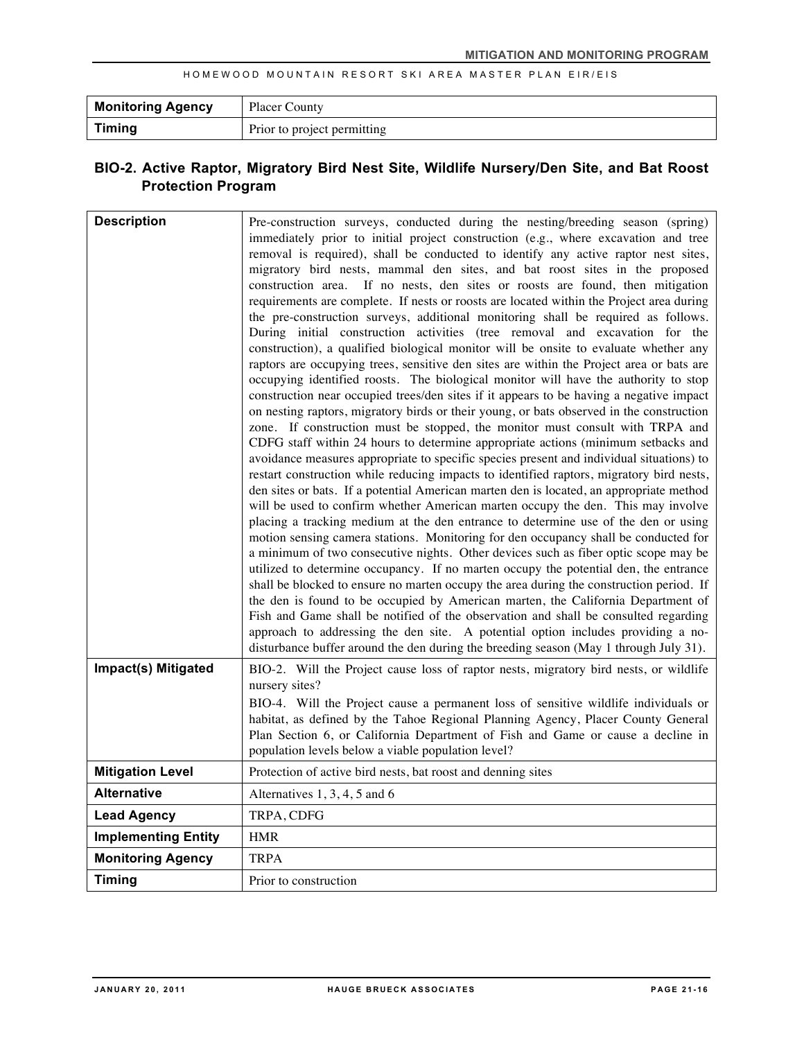| | |
|---|---|
| **Monitoring Agency** | Placer County |
| **Timing** | Prior to project permitting |

### BIO-2. Active Raptor, Migratory Bird Nest Site, Wildlife Nursery/Den Site, and Bat Roost Protection Program

| | |
|---|---|
| **Description** | Pre-construction surveys, conducted during the nesting/breeding season (spring) immediately prior to initial project construction (e.g., where excavation and tree removal is required), shall be conducted to identify any active raptor nest sites, migratory bird nests, mammal den sites, and bat roost sites in the proposed construction area. If no nests, den sites or roosts are found, then mitigation requirements are complete. If nests or roosts are located within the Project area during the pre-construction surveys, additional monitoring shall be required as follows. During initial construction activities (tree removal and excavation for the construction), a qualified biological monitor will be onsite to evaluate whether any raptors are occupying trees, sensitive den sites are within the Project area or bats are occupying identified roosts. The biological monitor will have the authority to stop construction near occupied trees/den sites if it appears to be having a negative impact on nesting raptors, migratory birds or their young, or bats observed in the construction zone. If construction must be stopped, the monitor must consult with TRPA and CDFG staff within 24 hours to determine appropriate actions (minimum setbacks and avoidance measures appropriate to specific species present and individual situations) to restart construction while reducing impacts to identified raptors, migratory bird nests, den sites or bats. If a potential American marten den is located, an appropriate method will be used to confirm whether American marten occupy the den. This may involve placing a tracking medium at the den entrance to determine use of the den or using motion sensing camera stations. Monitoring for den occupancy shall be conducted for a minimum of two consecutive nights. Other devices such as fiber optic scope may be utilized to determine occupancy. If no marten occupy the potential den, the entrance shall be blocked to ensure no marten occupy the area during the construction period. If the den is found to be occupied by American marten, the California Department of Fish and Game shall be notified of the observation and shall be consulted regarding approach to addressing the den site. A potential option includes providing a no-disturbance buffer around the den during the breeding season (May 1 through July 31). |
| **Impact(s) Mitigated** | BIO-2. Will the Project cause loss of raptor nests, migratory bird nests, or wildlife nursery sites?<br>BIO-4. Will the Project cause a permanent loss of sensitive wildlife individuals or habitat, as defined by the Tahoe Regional Planning Agency, Placer County General Plan Section 6, or California Department of Fish and Game or cause a decline in population levels below a viable population level? |
| **Mitigation Level** | Protection of active bird nests, bat roost and denning sites |
| **Alternative** | Alternatives 1, 3, 4, 5 and 6 |
| **Lead Agency** | TRPA, CDFG |
| **Implementing Entity** | HMR |
| **Monitoring Agency** | TRPA |
| **Timing** | Prior to construction |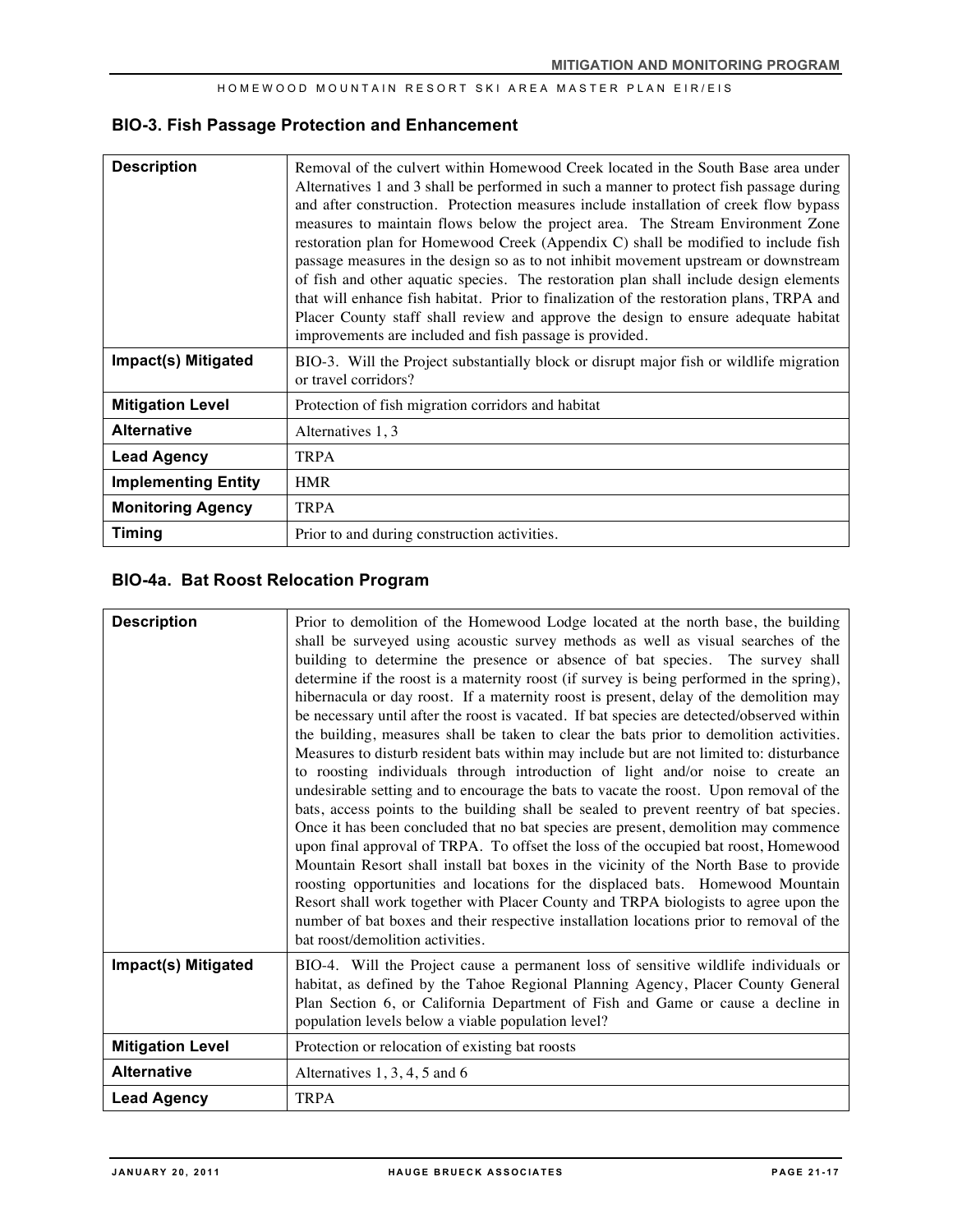### BIO-3. Fish Passage Protection and Enhancement

| | |
|---|---|
| **Description** | Removal of the culvert within Homewood Creek located in the South Base area under Alternatives 1 and 3 shall be performed in such a manner to protect fish passage during and after construction. Protection measures include installation of creek flow bypass measures to maintain flows below the project area. The Stream Environment Zone restoration plan for Homewood Creek (Appendix C) shall be modified to include fish passage measures in the design so as to not inhibit movement upstream or downstream of fish and other aquatic species. The restoration plan shall include design elements that will enhance fish habitat. Prior to finalization of the restoration plans, TRPA and Placer County staff shall review and approve the design to ensure adequate habitat improvements are included and fish passage is provided. |
| **Impact(s) Mitigated** | BIO-3. Will the Project substantially block or disrupt major fish or wildlife migration or travel corridors? |
| **Mitigation Level** | Protection of fish migration corridors and habitat |
| **Alternative** | Alternatives 1, 3 |
| **Lead Agency** | TRPA |
| **Implementing Entity** | HMR |
| **Monitoring Agency** | TRPA |
| **Timing** | Prior to and during construction activities. |

### BIO-4a. Bat Roost Relocation Program

| | |
|---|---|
| **Description** | Prior to demolition of the Homewood Lodge located at the north base, the building shall be surveyed using acoustic survey methods as well as visual searches of the building to determine the presence or absence of bat species. The survey shall determine if the roost is a maternity roost (if survey is being performed in the spring), hibernacula or day roost. If a maternity roost is present, delay of the demolition may be necessary until after the roost is vacated. If bat species are detected/observed within the building, measures shall be taken to clear the bats prior to demolition activities. Measures to disturb resident bats within may include but are not limited to: disturbance to roosting individuals through introduction of light and/or noise to create an undesirable setting and to encourage the bats to vacate the roost. Upon removal of the bats, access points to the building shall be sealed to prevent reentry of bat species. Once it has been concluded that no bat species are present, demolition may commence upon final approval of TRPA. To offset the loss of the occupied bat roost, Homewood Mountain Resort shall install bat boxes in the vicinity of the North Base to provide roosting opportunities and locations for the displaced bats. Homewood Mountain Resort shall work together with Placer County and TRPA biologists to agree upon the number of bat boxes and their respective installation locations prior to removal of the bat roost/demolition activities. |
| **Impact(s) Mitigated** | BIO-4. Will the Project cause a permanent loss of sensitive wildlife individuals or habitat, as defined by the Tahoe Regional Planning Agency, Placer County General Plan Section 6, or California Department of Fish and Game or cause a decline in population levels below a viable population level? |
| **Mitigation Level** | Protection or relocation of existing bat roosts |
| **Alternative** | Alternatives 1, 3, 4, 5 and 6 |
| **Lead Agency** | TRPA |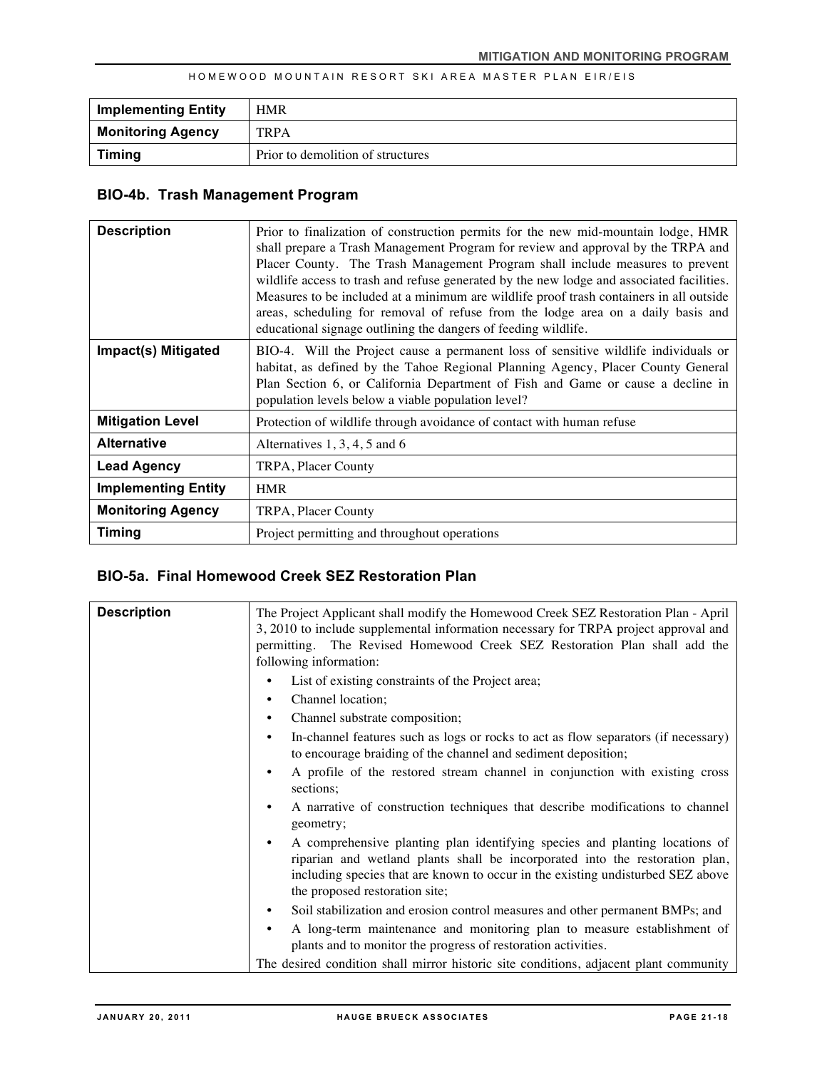| | |
|---|---|
| **Implementing Entity** | HMR |
| **Monitoring Agency** | TRPA |
| **Timing** | Prior to demolition of structures |

### BIO-4b. Trash Management Program

| | |
|---|---|
| **Description** | Prior to finalization of construction permits for the new mid-mountain lodge, HMR shall prepare a Trash Management Program for review and approval by the TRPA and Placer County. The Trash Management Program shall include measures to prevent wildlife access to trash and refuse generated by the new lodge and associated facilities. Measures to be included at a minimum are wildlife proof trash containers in all outside areas, scheduling for removal of refuse from the lodge area on a daily basis and educational signage outlining the dangers of feeding wildlife. |
| **Impact(s) Mitigated** | BIO-4. Will the Project cause a permanent loss of sensitive wildlife individuals or habitat, as defined by the Tahoe Regional Planning Agency, Placer County General Plan Section 6, or California Department of Fish and Game or cause a decline in population levels below a viable population level? |
| **Mitigation Level** | Protection of wildlife through avoidance of contact with human refuse |
| **Alternative** | Alternatives 1, 3, 4, 5 and 6 |
| **Lead Agency** | TRPA, Placer County |
| **Implementing Entity** | HMR |
| **Monitoring Agency** | TRPA, Placer County |
| **Timing** | Project permitting and throughout operations |

### BIO-5a. Final Homewood Creek SEZ Restoration Plan

| | |
|---|---|
| **Description** | The Project Applicant shall modify the Homewood Creek SEZ Restoration Plan - April 3, 2010 to include supplemental information necessary for TRPA project approval and permitting. The Revised Homewood Creek SEZ Restoration Plan shall add the following information:<br>• List of existing constraints of the Project area;<br>• Channel location;<br>• Channel substrate composition;<br>• In-channel features such as logs or rocks to act as flow separators (if necessary) to encourage braiding of the channel and sediment deposition;<br>• A profile of the restored stream channel in conjunction with existing cross sections;<br>• A narrative of construction techniques that describe modifications to channel geometry;<br>• A comprehensive planting plan identifying species and planting locations of riparian and wetland plants shall be incorporated into the restoration plan, including species that are known to occur in the existing undisturbed SEZ above the proposed restoration site;<br>• Soil stabilization and erosion control measures and other permanent BMPs; and<br>• A long-term maintenance and monitoring plan to measure establishment of plants and to monitor the progress of restoration activities.<br>The desired condition shall mirror historic site conditions, adjacent plant community |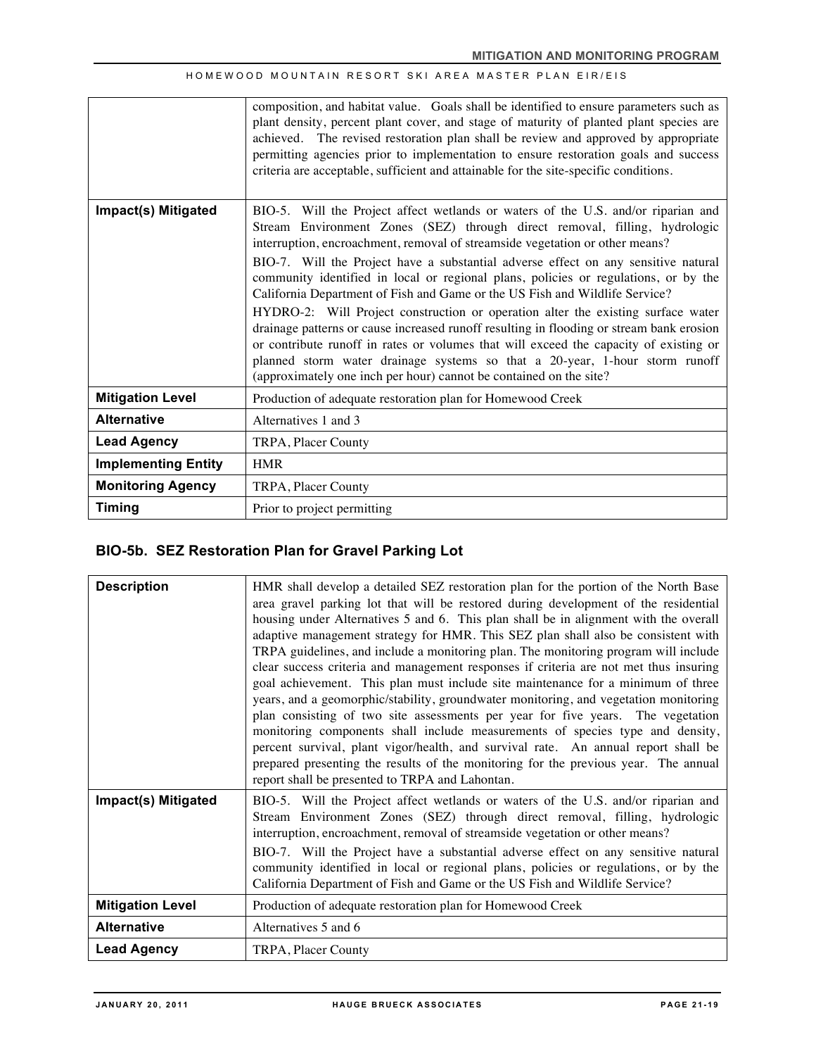| | |
|---|---|
| | composition, and habitat value. Goals shall be identified to ensure parameters such as plant density, percent plant cover, and stage of maturity of planted plant species are achieved. The revised restoration plan shall be review and approved by appropriate permitting agencies prior to implementation to ensure restoration goals and success criteria are acceptable, sufficient and attainable for the site-specific conditions. |
| **Impact(s) Mitigated** | BIO-5. Will the Project affect wetlands or waters of the U.S. and/or riparian and Stream Environment Zones (SEZ) through direct removal, filling, hydrologic interruption, encroachment, removal of streamside vegetation or other means?<br>BIO-7. Will the Project have a substantial adverse effect on any sensitive natural community identified in local or regional plans, policies or regulations, or by the California Department of Fish and Game or the US Fish and Wildlife Service?<br>HYDRO-2: Will Project construction or operation alter the existing surface water drainage patterns or cause increased runoff resulting in flooding or stream bank erosion or contribute runoff in rates or volumes that will exceed the capacity of existing or planned storm water drainage systems so that a 20-year, 1-hour storm runoff (approximately one inch per hour) cannot be contained on the site? |
| **Mitigation Level** | Production of adequate restoration plan for Homewood Creek |
| **Alternative** | Alternatives 1 and 3 |
| **Lead Agency** | TRPA, Placer County |
| **Implementing Entity** | HMR |
| **Monitoring Agency** | TRPA, Placer County |
| **Timing** | Prior to project permitting |

### BIO-5b. SEZ Restoration Plan for Gravel Parking Lot

| | |
|---|---|
| **Description** | HMR shall develop a detailed SEZ restoration plan for the portion of the North Base area gravel parking lot that will be restored during development of the residential housing under Alternatives 5 and 6. This plan shall be in alignment with the overall adaptive management strategy for HMR. This SEZ plan shall also be consistent with TRPA guidelines, and include a monitoring plan. The monitoring program will include clear success criteria and management responses if criteria are not met thus insuring goal achievement. This plan must include site maintenance for a minimum of three years, and a geomorphic/stability, groundwater monitoring, and vegetation monitoring plan consisting of two site assessments per year for five years. The vegetation monitoring components shall include measurements of species type and density, percent survival, plant vigor/health, and survival rate. An annual report shall be prepared presenting the results of the monitoring for the previous year. The annual report shall be presented to TRPA and Lahontan. |
| **Impact(s) Mitigated** | BIO-5. Will the Project affect wetlands or waters of the U.S. and/or riparian and Stream Environment Zones (SEZ) through direct removal, filling, hydrologic interruption, encroachment, removal of streamside vegetation or other means?<br>BIO-7. Will the Project have a substantial adverse effect on any sensitive natural community identified in local or regional plans, policies or regulations, or by the California Department of Fish and Game or the US Fish and Wildlife Service? |
| **Mitigation Level** | Production of adequate restoration plan for Homewood Creek |
| **Alternative** | Alternatives 5 and 6 |
| **Lead Agency** | TRPA, Placer County |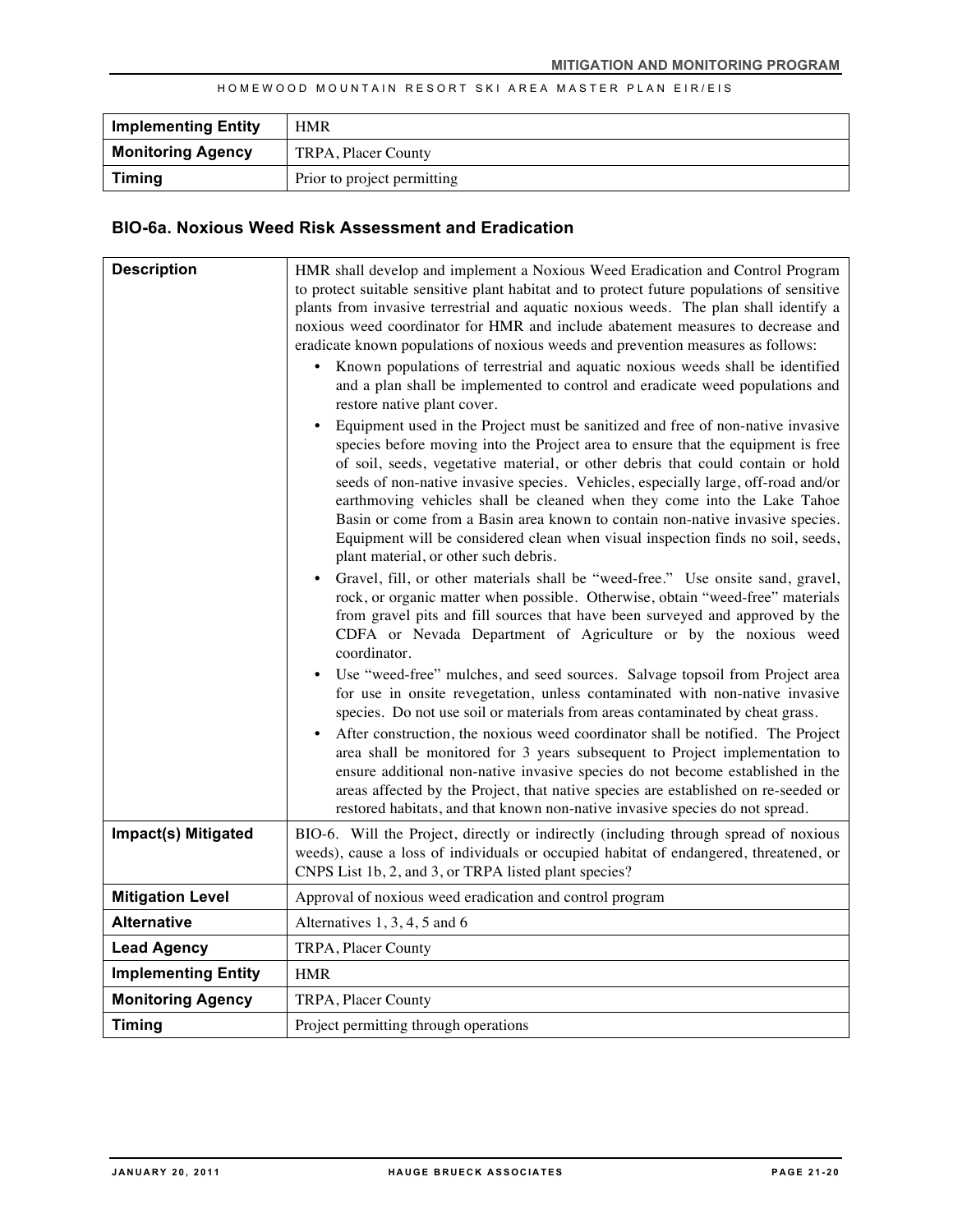| | |
|---|---|
| **Implementing Entity** | HMR |
| **Monitoring Agency** | TRPA, Placer County |
| **Timing** | Prior to project permitting |

### BIO-6a. Noxious Weed Risk Assessment and Eradication

| | |
|---|---|
| **Description** | HMR shall develop and implement a Noxious Weed Eradication and Control Program to protect suitable sensitive plant habitat and to protect future populations of sensitive plants from invasive terrestrial and aquatic noxious weeds. The plan shall identify a noxious weed coordinator for HMR and include abatement measures to decrease and eradicate known populations of noxious weeds and prevention measures as follows:<br>• Known populations of terrestrial and aquatic noxious weeds shall be identified and a plan shall be implemented to control and eradicate weed populations and restore native plant cover.<br>• Equipment used in the Project must be sanitized and free of non-native invasive species before moving into the Project area to ensure that the equipment is free of soil, seeds, vegetative material, or other debris that could contain or hold seeds of non-native invasive species. Vehicles, especially large, off-road and/or earthmoving vehicles shall be cleaned when they come into the Lake Tahoe Basin or come from a Basin area known to contain non-native invasive species. Equipment will be considered clean when visual inspection finds no soil, seeds, plant material, or other such debris.<br>• Gravel, fill, or other materials shall be "weed-free." Use onsite sand, gravel, rock, or organic matter when possible. Otherwise, obtain "weed-free" materials from gravel pits and fill sources that have been surveyed and approved by the CDFA or Nevada Department of Agriculture or by the noxious weed coordinator.<br>• Use "weed-free" mulches, and seed sources. Salvage topsoil from Project area for use in onsite revegetation, unless contaminated with non-native invasive species. Do not use soil or materials from areas contaminated by cheat grass.<br>• After construction, the noxious weed coordinator shall be notified. The Project area shall be monitored for 3 years subsequent to Project implementation to ensure additional non-native invasive species do not become established in the areas affected by the Project, that native species are established on re-seeded or restored habitats, and that known non-native invasive species do not spread. |
| **Impact(s) Mitigated** | BIO-6. Will the Project, directly or indirectly (including through spread of noxious weeds), cause a loss of individuals or occupied habitat of endangered, threatened, or CNPS List 1b, 2, and 3, or TRPA listed plant species? |
| **Mitigation Level** | Approval of noxious weed eradication and control program |
| **Alternative** | Alternatives 1, 3, 4, 5 and 6 |
| **Lead Agency** | TRPA, Placer County |
| **Implementing Entity** | HMR |
| **Monitoring Agency** | TRPA, Placer County |
| **Timing** | Project permitting through operations |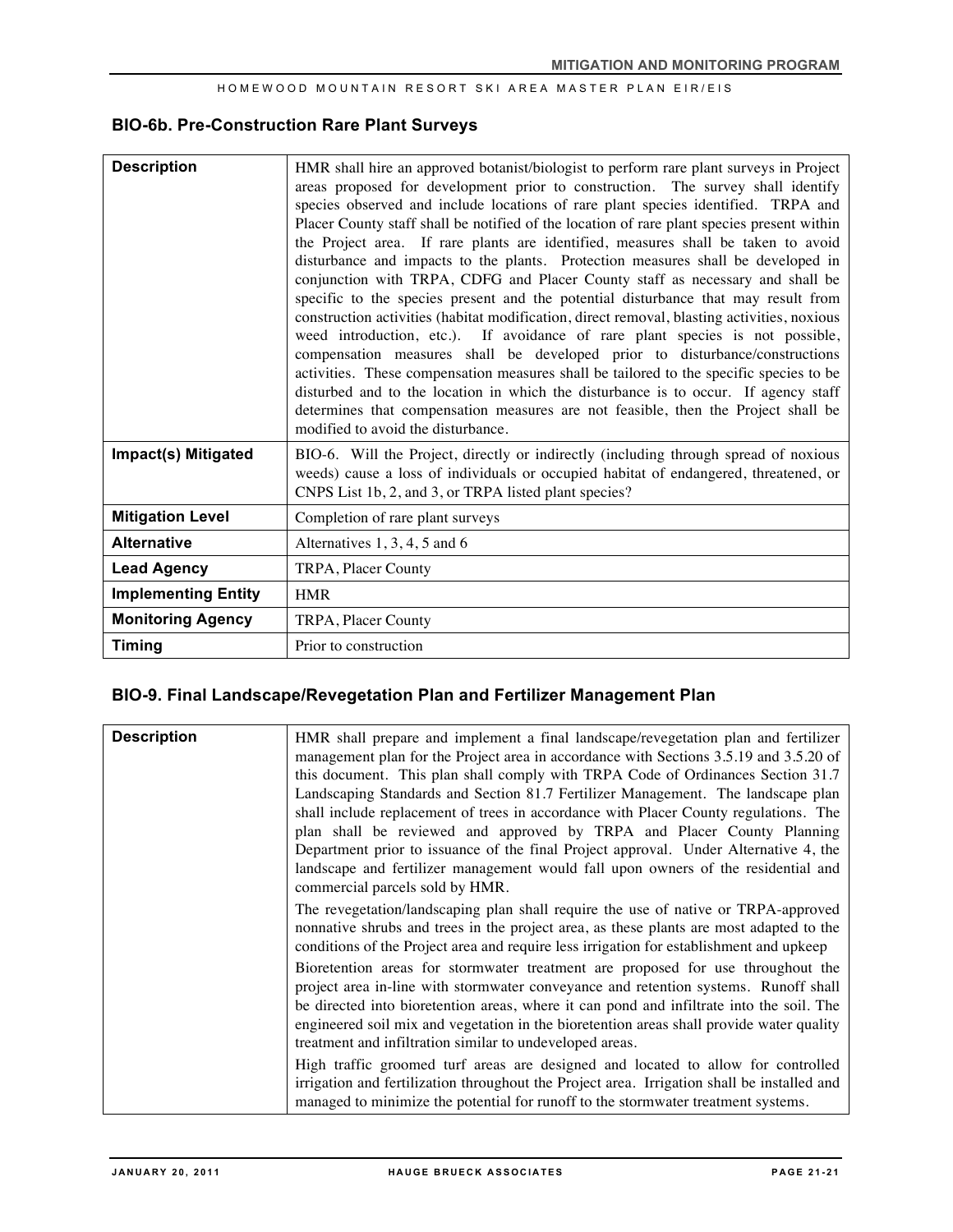### BIO-6b. Pre-Construction Rare Plant Surveys

| | |
|---|---|
| **Description** | HMR shall hire an approved botanist/biologist to perform rare plant surveys in Project areas proposed for development prior to construction. The survey shall identify species observed and include locations of rare plant species identified. TRPA and Placer County staff shall be notified of the location of rare plant species present within the Project area. If rare plants are identified, measures shall be taken to avoid disturbance and impacts to the plants. Protection measures shall be developed in conjunction with TRPA, CDFG and Placer County staff as necessary and shall be specific to the species present and the potential disturbance that may result from construction activities (habitat modification, direct removal, blasting activities, noxious weed introduction, etc.). If avoidance of rare plant species is not possible, compensation measures shall be developed prior to disturbance/constructions activities. These compensation measures shall be tailored to the specific species to be disturbed and to the location in which the disturbance is to occur. If agency staff determines that compensation measures are not feasible, then the Project shall be modified to avoid the disturbance. |
| **Impact(s) Mitigated** | BIO-6. Will the Project, directly or indirectly (including through spread of noxious weeds) cause a loss of individuals or occupied habitat of endangered, threatened, or CNPS List 1b, 2, and 3, or TRPA listed plant species? |
| **Mitigation Level** | Completion of rare plant surveys |
| **Alternative** | Alternatives 1, 3, 4, 5 and 6 |
| **Lead Agency** | TRPA, Placer County |
| **Implementing Entity** | HMR |
| **Monitoring Agency** | TRPA, Placer County |
| **Timing** | Prior to construction |

### BIO-9. Final Landscape/Revegetation Plan and Fertilizer Management Plan

| | |
|---|---|
| **Description** | HMR shall prepare and implement a final landscape/revegetation plan and fertilizer management plan for the Project area in accordance with Sections 3.5.19 and 3.5.20 of this document. This plan shall comply with TRPA Code of Ordinances Section 31.7 Landscaping Standards and Section 81.7 Fertilizer Management. The landscape plan shall include replacement of trees in accordance with Placer County regulations. The plan shall be reviewed and approved by TRPA and Placer County Planning Department prior to issuance of the final Project approval. Under Alternative 4, the landscape and fertilizer management would fall upon owners of the residential and commercial parcels sold by HMR.<br><br>The revegetation/landscaping plan shall require the use of native or TRPA-approved nonnative shrubs and trees in the project area, as these plants are most adapted to the conditions of the Project area and require less irrigation for establishment and upkeep<br><br>Bioretention areas for stormwater treatment are proposed for use throughout the project area in-line with stormwater conveyance and retention systems. Runoff shall be directed into bioretention areas, where it can pond and infiltrate into the soil. The engineered soil mix and vegetation in the bioretention areas shall provide water quality treatment and infiltration similar to undeveloped areas.<br><br>High traffic groomed turf areas are designed and located to allow for controlled irrigation and fertilization throughout the Project area. Irrigation shall be installed and managed to minimize the potential for runoff to the stormwater treatment systems. |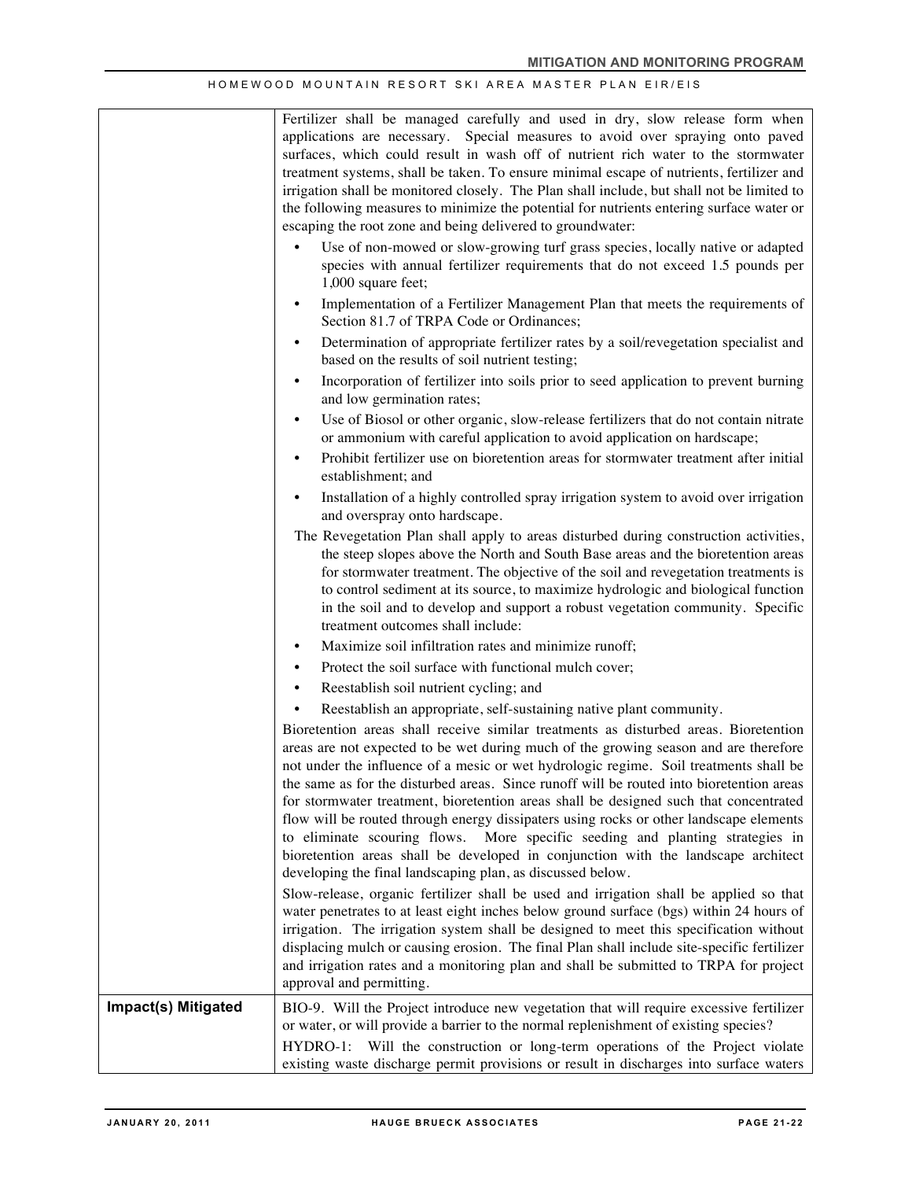| | |
|---|---|
| | Fertilizer shall be managed carefully and used in dry, slow release form when applications are necessary. Special measures to avoid over spraying onto paved surfaces, which could result in wash off of nutrient rich water to the stormwater treatment systems, shall be taken. To ensure minimal escape of nutrients, fertilizer and irrigation shall be monitored closely. The Plan shall include, but shall not be limited to the following measures to minimize the potential for nutrients entering surface water or escaping the root zone and being delivered to groundwater:<br>• Use of non-mowed or slow-growing turf grass species, locally native or adapted species with annual fertilizer requirements that do not exceed 1.5 pounds per 1,000 square feet;<br>• Implementation of a Fertilizer Management Plan that meets the requirements of Section 81.7 of TRPA Code or Ordinances;<br>• Determination of appropriate fertilizer rates by a soil/revegetation specialist and based on the results of soil nutrient testing;<br>• Incorporation of fertilizer into soils prior to seed application to prevent burning and low germination rates;<br>• Use of Biosol or other organic, slow-release fertilizers that do not contain nitrate or ammonium with careful application to avoid application on hardscape;<br>• Prohibit fertilizer use on bioretention areas for stormwater treatment after initial establishment; and<br>• Installation of a highly controlled spray irrigation system to avoid over irrigation and overspray onto hardscape.<br>The Revegetation Plan shall apply to areas disturbed during construction activities, the steep slopes above the North and South Base areas and the bioretention areas for stormwater treatment. The objective of the soil and revegetation treatments is to control sediment at its source, to maximize hydrologic and biological function in the soil and to develop and support a robust vegetation community. Specific treatment outcomes shall include:<br>• Maximize soil infiltration rates and minimize runoff;<br>• Protect the soil surface with functional mulch cover;<br>• Reestablish soil nutrient cycling; and<br>• Reestablish an appropriate, self-sustaining native plant community.<br>Bioretention areas shall receive similar treatments as disturbed areas. Bioretention areas are not expected to be wet during much of the growing season and are therefore not under the influence of a mesic or wet hydrologic regime. Soil treatments shall be the same as for the disturbed areas. Since runoff will be routed into bioretention areas for stormwater treatment, bioretention areas shall be designed such that concentrated flow will be routed through energy dissipaters using rocks or other landscape elements to eliminate scouring flows. More specific seeding and planting strategies in bioretention areas shall be developed in conjunction with the landscape architect developing the final landscaping plan, as discussed below.<br>Slow-release, organic fertilizer shall be used and irrigation shall be applied so that water penetrates to at least eight inches below ground surface (bgs) within 24 hours of irrigation. The irrigation system shall be designed to meet this specification without displacing mulch or causing erosion. The final Plan shall include site-specific fertilizer and irrigation rates and a monitoring plan and shall be submitted to TRPA for project approval and permitting. |
| **Impact(s) Mitigated** | BIO-9. Will the Project introduce new vegetation that will require excessive fertilizer or water, or will provide a barrier to the normal replenishment of existing species?<br>HYDRO-1: Will the construction or long-term operations of the Project violate existing waste discharge permit provisions or result in discharges into surface waters |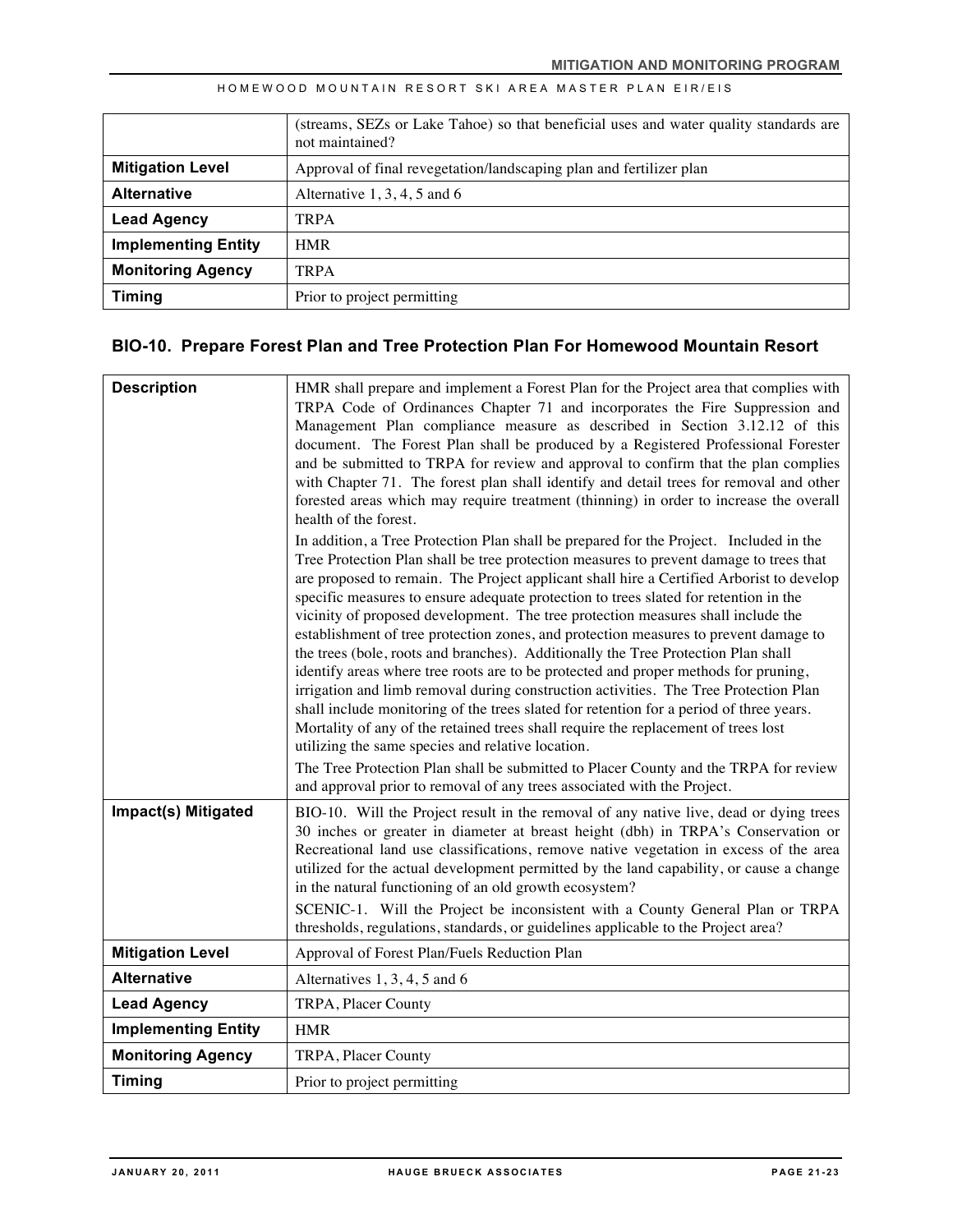| | |
|---|---|
| | (streams, SEZs or Lake Tahoe) so that beneficial uses and water quality standards are not maintained? |
| **Mitigation Level** | Approval of final revegetation/landscaping plan and fertilizer plan |
| **Alternative** | Alternative 1, 3, 4, 5 and 6 |
| **Lead Agency** | TRPA |
| **Implementing Entity** | HMR |
| **Monitoring Agency** | TRPA |
| **Timing** | Prior to project permitting |

### BIO-10. Prepare Forest Plan and Tree Protection Plan For Homewood Mountain Resort

| | |
|---|---|
| **Description** | HMR shall prepare and implement a Forest Plan for the Project area that complies with TRPA Code of Ordinances Chapter 71 and incorporates the Fire Suppression and Management Plan compliance measure as described in Section 3.12.12 of this document. The Forest Plan shall be produced by a Registered Professional Forester and be submitted to TRPA for review and approval to confirm that the plan complies with Chapter 71. The forest plan shall identify and detail trees for removal and other forested areas which may require treatment (thinning) in order to increase the overall health of the forest.<br><br>In addition, a Tree Protection Plan shall be prepared for the Project. Included in the Tree Protection Plan shall be tree protection measures to prevent damage to trees that are proposed to remain. The Project applicant shall hire a Certified Arborist to develop specific measures to ensure adequate protection to trees slated for retention in the vicinity of proposed development. The tree protection measures shall include the establishment of tree protection zones, and protection measures to prevent damage to the trees (bole, roots and branches). Additionally the Tree Protection Plan shall identify areas where tree roots are to be protected and proper methods for pruning, irrigation and limb removal during construction activities. The Tree Protection Plan shall include monitoring of the trees slated for retention for a period of three years. Mortality of any of the retained trees shall require the replacement of trees lost utilizing the same species and relative location.<br><br>The Tree Protection Plan shall be submitted to Placer County and the TRPA for review and approval prior to removal of any trees associated with the Project. |
| **Impact(s) Mitigated** | BIO-10. Will the Project result in the removal of any native live, dead or dying trees 30 inches or greater in diameter at breast height (dbh) in TRPA's Conservation or Recreational land use classifications, remove native vegetation in excess of the area utilized for the actual development permitted by the land capability, or cause a change in the natural functioning of an old growth ecosystem?<br><br>SCENIC-1. Will the Project be inconsistent with a County General Plan or TRPA thresholds, regulations, standards, or guidelines applicable to the Project area? |
| **Mitigation Level** | Approval of Forest Plan/Fuels Reduction Plan |
| **Alternative** | Alternatives 1, 3, 4, 5 and 6 |
| **Lead Agency** | TRPA, Placer County |
| **Implementing Entity** | HMR |
| **Monitoring Agency** | TRPA, Placer County |
| **Timing** | Prior to project permitting |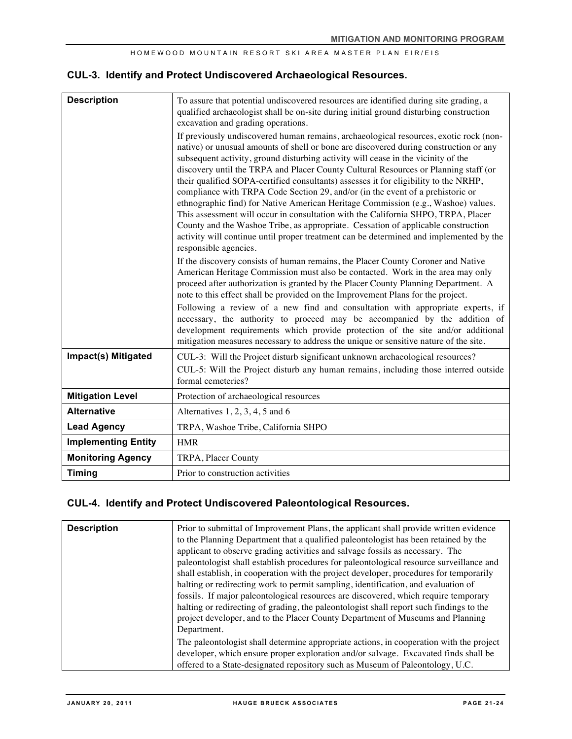### CUL-3. Identify and Protect Undiscovered Archaeological Resources.

| | |
|---|---|
| **Description** | To assure that potential undiscovered resources are identified during site grading, a qualified archaeologist shall be on-site during initial ground disturbing construction excavation and grading operations.<br>If previously undiscovered human remains, archaeological resources, exotic rock (non-native) or unusual amounts of shell or bone are discovered during construction or any subsequent activity, ground disturbing activity will cease in the vicinity of the discovery until the TRPA and Placer County Cultural Resources or Planning staff (or their qualified SOPA-certified consultants) assesses it for eligibility to the NRHP, compliance with TRPA Code Section 29, and/or (in the event of a prehistoric or ethnographic find) for Native American Heritage Commission (e.g., Washoe) values. This assessment will occur in consultation with the California SHPO, TRPA, Placer County and the Washoe Tribe, as appropriate. Cessation of applicable construction activity will continue until proper treatment can be determined and implemented by the responsible agencies.<br>If the discovery consists of human remains, the Placer County Coroner and Native American Heritage Commission must also be contacted. Work in the area may only proceed after authorization is granted by the Placer County Planning Department. A note to this effect shall be provided on the Improvement Plans for the project.<br>Following a review of a new find and consultation with appropriate experts, if necessary, the authority to proceed may be accompanied by the addition of development requirements which provide protection of the site and/or additional mitigation measures necessary to address the unique or sensitive nature of the site. |
| **Impact(s) Mitigated** | CUL-3: Will the Project disturb significant unknown archaeological resources?<br>CUL-5: Will the Project disturb any human remains, including those interred outside formal cemeteries? |
| **Mitigation Level** | Protection of archaeological resources |
| **Alternative** | Alternatives 1, 2, 3, 4, 5 and 6 |
| **Lead Agency** | TRPA, Washoe Tribe, California SHPO |
| **Implementing Entity** | HMR |
| **Monitoring Agency** | TRPA, Placer County |
| **Timing** | Prior to construction activities |

### CUL-4. Identify and Protect Undiscovered Paleontological Resources.

| | |
|---|---|
| **Description** | Prior to submittal of Improvement Plans, the applicant shall provide written evidence to the Planning Department that a qualified paleontologist has been retained by the applicant to observe grading activities and salvage fossils as necessary. The paleontologist shall establish procedures for paleontological resource surveillance and shall establish, in cooperation with the project developer, procedures for temporarily halting or redirecting work to permit sampling, identification, and evaluation of fossils. If major paleontological resources are discovered, which require temporary halting or redirecting of grading, the paleontologist shall report such findings to the project developer, and to the Placer County Department of Museums and Planning Department.<br>The paleontologist shall determine appropriate actions, in cooperation with the project developer, which ensure proper exploration and/or salvage. Excavated finds shall be offered to a State-designated repository such as Museum of Paleontology, U.C. |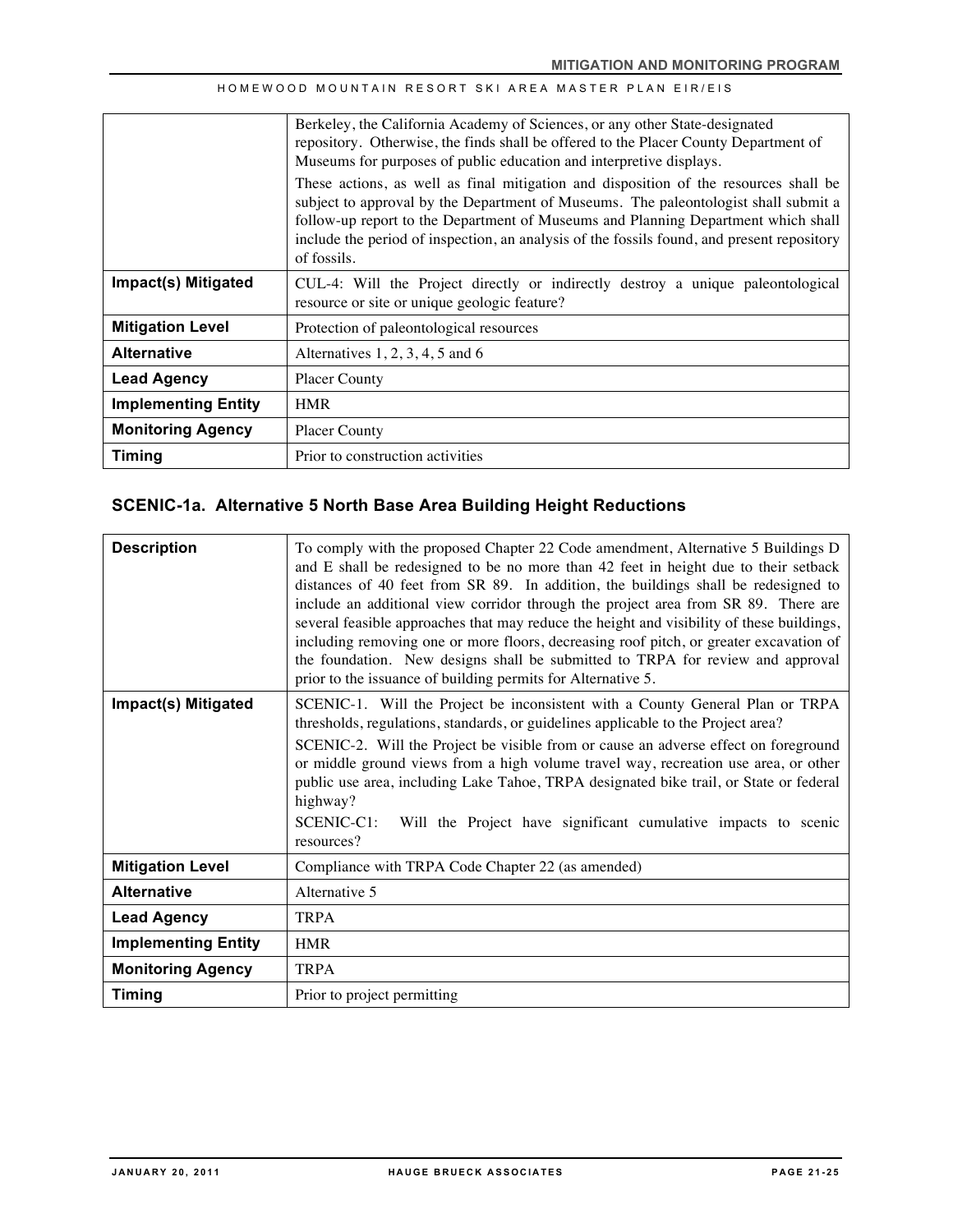| | |
|---|---|
| | Berkeley, the California Academy of Sciences, or any other State-designated repository. Otherwise, the finds shall be offered to the Placer County Department of Museums for purposes of public education and interpretive displays.<br><br>These actions, as well as final mitigation and disposition of the resources shall be subject to approval by the Department of Museums. The paleontologist shall submit a follow-up report to the Department of Museums and Planning Department which shall include the period of inspection, an analysis of the fossils found, and present repository of fossils. |
| **Impact(s) Mitigated** | CUL-4: Will the Project directly or indirectly destroy a unique paleontological resource or site or unique geologic feature? |
| **Mitigation Level** | Protection of paleontological resources |
| **Alternative** | Alternatives 1, 2, 3, 4, 5 and 6 |
| **Lead Agency** | Placer County |
| **Implementing Entity** | HMR |
| **Monitoring Agency** | Placer County |
| **Timing** | Prior to construction activities |

### SCENIC-1a. Alternative 5 North Base Area Building Height Reductions

| | |
|---|---|
| **Description** | To comply with the proposed Chapter 22 Code amendment, Alternative 5 Buildings D and E shall be redesigned to be no more than 42 feet in height due to their setback distances of 40 feet from SR 89. In addition, the buildings shall be redesigned to include an additional view corridor through the project area from SR 89. There are several feasible approaches that may reduce the height and visibility of these buildings, including removing one or more floors, decreasing roof pitch, or greater excavation of the foundation. New designs shall be submitted to TRPA for review and approval prior to the issuance of building permits for Alternative 5. |
| **Impact(s) Mitigated** | SCENIC-1. Will the Project be inconsistent with a County General Plan or TRPA thresholds, regulations, standards, or guidelines applicable to the Project area?<br><br>SCENIC-2. Will the Project be visible from or cause an adverse effect on foreground or middle ground views from a high volume travel way, recreation use area, or other public use area, including Lake Tahoe, TRPA designated bike trail, or State or federal highway?<br><br>SCENIC-C1: Will the Project have significant cumulative impacts to scenic resources? |
| **Mitigation Level** | Compliance with TRPA Code Chapter 22 (as amended) |
| **Alternative** | Alternative 5 |
| **Lead Agency** | TRPA |
| **Implementing Entity** | HMR |
| **Monitoring Agency** | TRPA |
| **Timing** | Prior to project permitting |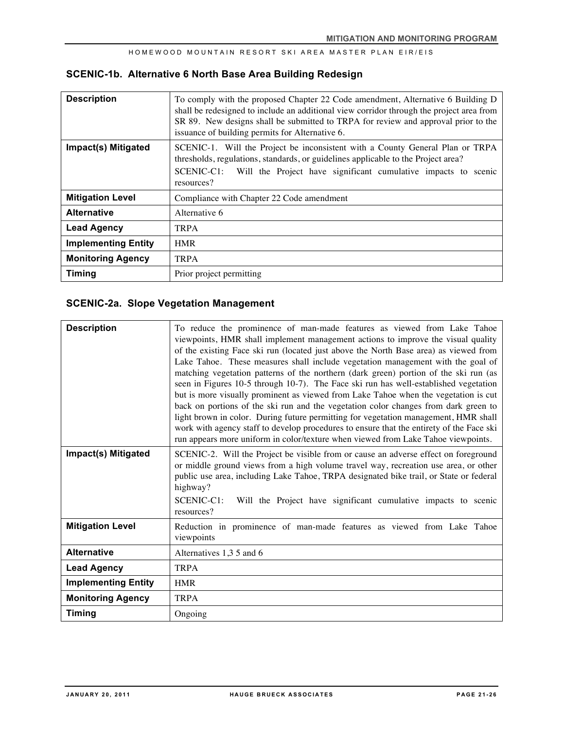### SCENIC-1b. Alternative 6 North Base Area Building Redesign

| | |
|---|---|
| **Description** | To comply with the proposed Chapter 22 Code amendment, Alternative 6 Building D shall be redesigned to include an additional view corridor through the project area from SR 89. New designs shall be submitted to TRPA for review and approval prior to the issuance of building permits for Alternative 6. |
| **Impact(s) Mitigated** | SCENIC-1. Will the Project be inconsistent with a County General Plan or TRPA thresholds, regulations, standards, or guidelines applicable to the Project area?<br>SCENIC-C1: Will the Project have significant cumulative impacts to scenic resources? |
| **Mitigation Level** | Compliance with Chapter 22 Code amendment |
| **Alternative** | Alternative 6 |
| **Lead Agency** | TRPA |
| **Implementing Entity** | HMR |
| **Monitoring Agency** | TRPA |
| **Timing** | Prior project permitting |

### SCENIC-2a. Slope Vegetation Management

| | |
|---|---|
| **Description** | To reduce the prominence of man-made features as viewed from Lake Tahoe viewpoints, HMR shall implement management actions to improve the visual quality of the existing Face ski run (located just above the North Base area) as viewed from Lake Tahoe. These measures shall include vegetation management with the goal of matching vegetation patterns of the northern (dark green) portion of the ski run (as seen in Figures 10-5 through 10-7). The Face ski run has well-established vegetation but is more visually prominent as viewed from Lake Tahoe when the vegetation is cut back on portions of the ski run and the vegetation color changes from dark green to light brown in color. During future permitting for vegetation management, HMR shall work with agency staff to develop procedures to ensure that the entirety of the Face ski run appears more uniform in color/texture when viewed from Lake Tahoe viewpoints. |
| **Impact(s) Mitigated** | SCENIC-2. Will the Project be visible from or cause an adverse effect on foreground or middle ground views from a high volume travel way, recreation use area, or other public use area, including Lake Tahoe, TRPA designated bike trail, or State or federal highway?<br>SCENIC-C1: Will the Project have significant cumulative impacts to scenic resources? |
| **Mitigation Level** | Reduction in prominence of man-made features as viewed from Lake Tahoe viewpoints |
| **Alternative** | Alternatives 1,3 5 and 6 |
| **Lead Agency** | TRPA |
| **Implementing Entity** | HMR |
| **Monitoring Agency** | TRPA |
| **Timing** | Ongoing |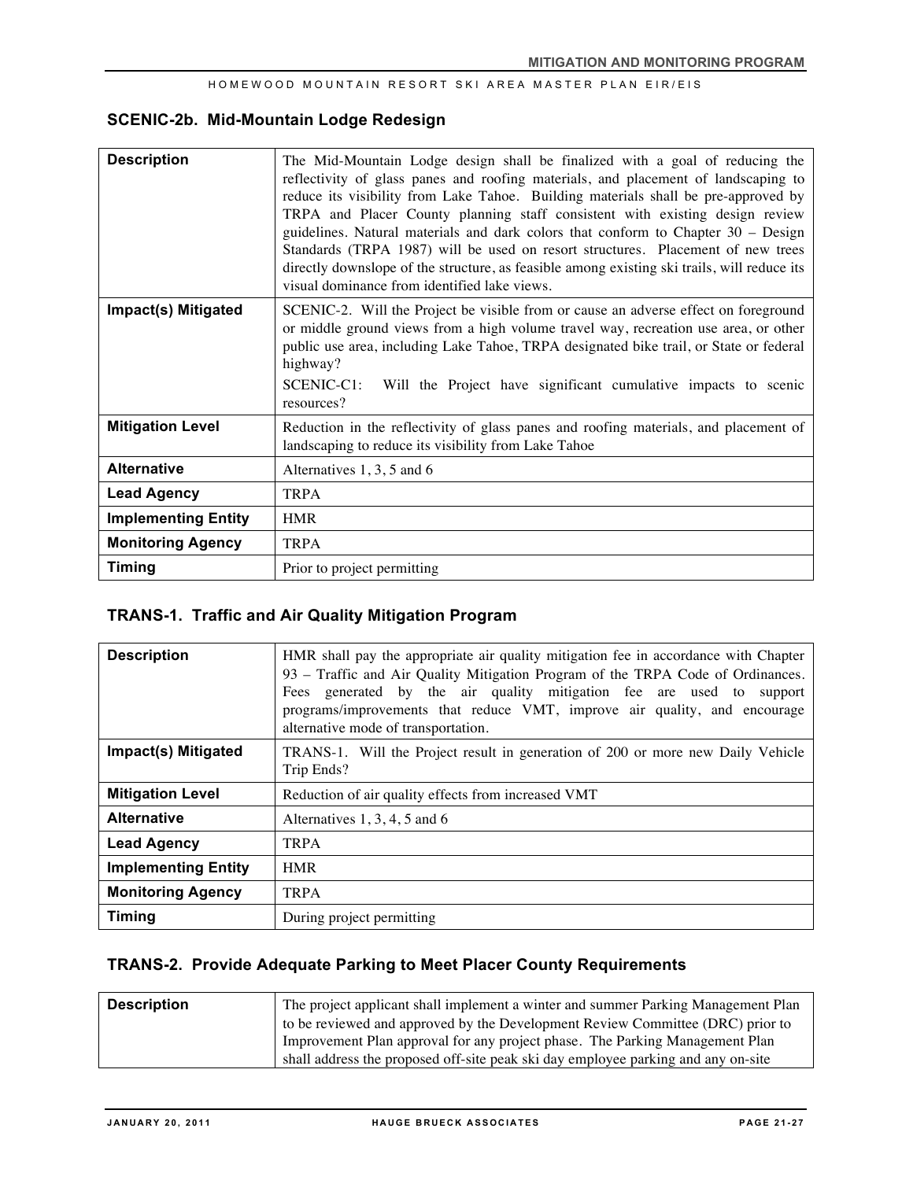### SCENIC-2b. Mid-Mountain Lodge Redesign

| | |
|---|---|
| **Description** | The Mid-Mountain Lodge design shall be finalized with a goal of reducing the reflectivity of glass panes and roofing materials, and placement of landscaping to reduce its visibility from Lake Tahoe. Building materials shall be pre-approved by TRPA and Placer County planning staff consistent with existing design review guidelines. Natural materials and dark colors that conform to Chapter 30 – Design Standards (TRPA 1987) will be used on resort structures. Placement of new trees directly downslope of the structure, as feasible among existing ski trails, will reduce its visual dominance from identified lake views. |
| **Impact(s) Mitigated** | SCENIC-2. Will the Project be visible from or cause an adverse effect on foreground or middle ground views from a high volume travel way, recreation use area, or other public use area, including Lake Tahoe, TRPA designated bike trail, or State or federal highway?<br>SCENIC-C1: Will the Project have significant cumulative impacts to scenic resources? |
| **Mitigation Level** | Reduction in the reflectivity of glass panes and roofing materials, and placement of landscaping to reduce its visibility from Lake Tahoe |
| **Alternative** | Alternatives 1, 3, 5 and 6 |
| **Lead Agency** | TRPA |
| **Implementing Entity** | HMR |
| **Monitoring Agency** | TRPA |
| **Timing** | Prior to project permitting |

### TRANS-1. Traffic and Air Quality Mitigation Program

| | |
|---|---|
| **Description** | HMR shall pay the appropriate air quality mitigation fee in accordance with Chapter 93 – Traffic and Air Quality Mitigation Program of the TRPA Code of Ordinances. Fees generated by the air quality mitigation fee are used to support programs/improvements that reduce VMT, improve air quality, and encourage alternative mode of transportation. |
| **Impact(s) Mitigated** | TRANS-1. Will the Project result in generation of 200 or more new Daily Vehicle Trip Ends? |
| **Mitigation Level** | Reduction of air quality effects from increased VMT |
| **Alternative** | Alternatives 1, 3, 4, 5 and 6 |
| **Lead Agency** | TRPA |
| **Implementing Entity** | HMR |
| **Monitoring Agency** | TRPA |
| **Timing** | During project permitting |

### TRANS-2. Provide Adequate Parking to Meet Placer County Requirements

| | |
|---|---|
| **Description** | The project applicant shall implement a winter and summer Parking Management Plan to be reviewed and approved by the Development Review Committee (DRC) prior to Improvement Plan approval for any project phase. The Parking Management Plan shall address the proposed off-site peak ski day employee parking and any on-site |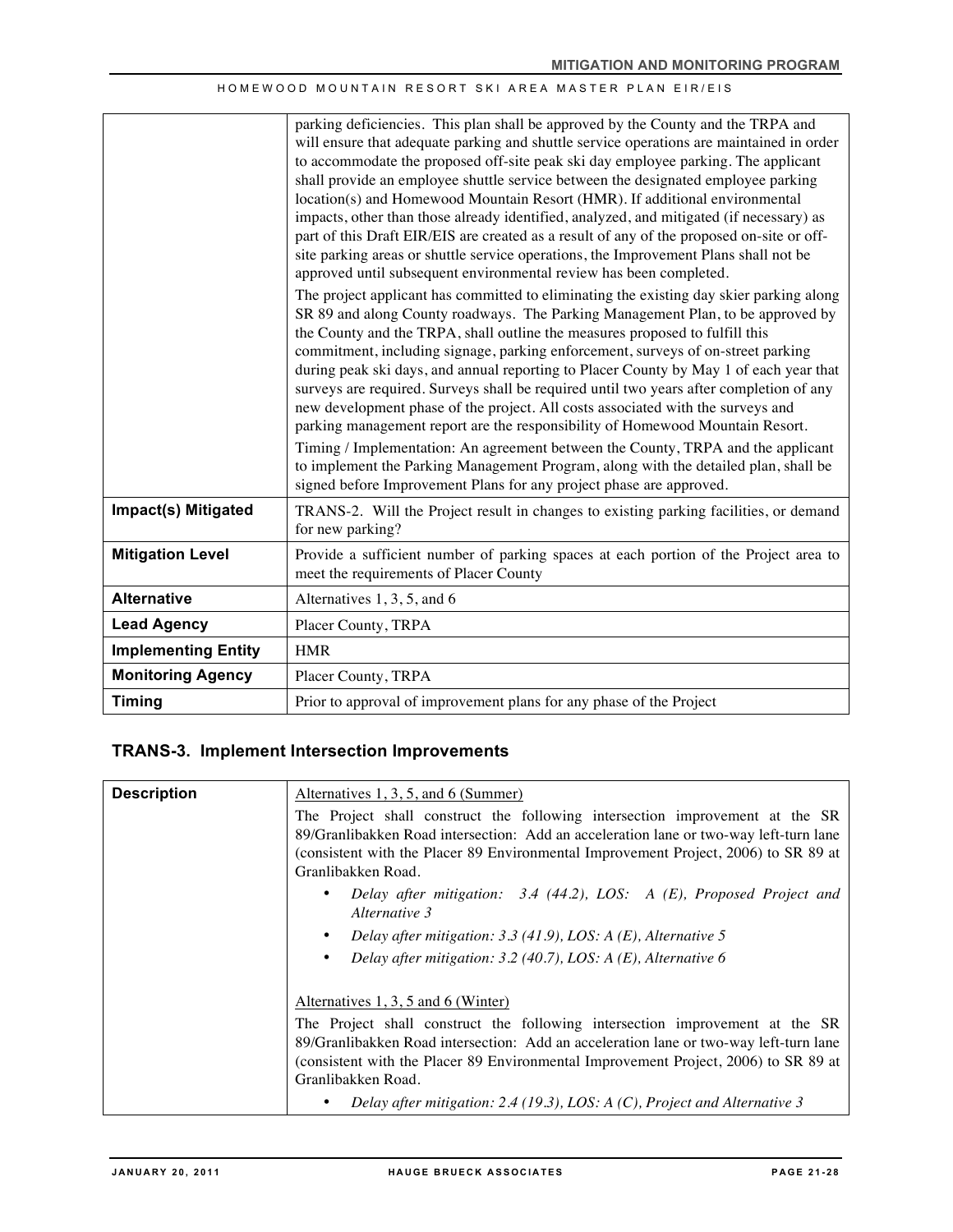| | |
|---|---|
| | parking deficiencies. This plan shall be approved by the County and the TRPA and will ensure that adequate parking and shuttle service operations are maintained in order to accommodate the proposed off-site peak ski day employee parking. The applicant shall provide an employee shuttle service between the designated employee parking location(s) and Homewood Mountain Resort (HMR). If additional environmental impacts, other than those already identified, analyzed, and mitigated (if necessary) as part of this Draft EIR/EIS are created as a result of any of the proposed on-site or off-site parking areas or shuttle service operations, the Improvement Plans shall not be approved until subsequent environmental review has been completed.<br><br>The project applicant has committed to eliminating the existing day skier parking along SR 89 and along County roadways. The Parking Management Plan, to be approved by the County and the TRPA, shall outline the measures proposed to fulfill this commitment, including signage, parking enforcement, surveys of on-street parking during peak ski days, and annual reporting to Placer County by May 1 of each year that surveys are required. Surveys shall be required until two years after completion of any new development phase of the project. All costs associated with the surveys and parking management report are the responsibility of Homewood Mountain Resort.<br><br>Timing / Implementation: An agreement between the County, TRPA and the applicant to implement the Parking Management Program, along with the detailed plan, shall be signed before Improvement Plans for any project phase are approved. |
| **Impact(s) Mitigated** | TRANS-2. Will the Project result in changes to existing parking facilities, or demand for new parking? |
| **Mitigation Level** | Provide a sufficient number of parking spaces at each portion of the Project area to meet the requirements of Placer County |
| **Alternative** | Alternatives 1, 3, 5, and 6 |
| **Lead Agency** | Placer County, TRPA |
| **Implementing Entity** | HMR |
| **Monitoring Agency** | Placer County, TRPA |
| **Timing** | Prior to approval of improvement plans for any phase of the Project |

### TRANS-3. Implement Intersection Improvements

| | |
|---|---|
| **Description** | Alternatives 1, 3, 5, and 6 (Summer)<br><br>The Project shall construct the following intersection improvement at the SR 89/Granlibakken Road intersection: Add an acceleration lane or two-way left-turn lane (consistent with the Placer 89 Environmental Improvement Project, 2006) to SR 89 at Granlibakken Road.<br><br>• *Delay after mitigation: 3.4 (44.2), LOS: A (E), Proposed Project and Alternative 3*<br>• *Delay after mitigation: 3.3 (41.9), LOS: A (E), Alternative 5*<br>• *Delay after mitigation: 3.2 (40.7), LOS: A (E), Alternative 6*<br><br>Alternatives 1, 3, 5 and 6 (Winter)<br><br>The Project shall construct the following intersection improvement at the SR 89/Granlibakken Road intersection: Add an acceleration lane or two-way left-turn lane (consistent with the Placer 89 Environmental Improvement Project, 2006) to SR 89 at Granlibakken Road.<br><br>• *Delay after mitigation: 2.4 (19.3), LOS: A (C), Project and Alternative 3* |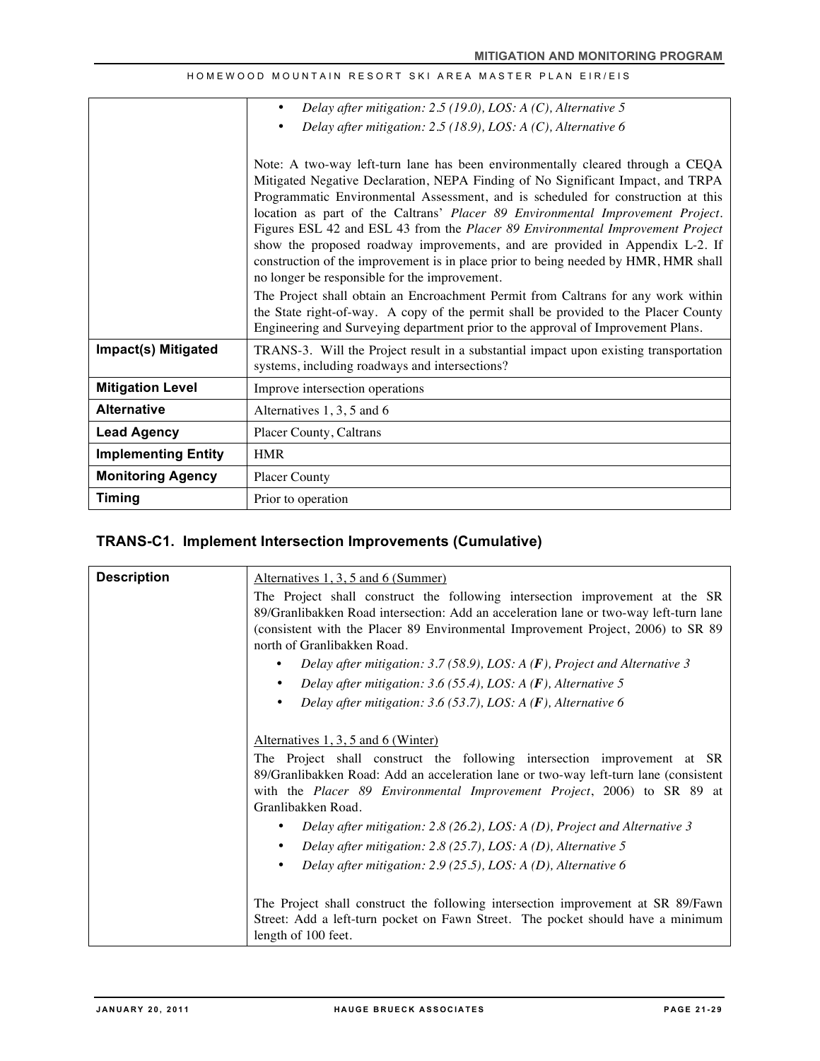| | |
|---|---|
| | • *Delay after mitigation: 2.5 (19.0), LOS: A (C), Alternative 5*<br>• *Delay after mitigation: 2.5 (18.9), LOS: A (C), Alternative 6*<br><br>Note: A two-way left-turn lane has been environmentally cleared through a CEQA Mitigated Negative Declaration, NEPA Finding of No Significant Impact, and TRPA Programmatic Environmental Assessment, and is scheduled for construction at this location as part of the Caltrans' *Placer 89 Environmental Improvement Project*. Figures ESL 42 and ESL 43 from the *Placer 89 Environmental Improvement Project* show the proposed roadway improvements, and are provided in Appendix L-2. If construction of the improvement is in place prior to being needed by HMR, HMR shall no longer be responsible for the improvement.<br>The Project shall obtain an Encroachment Permit from Caltrans for any work within the State right-of-way. A copy of the permit shall be provided to the Placer County Engineering and Surveying department prior to the approval of Improvement Plans. |
| **Impact(s) Mitigated** | TRANS-3. Will the Project result in a substantial impact upon existing transportation systems, including roadways and intersections? |
| **Mitigation Level** | Improve intersection operations |
| **Alternative** | Alternatives 1, 3, 5 and 6 |
| **Lead Agency** | Placer County, Caltrans |
| **Implementing Entity** | HMR |
| **Monitoring Agency** | Placer County |
| **Timing** | Prior to operation |

### TRANS-C1. Implement Intersection Improvements (Cumulative)

| | |
|---|---|
| **Description** | Alternatives 1, 3, 5 and 6 (Summer)<br>The Project shall construct the following intersection improvement at the SR 89/Granlibakken Road intersection: Add an acceleration lane or two-way left-turn lane (consistent with the Placer 89 Environmental Improvement Project, 2006) to SR 89 north of Granlibakken Road.<br>• *Delay after mitigation: 3.7 (58.9), LOS: A (**F**), Project and Alternative 3*<br>• *Delay after mitigation: 3.6 (55.4), LOS: A (**F**), Alternative 5*<br>• *Delay after mitigation: 3.6 (53.7), LOS: A (**F**), Alternative 6*<br><br>Alternatives 1, 3, 5 and 6 (Winter)<br>The Project shall construct the following intersection improvement at SR 89/Granlibakken Road: Add an acceleration lane or two-way left-turn lane (consistent with the *Placer 89 Environmental Improvement Project*, 2006) to SR 89 at Granlibakken Road.<br>• *Delay after mitigation: 2.8 (26.2), LOS: A (D), Project and Alternative 3*<br>• *Delay after mitigation: 2.8 (25.7), LOS: A (D), Alternative 5*<br>• *Delay after mitigation: 2.9 (25.5), LOS: A (D), Alternative 6*<br><br>The Project shall construct the following intersection improvement at SR 89/Fawn Street: Add a left-turn pocket on Fawn Street. The pocket should have a minimum length of 100 feet. |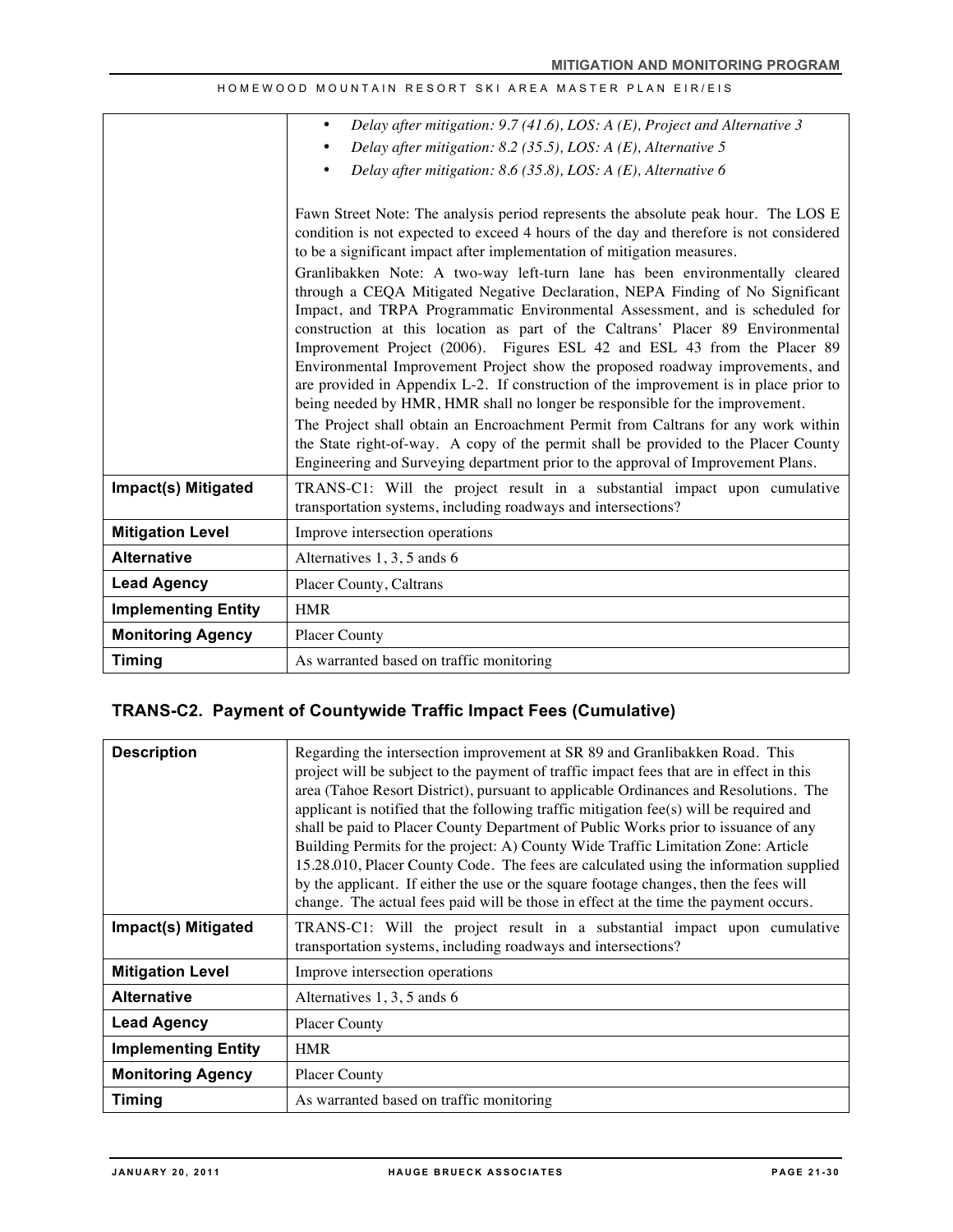| | |
|---|---|
| | • *Delay after mitigation: 9.7 (41.6), LOS: A (E), Project and Alternative 3*<br>• *Delay after mitigation: 8.2 (35.5), LOS: A (E), Alternative 5*<br>• *Delay after mitigation: 8.6 (35.8), LOS: A (E), Alternative 6*<br><br>Fawn Street Note: The analysis period represents the absolute peak hour. The LOS E condition is not expected to exceed 4 hours of the day and therefore is not considered to be a significant impact after implementation of mitigation measures.<br>Granlibakken Note: A two-way left-turn lane has been environmentally cleared through a CEQA Mitigated Negative Declaration, NEPA Finding of No Significant Impact, and TRPA Programmatic Environmental Assessment, and is scheduled for construction at this location as part of the Caltrans' Placer 89 Environmental Improvement Project (2006). Figures ESL 42 and ESL 43 from the Placer 89 Environmental Improvement Project show the proposed roadway improvements, and are provided in Appendix L-2. If construction of the improvement is in place prior to being needed by HMR, HMR shall no longer be responsible for the improvement.<br>The Project shall obtain an Encroachment Permit from Caltrans for any work within the State right-of-way. A copy of the permit shall be provided to the Placer County Engineering and Surveying department prior to the approval of Improvement Plans. |
| **Impact(s) Mitigated** | TRANS-C1: Will the project result in a substantial impact upon cumulative transportation systems, including roadways and intersections? |
| **Mitigation Level** | Improve intersection operations |
| **Alternative** | Alternatives 1, 3, 5 ands 6 |
| **Lead Agency** | Placer County, Caltrans |
| **Implementing Entity** | HMR |
| **Monitoring Agency** | Placer County |
| **Timing** | As warranted based on traffic monitoring |

### TRANS-C2. Payment of Countywide Traffic Impact Fees (Cumulative)

| | |
|---|---|
| **Description** | Regarding the intersection improvement at SR 89 and Granlibakken Road. This project will be subject to the payment of traffic impact fees that are in effect in this area (Tahoe Resort District), pursuant to applicable Ordinances and Resolutions. The applicant is notified that the following traffic mitigation fee(s) will be required and shall be paid to Placer County Department of Public Works prior to issuance of any Building Permits for the project: A) County Wide Traffic Limitation Zone: Article 15.28.010, Placer County Code. The fees are calculated using the information supplied by the applicant. If either the use or the square footage changes, then the fees will change. The actual fees paid will be those in effect at the time the payment occurs. |
| **Impact(s) Mitigated** | TRANS-C1: Will the project result in a substantial impact upon cumulative transportation systems, including roadways and intersections? |
| **Mitigation Level** | Improve intersection operations |
| **Alternative** | Alternatives 1, 3, 5 ands 6 |
| **Lead Agency** | Placer County |
| **Implementing Entity** | HMR |
| **Monitoring Agency** | Placer County |
| **Timing** | As warranted based on traffic monitoring |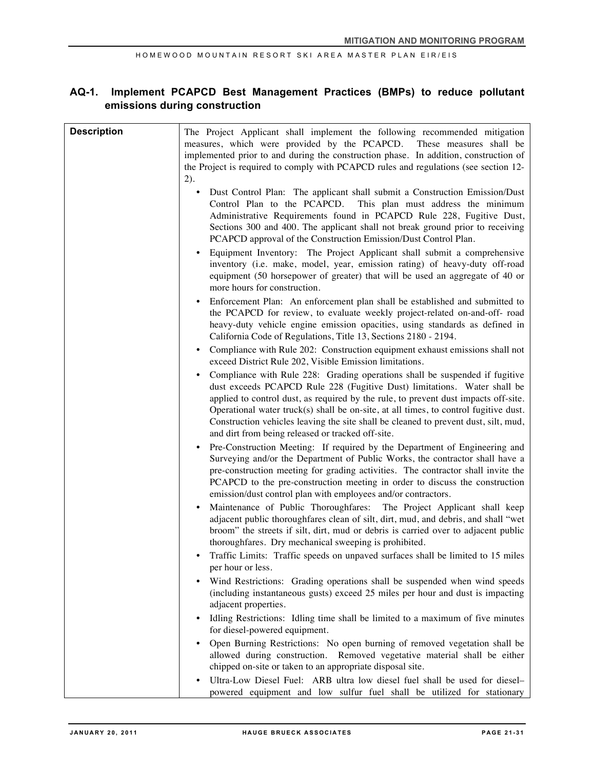## AQ-1. Implement PCAPCD Best Management Practices (BMPs) to reduce pollutant emissions during construction

| | |
|---|---|
| **Description** | The Project Applicant shall implement the following recommended mitigation measures, which were provided by the PCAPCD. These measures shall be implemented prior to and during the construction phase. In addition, construction of the Project is required to comply with PCAPCD rules and regulations (see section 12-2).<br><br>• Dust Control Plan: The applicant shall submit a Construction Emission/Dust Control Plan to the PCAPCD. This plan must address the minimum Administrative Requirements found in PCAPCD Rule 228, Fugitive Dust, Sections 300 and 400. The applicant shall not break ground prior to receiving PCAPCD approval of the Construction Emission/Dust Control Plan.<br>• Equipment Inventory: The Project Applicant shall submit a comprehensive inventory (i.e. make, model, year, emission rating) of heavy-duty off-road equipment (50 horsepower of greater) that will be used an aggregate of 40 or more hours for construction.<br>• Enforcement Plan: An enforcement plan shall be established and submitted to the PCAPCD for review, to evaluate weekly project-related on-and-off- road heavy-duty vehicle engine emission opacities, using standards as defined in California Code of Regulations, Title 13, Sections 2180 - 2194.<br>• Compliance with Rule 202: Construction equipment exhaust emissions shall not exceed District Rule 202, Visible Emission limitations.<br>• Compliance with Rule 228: Grading operations shall be suspended if fugitive dust exceeds PCAPCD Rule 228 (Fugitive Dust) limitations. Water shall be applied to control dust, as required by the rule, to prevent dust impacts off-site. Operational water truck(s) shall be on-site, at all times, to control fugitive dust. Construction vehicles leaving the site shall be cleaned to prevent dust, silt, mud, and dirt from being released or tracked off-site.<br>• Pre-Construction Meeting: If required by the Department of Engineering and Surveying and/or the Department of Public Works, the contractor shall have a pre-construction meeting for grading activities. The contractor shall invite the PCAPCD to the pre-construction meeting in order to discuss the construction emission/dust control plan with employees and/or contractors.<br>• Maintenance of Public Thoroughfares: The Project Applicant shall keep adjacent public thoroughfares clean of silt, dirt, mud, and debris, and shall "wet broom" the streets if silt, dirt, mud or debris is carried over to adjacent public thoroughfares. Dry mechanical sweeping is prohibited.<br>• Traffic Limits: Traffic speeds on unpaved surfaces shall be limited to 15 miles per hour or less.<br>• Wind Restrictions: Grading operations shall be suspended when wind speeds (including instantaneous gusts) exceed 25 miles per hour and dust is impacting adjacent properties.<br>• Idling Restrictions: Idling time shall be limited to a maximum of five minutes for diesel-powered equipment.<br>• Open Burning Restrictions: No open burning of removed vegetation shall be allowed during construction. Removed vegetative material shall be either chipped on-site or taken to an appropriate disposal site.<br>• Ultra-Low Diesel Fuel: ARB ultra low diesel fuel shall be used for diesel–powered equipment and low sulfur fuel shall be utilized for stationary |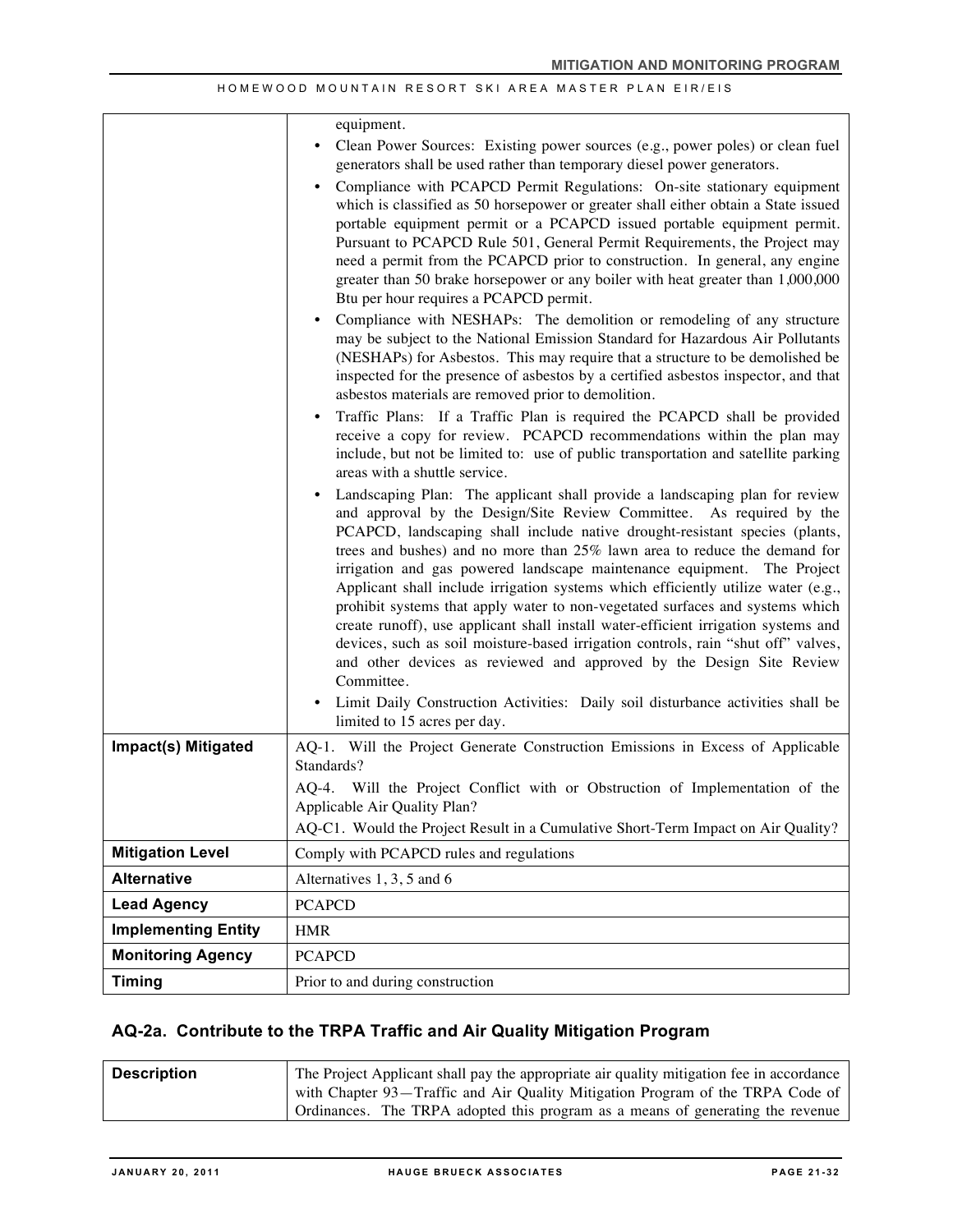| | |
|---|---|
| | equipment.<br>• Clean Power Sources: Existing power sources (e.g., power poles) or clean fuel generators shall be used rather than temporary diesel power generators.<br>• Compliance with PCAPCD Permit Regulations: On-site stationary equipment which is classified as 50 horsepower or greater shall either obtain a State issued portable equipment permit or a PCAPCD issued portable equipment permit. Pursuant to PCAPCD Rule 501, General Permit Requirements, the Project may need a permit from the PCAPCD prior to construction. In general, any engine greater than 50 brake horsepower or any boiler with heat greater than 1,000,000 Btu per hour requires a PCAPCD permit.<br>• Compliance with NESHAPs: The demolition or remodeling of any structure may be subject to the National Emission Standard for Hazardous Air Pollutants (NESHAPs) for Asbestos. This may require that a structure to be demolished be inspected for the presence of asbestos by a certified asbestos inspector, and that asbestos materials are removed prior to demolition.<br>• Traffic Plans: If a Traffic Plan is required the PCAPCD shall be provided receive a copy for review. PCAPCD recommendations within the plan may include, but not be limited to: use of public transportation and satellite parking areas with a shuttle service.<br>• Landscaping Plan: The applicant shall provide a landscaping plan for review and approval by the Design/Site Review Committee. As required by the PCAPCD, landscaping shall include native drought-resistant species (plants, trees and bushes) and no more than 25% lawn area to reduce the demand for irrigation and gas powered landscape maintenance equipment. The Project Applicant shall include irrigation systems which efficiently utilize water (e.g., prohibit systems that apply water to non-vegetated surfaces and systems which create runoff), use applicant shall install water-efficient irrigation systems and devices, such as soil moisture-based irrigation controls, rain "shut off" valves, and other devices as reviewed and approved by the Design Site Review Committee.<br>• Limit Daily Construction Activities: Daily soil disturbance activities shall be limited to 15 acres per day. |
| **Impact(s) Mitigated** | AQ-1. Will the Project Generate Construction Emissions in Excess of Applicable Standards?<br>AQ-4. Will the Project Conflict with or Obstruction of Implementation of the Applicable Air Quality Plan?<br>AQ-C1. Would the Project Result in a Cumulative Short-Term Impact on Air Quality? |
| **Mitigation Level** | Comply with PCAPCD rules and regulations |
| **Alternative** | Alternatives 1, 3, 5 and 6 |
| **Lead Agency** | PCAPCD |
| **Implementing Entity** | HMR |
| **Monitoring Agency** | PCAPCD |
| **Timing** | Prior to and during construction |

### AQ-2a. Contribute to the TRPA Traffic and Air Quality Mitigation Program

| | |
|---|---|
| **Description** | The Project Applicant shall pay the appropriate air quality mitigation fee in accordance with Chapter 93—Traffic and Air Quality Mitigation Program of the TRPA Code of Ordinances. The TRPA adopted this program as a means of generating the revenue |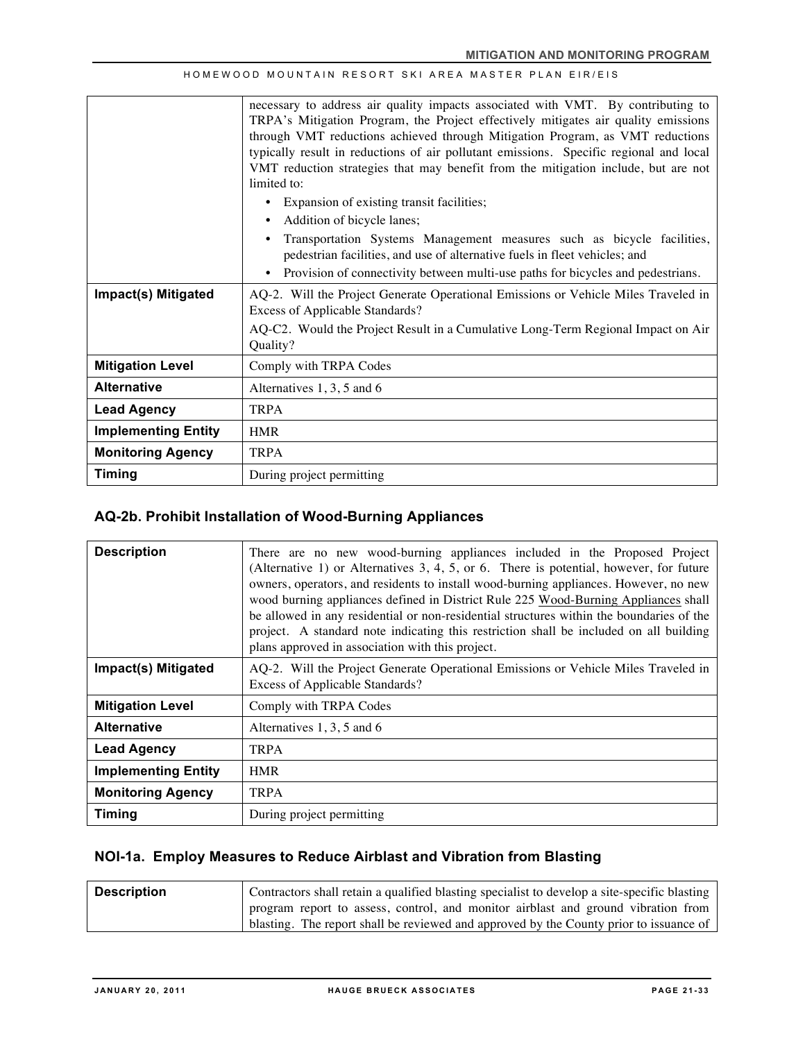| | |
|---|---|
| | necessary to address air quality impacts associated with VMT. By contributing to TRPA's Mitigation Program, the Project effectively mitigates air quality emissions through VMT reductions achieved through Mitigation Program, as VMT reductions typically result in reductions of air pollutant emissions. Specific regional and local VMT reduction strategies that may benefit from the mitigation include, but are not limited to:<br>• Expansion of existing transit facilities;<br>• Addition of bicycle lanes;<br>• Transportation Systems Management measures such as bicycle facilities, pedestrian facilities, and use of alternative fuels in fleet vehicles; and<br>• Provision of connectivity between multi-use paths for bicycles and pedestrians. |
| **Impact(s) Mitigated** | AQ-2. Will the Project Generate Operational Emissions or Vehicle Miles Traveled in Excess of Applicable Standards?<br>AQ-C2. Would the Project Result in a Cumulative Long-Term Regional Impact on Air Quality? |
| **Mitigation Level** | Comply with TRPA Codes |
| **Alternative** | Alternatives 1, 3, 5 and 6 |
| **Lead Agency** | TRPA |
| **Implementing Entity** | HMR |
| **Monitoring Agency** | TRPA |
| **Timing** | During project permitting |

## AQ-2b. Prohibit Installation of Wood-Burning Appliances

| | |
|---|---|
| **Description** | There are no new wood-burning appliances included in the Proposed Project (Alternative 1) or Alternatives 3, 4, 5, or 6. There is potential, however, for future owners, operators, and residents to install wood-burning appliances. However, no new wood burning appliances defined in District Rule 225 Wood-Burning Appliances shall be allowed in any residential or non-residential structures within the boundaries of the project. A standard note indicating this restriction shall be included on all building plans approved in association with this project. |
| **Impact(s) Mitigated** | AQ-2. Will the Project Generate Operational Emissions or Vehicle Miles Traveled in Excess of Applicable Standards? |
| **Mitigation Level** | Comply with TRPA Codes |
| **Alternative** | Alternatives 1, 3, 5 and 6 |
| **Lead Agency** | TRPA |
| **Implementing Entity** | HMR |
| **Monitoring Agency** | TRPA |
| **Timing** | During project permitting |

## NOI-1a. Employ Measures to Reduce Airblast and Vibration from Blasting

| | |
|---|---|
| **Description** | Contractors shall retain a qualified blasting specialist to develop a site-specific blasting program report to assess, control, and monitor airblast and ground vibration from blasting. The report shall be reviewed and approved by the County prior to issuance of |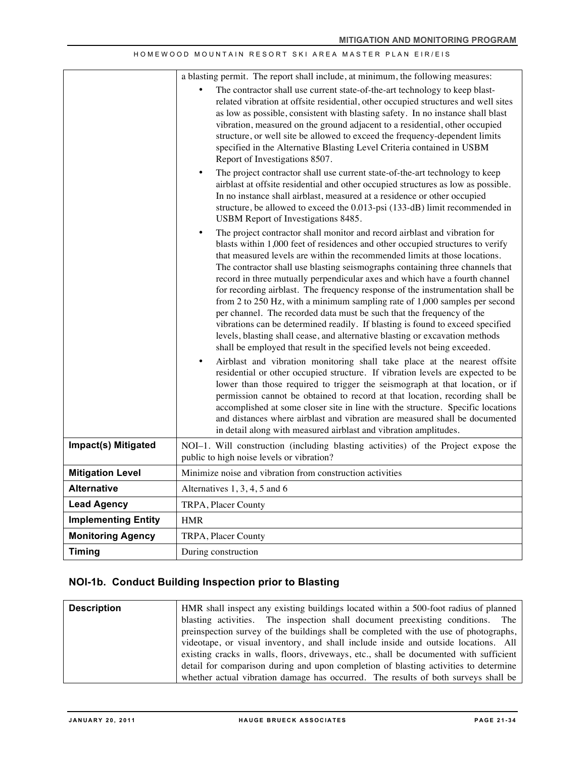| | |
|---|---|
| | a blasting permit. The report shall include, at minimum, the following measures:<br>• The contractor shall use current state-of-the-art technology to keep blast-related vibration at offsite residential, other occupied structures and well sites as low as possible, consistent with blasting safety. In no instance shall blast vibration, measured on the ground adjacent to a residential, other occupied structure, or well site be allowed to exceed the frequency-dependent limits specified in the Alternative Blasting Level Criteria contained in USBM Report of Investigations 8507.<br>• The project contractor shall use current state-of-the-art technology to keep airblast at offsite residential and other occupied structures as low as possible. In no instance shall airblast, measured at a residence or other occupied structure, be allowed to exceed the 0.013-psi (133-dB) limit recommended in USBM Report of Investigations 8485.<br>• The project contractor shall monitor and record airblast and vibration for blasts within 1,000 feet of residences and other occupied structures to verify that measured levels are within the recommended limits at those locations. The contractor shall use blasting seismographs containing three channels that record in three mutually perpendicular axes and which have a fourth channel for recording airblast. The frequency response of the instrumentation shall be from 2 to 250 Hz, with a minimum sampling rate of 1,000 samples per second per channel. The recorded data must be such that the frequency of the vibrations can be determined readily. If blasting is found to exceed specified levels, blasting shall cease, and alternative blasting or excavation methods shall be employed that result in the specified levels not being exceeded.<br>• Airblast and vibration monitoring shall take place at the nearest offsite residential or other occupied structure. If vibration levels are expected to be lower than those required to trigger the seismograph at that location, or if permission cannot be obtained to record at that location, recording shall be accomplished at some closer site in line with the structure. Specific locations and distances where airblast and vibration are measured shall be documented in detail along with measured airblast and vibration amplitudes. |
| **Impact(s) Mitigated** | NOI–1. Will construction (including blasting activities) of the Project expose the public to high noise levels or vibration? |
| **Mitigation Level** | Minimize noise and vibration from construction activities |
| **Alternative** | Alternatives 1, 3, 4, 5 and 6 |
| **Lead Agency** | TRPA, Placer County |
| **Implementing Entity** | HMR |
| **Monitoring Agency** | TRPA, Placer County |
| **Timing** | During construction |

### NOI-1b. Conduct Building Inspection prior to Blasting

| | |
|---|---|
| **Description** | HMR shall inspect any existing buildings located within a 500-foot radius of planned blasting activities. The inspection shall document preexisting conditions. The preinspection survey of the buildings shall be completed with the use of photographs, videotape, or visual inventory, and shall include inside and outside locations. All existing cracks in walls, floors, driveways, etc., shall be documented with sufficient detail for comparison during and upon completion of blasting activities to determine whether actual vibration damage has occurred. The results of both surveys shall be |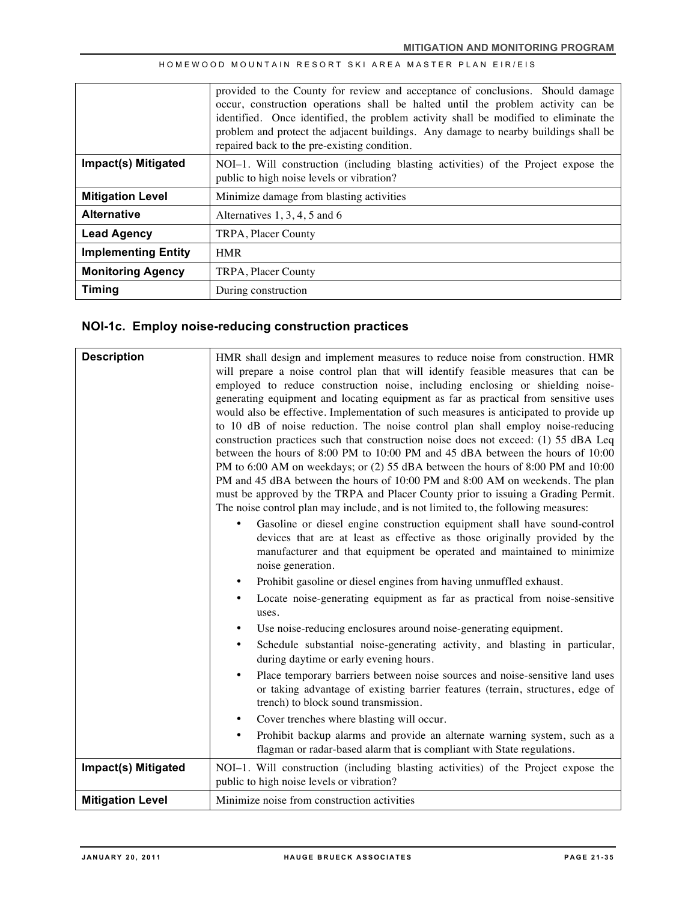| | |
|---|---|
| | provided to the County for review and acceptance of conclusions. Should damage occur, construction operations shall be halted until the problem activity can be identified. Once identified, the problem activity shall be modified to eliminate the problem and protect the adjacent buildings. Any damage to nearby buildings shall be repaired back to the pre-existing condition. |
| **Impact(s) Mitigated** | NOI–1. Will construction (including blasting activities) of the Project expose the public to high noise levels or vibration? |
| **Mitigation Level** | Minimize damage from blasting activities |
| **Alternative** | Alternatives 1, 3, 4, 5 and 6 |
| **Lead Agency** | TRPA, Placer County |
| **Implementing Entity** | HMR |
| **Monitoring Agency** | TRPA, Placer County |
| **Timing** | During construction |

### NOI-1c. Employ noise-reducing construction practices

| | |
|---|---|
| **Description** | HMR shall design and implement measures to reduce noise from construction. HMR will prepare a noise control plan that will identify feasible measures that can be employed to reduce construction noise, including enclosing or shielding noise-generating equipment and locating equipment as far as practical from sensitive uses would also be effective. Implementation of such measures is anticipated to provide up to 10 dB of noise reduction. The noise control plan shall employ noise-reducing construction practices such that construction noise does not exceed: (1) 55 dBA Leq between the hours of 8:00 PM to 10:00 PM and 45 dBA between the hours of 10:00 PM to 6:00 AM on weekdays; or (2) 55 dBA between the hours of 8:00 PM and 10:00 PM and 45 dBA between the hours of 10:00 PM and 8:00 AM on weekends. The plan must be approved by the TRPA and Placer County prior to issuing a Grading Permit. The noise control plan may include, and is not limited to, the following measures: <br>• Gasoline or diesel engine construction equipment shall have sound-control devices that are at least as effective as those originally provided by the manufacturer and that equipment be operated and maintained to minimize noise generation. <br>• Prohibit gasoline or diesel engines from having unmuffled exhaust. <br>• Locate noise-generating equipment as far as practical from noise-sensitive uses. <br>• Use noise-reducing enclosures around noise-generating equipment. <br>• Schedule substantial noise-generating activity, and blasting in particular, during daytime or early evening hours. <br>• Place temporary barriers between noise sources and noise-sensitive land uses or taking advantage of existing barrier features (terrain, structures, edge of trench) to block sound transmission. <br>• Cover trenches where blasting will occur. <br>• Prohibit backup alarms and provide an alternate warning system, such as a flagman or radar-based alarm that is compliant with State regulations. |
| **Impact(s) Mitigated** | NOI–1. Will construction (including blasting activities) of the Project expose the public to high noise levels or vibration? |
| **Mitigation Level** | Minimize noise from construction activities |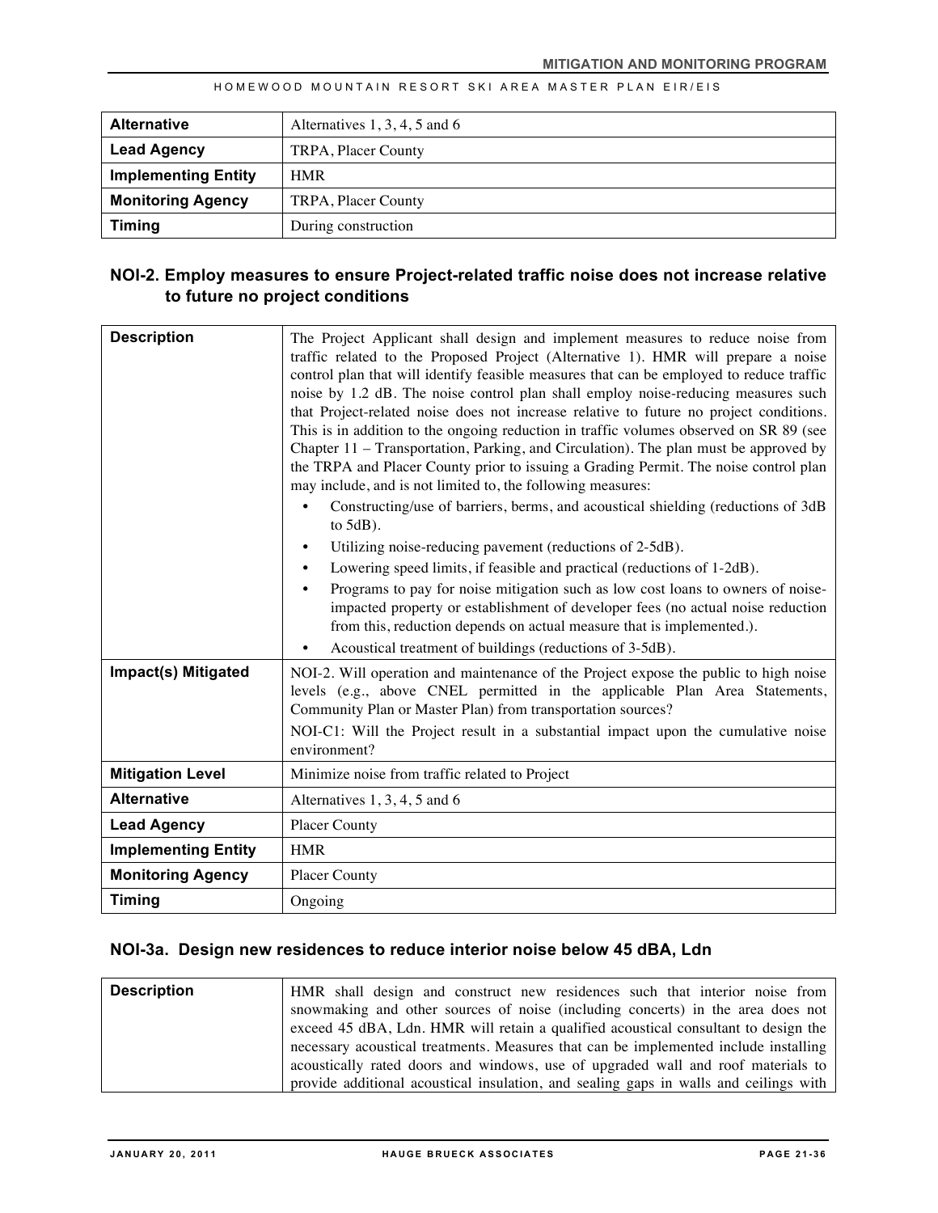| | |
|---|---|
| **Alternative** | Alternatives 1, 3, 4, 5 and 6 |
| **Lead Agency** | TRPA, Placer County |
| **Implementing Entity** | HMR |
| **Monitoring Agency** | TRPA, Placer County |
| **Timing** | During construction |

### NOI-2. Employ measures to ensure Project-related traffic noise does not increase relative to future no project conditions

| | |
|---|---|
| **Description** | The Project Applicant shall design and implement measures to reduce noise from traffic related to the Proposed Project (Alternative 1). HMR will prepare a noise control plan that will identify feasible measures that can be employed to reduce traffic noise by 1.2 dB. The noise control plan shall employ noise-reducing measures such that Project-related noise does not increase relative to future no project conditions. This is in addition to the ongoing reduction in traffic volumes observed on SR 89 (see Chapter 11 – Transportation, Parking, and Circulation). The plan must be approved by the TRPA and Placer County prior to issuing a Grading Permit. The noise control plan may include, and is not limited to, the following measures:<br>• Constructing/use of barriers, berms, and acoustical shielding (reductions of 3dB to 5dB).<br>• Utilizing noise-reducing pavement (reductions of 2-5dB).<br>• Lowering speed limits, if feasible and practical (reductions of 1-2dB).<br>• Programs to pay for noise mitigation such as low cost loans to owners of noise-impacted property or establishment of developer fees (no actual noise reduction from this, reduction depends on actual measure that is implemented.).<br>• Acoustical treatment of buildings (reductions of 3-5dB). |
| **Impact(s) Mitigated** | NOI-2. Will operation and maintenance of the Project expose the public to high noise levels (e.g., above CNEL permitted in the applicable Plan Area Statements, Community Plan or Master Plan) from transportation sources?<br>NOI-C1: Will the Project result in a substantial impact upon the cumulative noise environment? |
| **Mitigation Level** | Minimize noise from traffic related to Project |
| **Alternative** | Alternatives 1, 3, 4, 5 and 6 |
| **Lead Agency** | Placer County |
| **Implementing Entity** | HMR |
| **Monitoring Agency** | Placer County |
| **Timing** | Ongoing |

### NOI-3a. Design new residences to reduce interior noise below 45 dBA, Ldn

| | |
|---|---|
| **Description** | HMR shall design and construct new residences such that interior noise from snowmaking and other sources of noise (including concerts) in the area does not exceed 45 dBA, Ldn. HMR will retain a qualified acoustical consultant to design the necessary acoustical treatments. Measures that can be implemented include installing acoustically rated doors and windows, use of upgraded wall and roof materials to provide additional acoustical insulation, and sealing gaps in walls and ceilings with |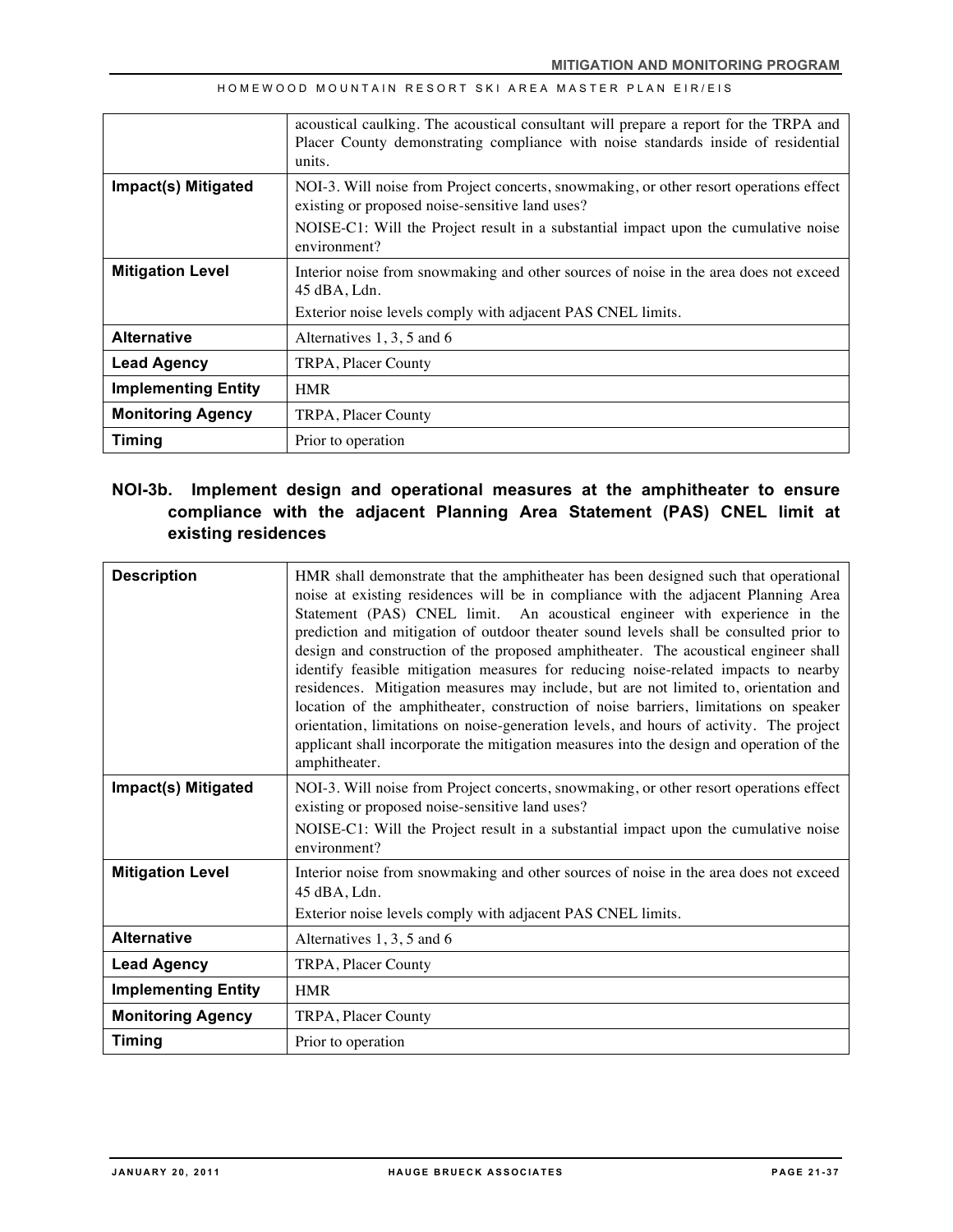| | |
|---|---|
| | acoustical caulking. The acoustical consultant will prepare a report for the TRPA and Placer County demonstrating compliance with noise standards inside of residential units. |
| **Impact(s) Mitigated** | NOI-3. Will noise from Project concerts, snowmaking, or other resort operations effect existing or proposed noise-sensitive land uses?<br>NOISE-C1: Will the Project result in a substantial impact upon the cumulative noise environment? |
| **Mitigation Level** | Interior noise from snowmaking and other sources of noise in the area does not exceed 45 dBA, Ldn.<br>Exterior noise levels comply with adjacent PAS CNEL limits. |
| **Alternative** | Alternatives 1, 3, 5 and 6 |
| **Lead Agency** | TRPA, Placer County |
| **Implementing Entity** | HMR |
| **Monitoring Agency** | TRPA, Placer County |
| **Timing** | Prior to operation |

### NOI-3b. Implement design and operational measures at the amphitheater to ensure compliance with the adjacent Planning Area Statement (PAS) CNEL limit at existing residences

| | |
|---|---|
| **Description** | HMR shall demonstrate that the amphitheater has been designed such that operational noise at existing residences will be in compliance with the adjacent Planning Area Statement (PAS) CNEL limit. An acoustical engineer with experience in the prediction and mitigation of outdoor theater sound levels shall be consulted prior to design and construction of the proposed amphitheater. The acoustical engineer shall identify feasible mitigation measures for reducing noise-related impacts to nearby residences. Mitigation measures may include, but are not limited to, orientation and location of the amphitheater, construction of noise barriers, limitations on speaker orientation, limitations on noise-generation levels, and hours of activity. The project applicant shall incorporate the mitigation measures into the design and operation of the amphitheater. |
| **Impact(s) Mitigated** | NOI-3. Will noise from Project concerts, snowmaking, or other resort operations effect existing or proposed noise-sensitive land uses?<br>NOISE-C1: Will the Project result in a substantial impact upon the cumulative noise environment? |
| **Mitigation Level** | Interior noise from snowmaking and other sources of noise in the area does not exceed 45 dBA, Ldn.<br>Exterior noise levels comply with adjacent PAS CNEL limits. |
| **Alternative** | Alternatives 1, 3, 5 and 6 |
| **Lead Agency** | TRPA, Placer County |
| **Implementing Entity** | HMR |
| **Monitoring Agency** | TRPA, Placer County |
| **Timing** | Prior to operation |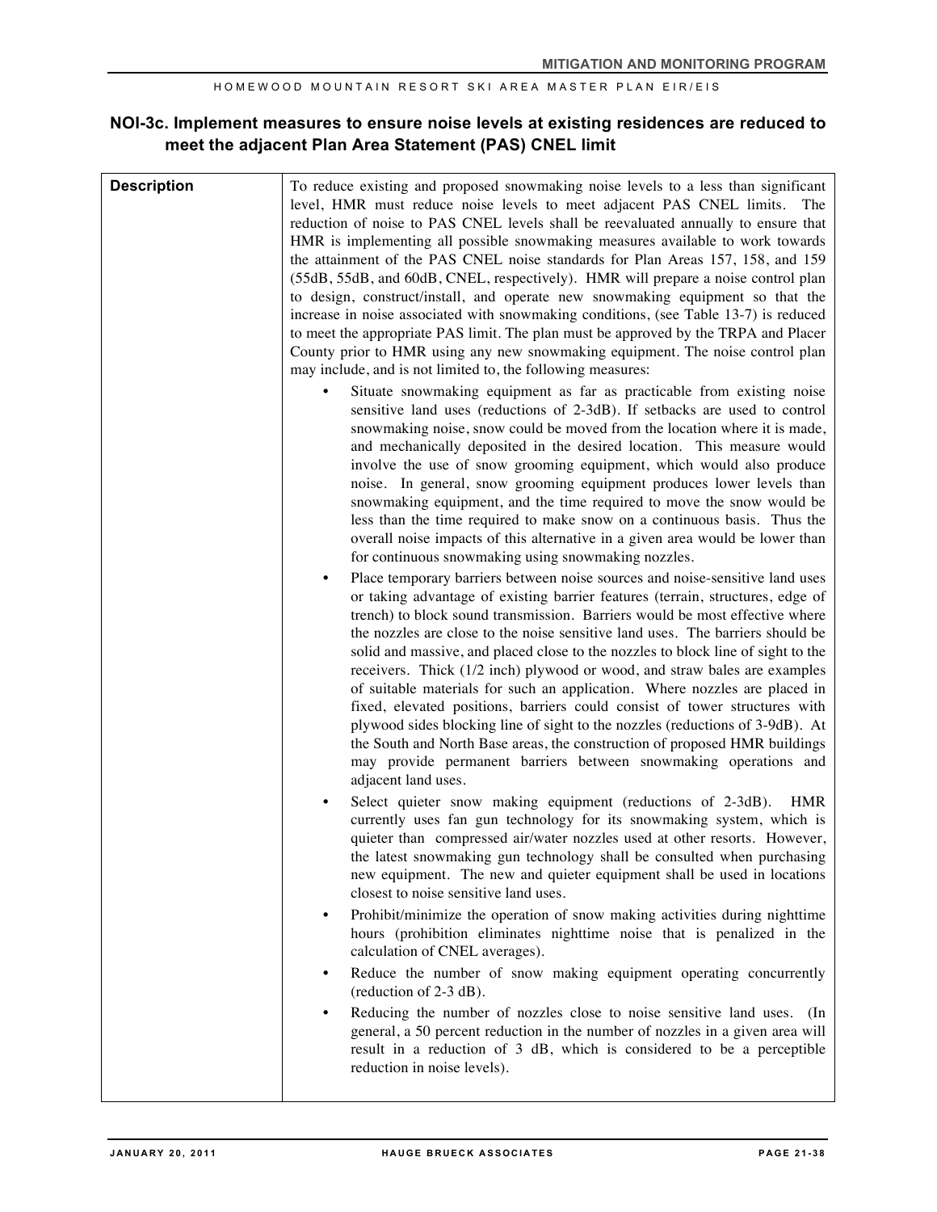### NOI-3c. Implement measures to ensure noise levels at existing residences are reduced to meet the adjacent Plan Area Statement (PAS) CNEL limit

| | |
|---|---|
| **Description** | To reduce existing and proposed snowmaking noise levels to a less than significant level, HMR must reduce noise levels to meet adjacent PAS CNEL limits. The reduction of noise to PAS CNEL levels shall be reevaluated annually to ensure that HMR is implementing all possible snowmaking measures available to work towards the attainment of the PAS CNEL noise standards for Plan Areas 157, 158, and 159 (55dB, 55dB, and 60dB, CNEL, respectively). HMR will prepare a noise control plan to design, construct/install, and operate new snowmaking equipment so that the increase in noise associated with snowmaking conditions, (see Table 13-7) is reduced to meet the appropriate PAS limit. The plan must be approved by the TRPA and Placer County prior to HMR using any new snowmaking equipment. The noise control plan may include, and is not limited to, the following measures:<br>• Situate snowmaking equipment as far as practicable from existing noise sensitive land uses (reductions of 2-3dB). If setbacks are used to control snowmaking noise, snow could be moved from the location where it is made, and mechanically deposited in the desired location. This measure would involve the use of snow grooming equipment, which would also produce noise. In general, snow grooming equipment produces lower levels than snowmaking equipment, and the time required to move the snow would be less than the time required to make snow on a continuous basis. Thus the overall noise impacts of this alternative in a given area would be lower than for continuous snowmaking using snowmaking nozzles.<br>• Place temporary barriers between noise sources and noise-sensitive land uses or taking advantage of existing barrier features (terrain, structures, edge of trench) to block sound transmission. Barriers would be most effective where the nozzles are close to the noise sensitive land uses. The barriers should be solid and massive, and placed close to the nozzles to block line of sight to the receivers. Thick (1/2 inch) plywood or wood, and straw bales are examples of suitable materials for such an application. Where nozzles are placed in fixed, elevated positions, barriers could consist of tower structures with plywood sides blocking line of sight to the nozzles (reductions of 3-9dB). At the South and North Base areas, the construction of proposed HMR buildings may provide permanent barriers between snowmaking operations and adjacent land uses.<br>• Select quieter snow making equipment (reductions of 2-3dB). HMR currently uses fan gun technology for its snowmaking system, which is quieter than compressed air/water nozzles used at other resorts. However, the latest snowmaking gun technology shall be consulted when purchasing new equipment. The new and quieter equipment shall be used in locations closest to noise sensitive land uses.<br>• Prohibit/minimize the operation of snow making activities during nighttime hours (prohibition eliminates nighttime noise that is penalized in the calculation of CNEL averages).<br>• Reduce the number of snow making equipment operating concurrently (reduction of 2-3 dB).<br>• Reducing the number of nozzles close to noise sensitive land uses. (In general, a 50 percent reduction in the number of nozzles in a given area will result in a reduction of 3 dB, which is considered to be a perceptible reduction in noise levels). |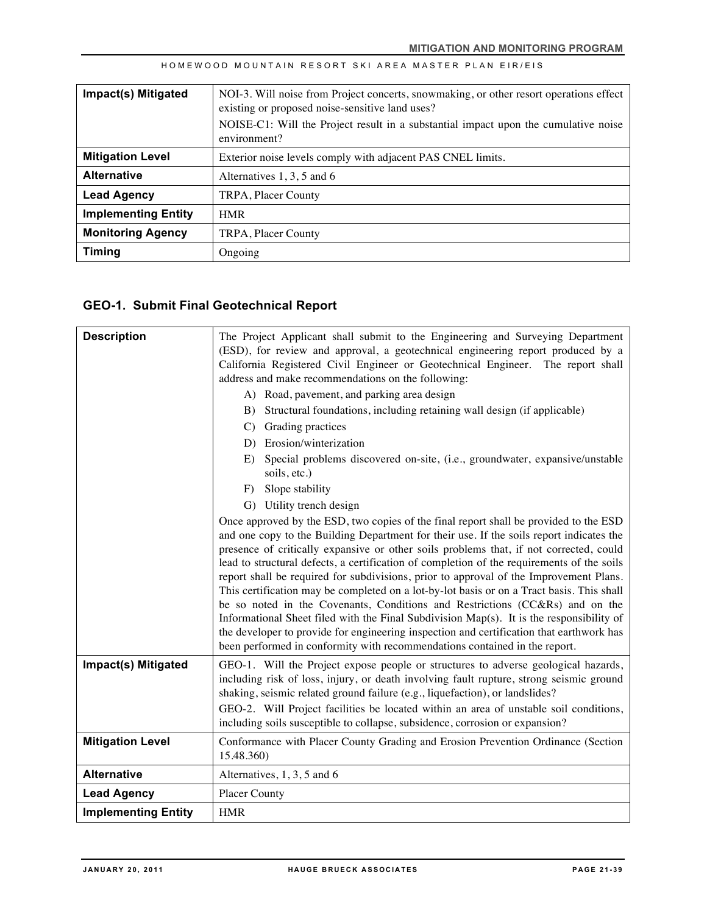| | |
|---|---|
| **Impact(s) Mitigated** | NOI-3. Will noise from Project concerts, snowmaking, or other resort operations effect existing or proposed noise-sensitive land uses?<br>NOISE-C1: Will the Project result in a substantial impact upon the cumulative noise environment? |
| **Mitigation Level** | Exterior noise levels comply with adjacent PAS CNEL limits. |
| **Alternative** | Alternatives 1, 3, 5 and 6 |
| **Lead Agency** | TRPA, Placer County |
| **Implementing Entity** | HMR |
| **Monitoring Agency** | TRPA, Placer County |
| **Timing** | Ongoing |

### GEO-1. Submit Final Geotechnical Report

| | |
|---|---|
| **Description** | The Project Applicant shall submit to the Engineering and Surveying Department (ESD), for review and approval, a geotechnical engineering report produced by a California Registered Civil Engineer or Geotechnical Engineer. The report shall address and make recommendations on the following:<br>A) Road, pavement, and parking area design<br>B) Structural foundations, including retaining wall design (if applicable)<br>C) Grading practices<br>D) Erosion/winterization<br>E) Special problems discovered on-site, (i.e., groundwater, expansive/unstable soils, etc.)<br>F) Slope stability<br>G) Utility trench design<br>Once approved by the ESD, two copies of the final report shall be provided to the ESD and one copy to the Building Department for their use. If the soils report indicates the presence of critically expansive or other soils problems that, if not corrected, could lead to structural defects, a certification of completion of the requirements of the soils report shall be required for subdivisions, prior to approval of the Improvement Plans. This certification may be completed on a lot-by-lot basis or on a Tract basis. This shall be so noted in the Covenants, Conditions and Restrictions (CC&Rs) and on the Informational Sheet filed with the Final Subdivision Map(s). It is the responsibility of the developer to provide for engineering inspection and certification that earthwork has been performed in conformity with recommendations contained in the report. |
| **Impact(s) Mitigated** | GEO-1. Will the Project expose people or structures to adverse geological hazards, including risk of loss, injury, or death involving fault rupture, strong seismic ground shaking, seismic related ground failure (e.g., liquefaction), or landslides?<br>GEO-2. Will Project facilities be located within an area of unstable soil conditions, including soils susceptible to collapse, subsidence, corrosion or expansion? |
| **Mitigation Level** | Conformance with Placer County Grading and Erosion Prevention Ordinance (Section 15.48.360) |
| **Alternative** | Alternatives, 1, 3, 5 and 6 |
| **Lead Agency** | Placer County |
| **Implementing Entity** | HMR |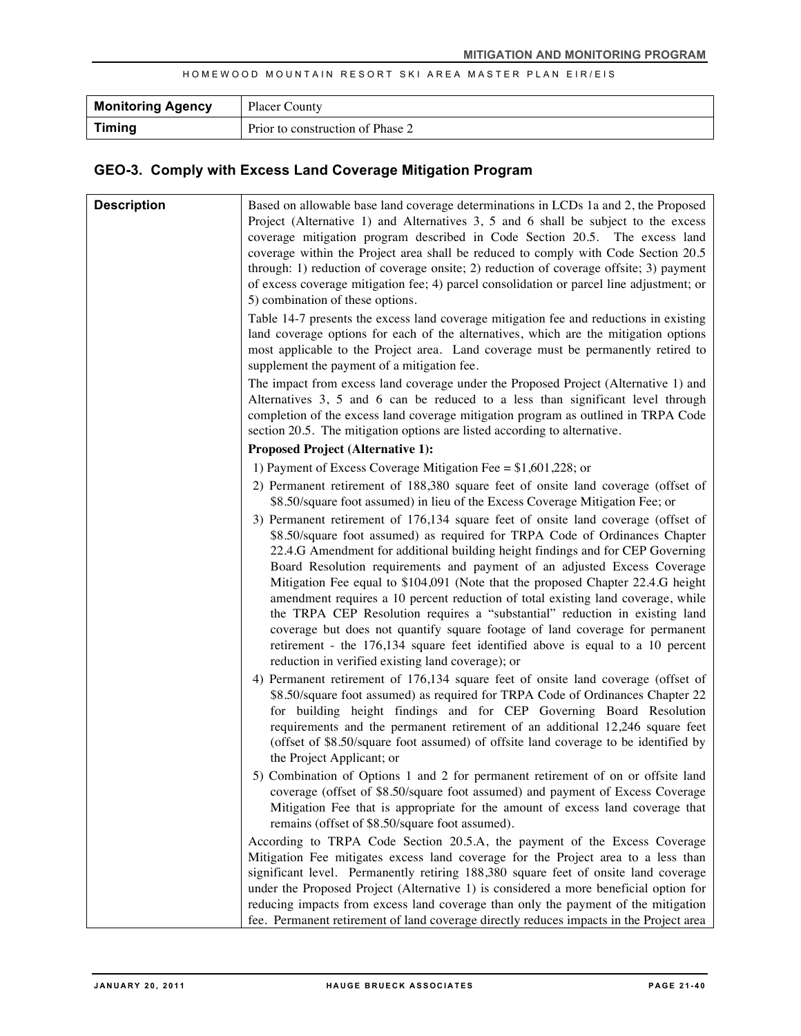| Monitoring Agency | Placer County |
| --- | --- |
| Timing | Prior to construction of Phase 2 |

## GEO-3. Comply with Excess Land Coverage Mitigation Program

| | |
| --- | --- |
| **Description** | Based on allowable base land coverage determinations in LCDs 1a and 2, the Proposed Project (Alternative 1) and Alternatives 3, 5 and 6 shall be subject to the excess coverage mitigation program described in Code Section 20.5. The excess land coverage within the Project area shall be reduced to comply with Code Section 20.5 through: 1) reduction of coverage onsite; 2) reduction of coverage offsite; 3) payment of excess coverage mitigation fee; 4) parcel consolidation or parcel line adjustment; or 5) combination of these options.<br><br>Table 14-7 presents the excess land coverage mitigation fee and reductions in existing land coverage options for each of the alternatives, which are the mitigation options most applicable to the Project area. Land coverage must be permanently retired to supplement the payment of a mitigation fee.<br><br>The impact from excess land coverage under the Proposed Project (Alternative 1) and Alternatives 3, 5 and 6 can be reduced to a less than significant level through completion of the excess land coverage mitigation program as outlined in TRPA Code section 20.5. The mitigation options are listed according to alternative.<br><br>**Proposed Project (Alternative 1):**<br><br>1) Payment of Excess Coverage Mitigation Fee = $1,601,228; or<br><br>2) Permanent retirement of 188,380 square feet of onsite land coverage (offset of $8.50/square foot assumed) in lieu of the Excess Coverage Mitigation Fee; or<br><br>3) Permanent retirement of 176,134 square feet of onsite land coverage (offset of $8.50/square foot assumed) as required for TRPA Code of Ordinances Chapter 22.4.G Amendment for additional building height findings and for CEP Governing Board Resolution requirements and payment of an adjusted Excess Coverage Mitigation Fee equal to $104,091 (Note that the proposed Chapter 22.4.G height amendment requires a 10 percent reduction of total existing land coverage, while the TRPA CEP Resolution requires a "substantial" reduction in existing land coverage but does not quantify square footage of land coverage for permanent retirement - the 176,134 square feet identified above is equal to a 10 percent reduction in verified existing land coverage); or<br><br>4) Permanent retirement of 176,134 square feet of onsite land coverage (offset of $8.50/square foot assumed) as required for TRPA Code of Ordinances Chapter 22 for building height findings and for CEP Governing Board Resolution requirements and the permanent retirement of an additional 12,246 square feet (offset of $8.50/square foot assumed) of offsite land coverage to be identified by the Project Applicant; or<br><br>5) Combination of Options 1 and 2 for permanent retirement of on or offsite land coverage (offset of $8.50/square foot assumed) and payment of Excess Coverage Mitigation Fee that is appropriate for the amount of excess land coverage that remains (offset of $8.50/square foot assumed).<br><br>According to TRPA Code Section 20.5.A, the payment of the Excess Coverage Mitigation Fee mitigates excess land coverage for the Project area to a less than significant level. Permanently retiring 188,380 square feet of onsite land coverage under the Proposed Project (Alternative 1) is considered a more beneficial option for reducing impacts from excess land coverage than only the payment of the mitigation fee. Permanent retirement of land coverage directly reduces impacts in the Project area |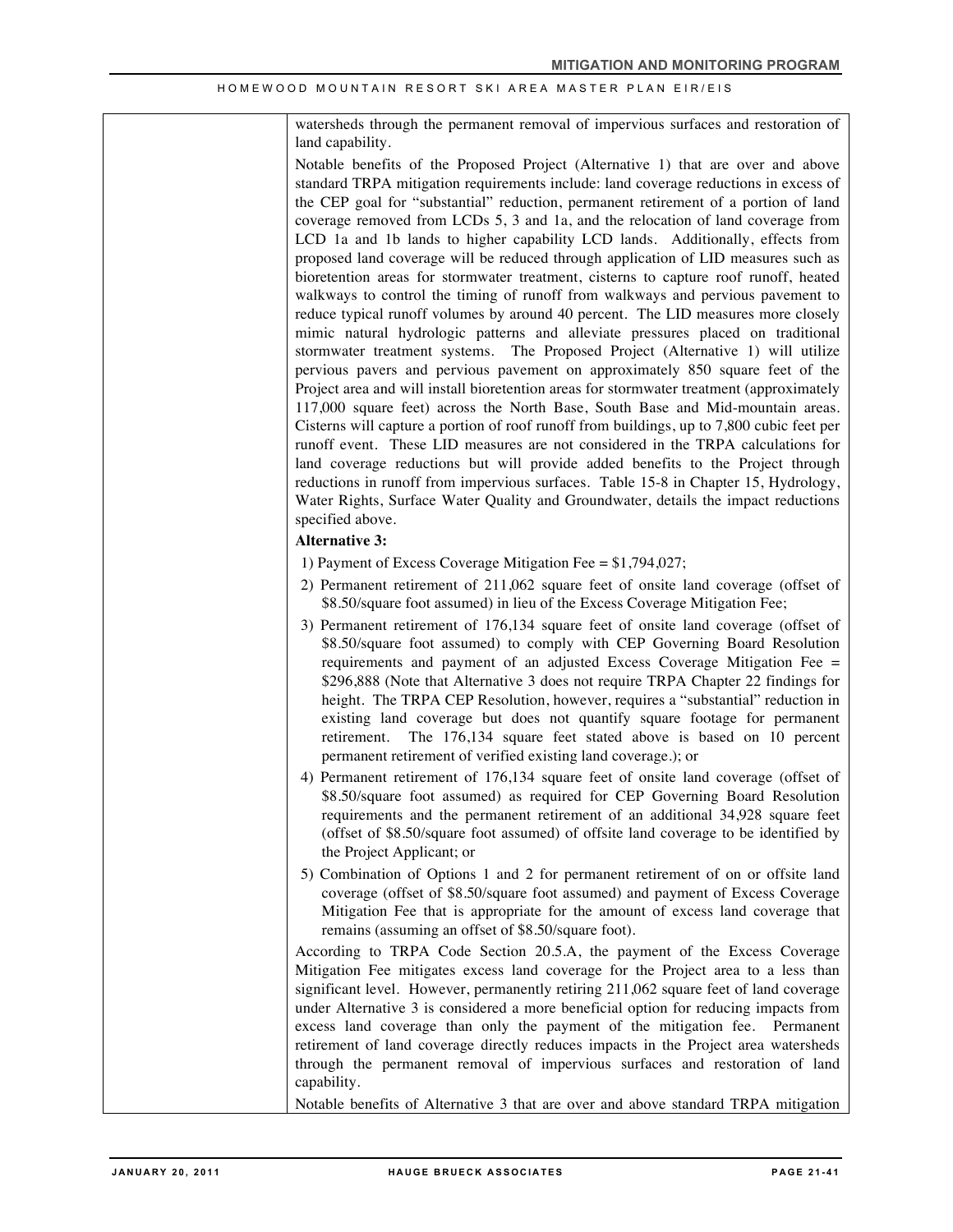watersheds through the permanent removal of impervious surfaces and restoration of land capability.

Notable benefits of the Proposed Project (Alternative 1) that are over and above standard TRPA mitigation requirements include: land coverage reductions in excess of the CEP goal for "substantial" reduction, permanent retirement of a portion of land coverage removed from LCDs 5, 3 and 1a, and the relocation of land coverage from LCD 1a and 1b lands to higher capability LCD lands. Additionally, effects from proposed land coverage will be reduced through application of LID measures such as bioretention areas for stormwater treatment, cisterns to capture roof runoff, heated walkways to control the timing of runoff from walkways and pervious pavement to reduce typical runoff volumes by around 40 percent. The LID measures more closely mimic natural hydrologic patterns and alleviate pressures placed on traditional stormwater treatment systems. The Proposed Project (Alternative 1) will utilize pervious pavers and pervious pavement on approximately 850 square feet of the Project area and will install bioretention areas for stormwater treatment (approximately 117,000 square feet) across the North Base, South Base and Mid-mountain areas. Cisterns will capture a portion of roof runoff from buildings, up to 7,800 cubic feet per runoff event. These LID measures are not considered in the TRPA calculations for land coverage reductions but will provide added benefits to the Project through reductions in runoff from impervious surfaces. Table 15-8 in Chapter 15, Hydrology, Water Rights, Surface Water Quality and Groundwater, details the impact reductions specified above.

**Alternative 3:**

1) Payment of Excess Coverage Mitigation Fee = $1,794,027;

2) Permanent retirement of 211,062 square feet of onsite land coverage (offset of $8.50/square foot assumed) in lieu of the Excess Coverage Mitigation Fee;

3) Permanent retirement of 176,134 square feet of onsite land coverage (offset of $8.50/square foot assumed) to comply with CEP Governing Board Resolution requirements and payment of an adjusted Excess Coverage Mitigation Fee = $296,888 (Note that Alternative 3 does not require TRPA Chapter 22 findings for height. The TRPA CEP Resolution, however, requires a "substantial" reduction in existing land coverage but does not quantify square footage for permanent retirement. The 176,134 square feet stated above is based on 10 percent permanent retirement of verified existing land coverage.); or

4) Permanent retirement of 176,134 square feet of onsite land coverage (offset of $8.50/square foot assumed) as required for CEP Governing Board Resolution requirements and the permanent retirement of an additional 34,928 square feet (offset of $8.50/square foot assumed) of offsite land coverage to be identified by the Project Applicant; or

5) Combination of Options 1 and 2 for permanent retirement of on or offsite land coverage (offset of $8.50/square foot assumed) and payment of Excess Coverage Mitigation Fee that is appropriate for the amount of excess land coverage that remains (assuming an offset of $8.50/square foot).

According to TRPA Code Section 20.5.A, the payment of the Excess Coverage Mitigation Fee mitigates excess land coverage for the Project area to a less than significant level. However, permanently retiring 211,062 square feet of land coverage under Alternative 3 is considered a more beneficial option for reducing impacts from excess land coverage than only the payment of the mitigation fee. Permanent retirement of land coverage directly reduces impacts in the Project area watersheds through the permanent removal of impervious surfaces and restoration of land capability.

Notable benefits of Alternative 3 that are over and above standard TRPA mitigation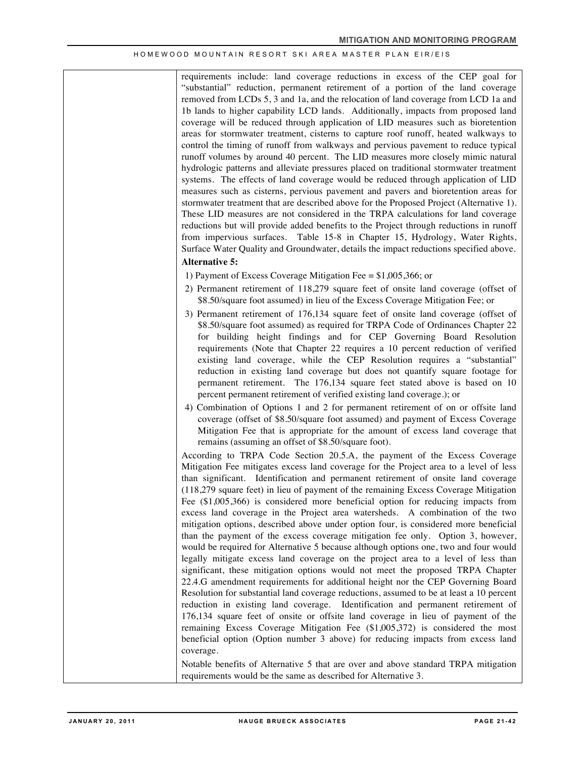| | |
|---|---|
| | requirements include: land coverage reductions in excess of the CEP goal for "substantial" reduction, permanent retirement of a portion of the land coverage removed from LCDs 5, 3 and 1a, and the relocation of land coverage from LCD 1a and 1b lands to higher capability LCD lands. Additionally, impacts from proposed land coverage will be reduced through application of LID measures such as bioretention areas for stormwater treatment, cisterns to capture roof runoff, heated walkways to control the timing of runoff from walkways and pervious pavement to reduce typical runoff volumes by around 40 percent. The LID measures more closely mimic natural hydrologic patterns and alleviate pressures placed on traditional stormwater treatment systems. The effects of land coverage would be reduced through application of LID measures such as cisterns, pervious pavement and pavers and bioretention areas for stormwater treatment that are described above for the Proposed Project (Alternative 1). These LID measures are not considered in the TRPA calculations for land coverage reductions but will provide added benefits to the Project through reductions in runoff from impervious surfaces. Table 15-8 in Chapter 15, Hydrology, Water Rights, Surface Water Quality and Groundwater, details the impact reductions specified above.<br>**Alternative 5:**<br>1) Payment of Excess Coverage Mitigation Fee = $1,005,366; or<br>2) Permanent retirement of 118,279 square feet of onsite land coverage (offset of $8.50/square foot assumed) in lieu of the Excess Coverage Mitigation Fee; or<br>3) Permanent retirement of 176,134 square feet of onsite land coverage (offset of $8.50/square foot assumed) as required for TRPA Code of Ordinances Chapter 22 for building height findings and for CEP Governing Board Resolution requirements (Note that Chapter 22 requires a 10 percent reduction of verified existing land coverage, while the CEP Resolution requires a "substantial" reduction in existing land coverage but does not quantify square footage for permanent retirement. The 176,134 square feet stated above is based on 10 percent permanent retirement of verified existing land coverage.); or<br>4) Combination of Options 1 and 2 for permanent retirement of on or offsite land coverage (offset of $8.50/square foot assumed) and payment of Excess Coverage Mitigation Fee that is appropriate for the amount of excess land coverage that remains (assuming an offset of $8.50/square foot).<br>According to TRPA Code Section 20.5.A, the payment of the Excess Coverage Mitigation Fee mitigates excess land coverage for the Project area to a level of less than significant. Identification and permanent retirement of onsite land coverage (118,279 square feet) in lieu of payment of the remaining Excess Coverage Mitigation Fee ($1,005,366) is considered more beneficial option for reducing impacts from excess land coverage in the Project area watersheds. A combination of the two mitigation options, described above under option four, is considered more beneficial than the payment of the excess coverage mitigation fee only. Option 3, however, would be required for Alternative 5 because although options one, two and four would legally mitigate excess land coverage on the project area to a level of less than significant, these mitigation options would not meet the proposed TRPA Chapter 22.4.G amendment requirements for additional height nor the CEP Governing Board Resolution for substantial land coverage reductions, assumed to be at least a 10 percent reduction in existing land coverage. Identification and permanent retirement of 176,134 square feet of onsite or offsite land coverage in lieu of payment of the remaining Excess Coverage Mitigation Fee ($1,005,372) is considered the most beneficial option (Option number 3 above) for reducing impacts from excess land coverage.<br>Notable benefits of Alternative 5 that are over and above standard TRPA mitigation requirements would be the same as described for Alternative 3. |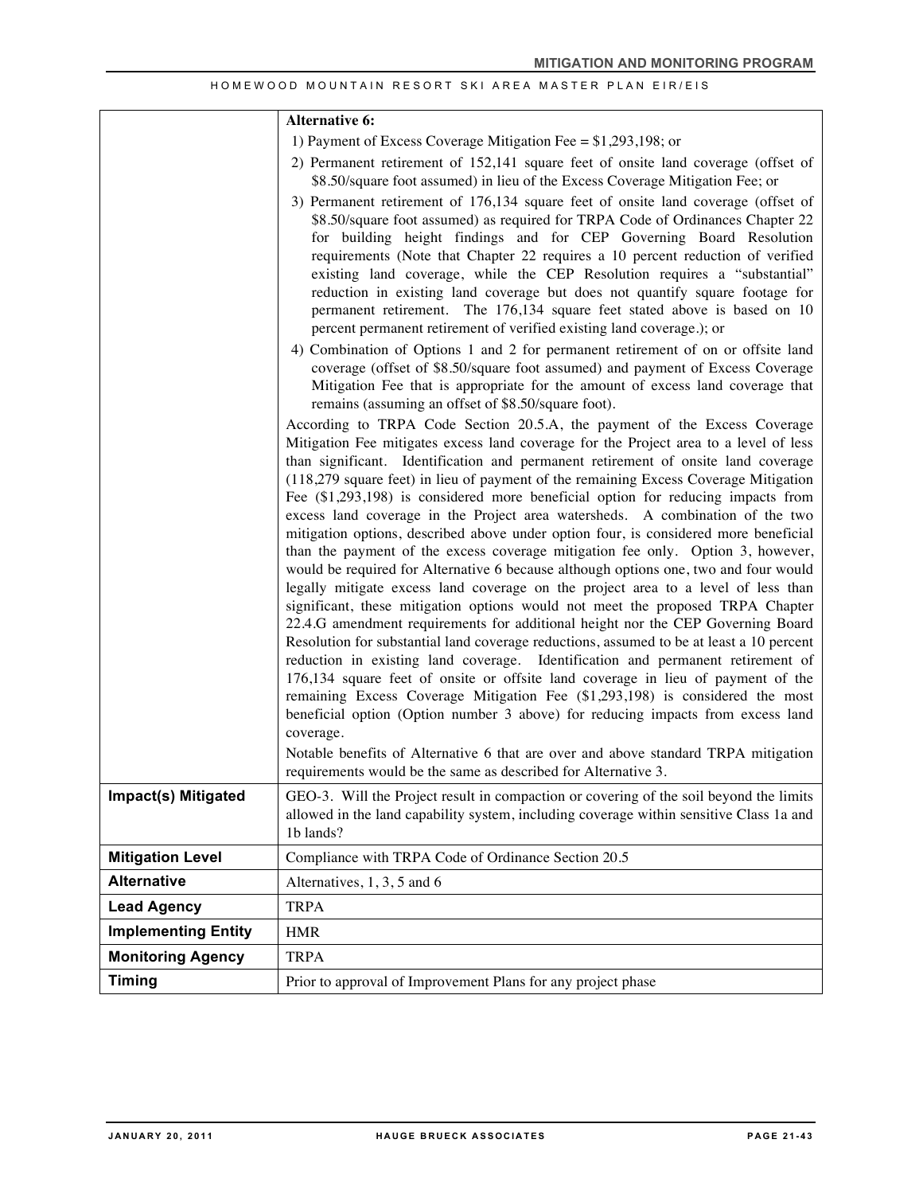| | |
|---|---|
| | **Alternative 6:**<br>1) Payment of Excess Coverage Mitigation Fee = $1,293,198; or<br>2) Permanent retirement of 152,141 square feet of onsite land coverage (offset of $8.50/square foot assumed) in lieu of the Excess Coverage Mitigation Fee; or<br>3) Permanent retirement of 176,134 square feet of onsite land coverage (offset of $8.50/square foot assumed) as required for TRPA Code of Ordinances Chapter 22 for building height findings and for CEP Governing Board Resolution requirements (Note that Chapter 22 requires a 10 percent reduction of verified existing land coverage, while the CEP Resolution requires a "substantial" reduction in existing land coverage but does not quantify square footage for permanent retirement. The 176,134 square feet stated above is based on 10 percent permanent retirement of verified existing land coverage.); or<br>4) Combination of Options 1 and 2 for permanent retirement of on or offsite land coverage (offset of $8.50/square foot assumed) and payment of Excess Coverage Mitigation Fee that is appropriate for the amount of excess land coverage that remains (assuming an offset of $8.50/square foot).<br>According to TRPA Code Section 20.5.A, the payment of the Excess Coverage Mitigation Fee mitigates excess land coverage for the Project area to a level of less than significant. Identification and permanent retirement of onsite land coverage (118,279 square feet) in lieu of payment of the remaining Excess Coverage Mitigation Fee ($1,293,198) is considered more beneficial option for reducing impacts from excess land coverage in the Project area watersheds. A combination of the two mitigation options, described above under option four, is considered more beneficial than the payment of the excess coverage mitigation fee only. Option 3, however, would be required for Alternative 6 because although options one, two and four would legally mitigate excess land coverage on the project area to a level of less than significant, these mitigation options would not meet the proposed TRPA Chapter 22.4.G amendment requirements for additional height nor the CEP Governing Board Resolution for substantial land coverage reductions, assumed to be at least a 10 percent reduction in existing land coverage. Identification and permanent retirement of 176,134 square feet of onsite or offsite land coverage in lieu of payment of the remaining Excess Coverage Mitigation Fee ($1,293,198) is considered the most beneficial option (Option number 3 above) for reducing impacts from excess land coverage.<br>Notable benefits of Alternative 6 that are over and above standard TRPA mitigation requirements would be the same as described for Alternative 3. |
| **Impact(s) Mitigated** | GEO-3. Will the Project result in compaction or covering of the soil beyond the limits allowed in the land capability system, including coverage within sensitive Class 1a and 1b lands? |
| **Mitigation Level** | Compliance with TRPA Code of Ordinance Section 20.5 |
| **Alternative** | Alternatives, 1, 3, 5 and 6 |
| **Lead Agency** | TRPA |
| **Implementing Entity** | HMR |
| **Monitoring Agency** | TRPA |
| **Timing** | Prior to approval of Improvement Plans for any project phase |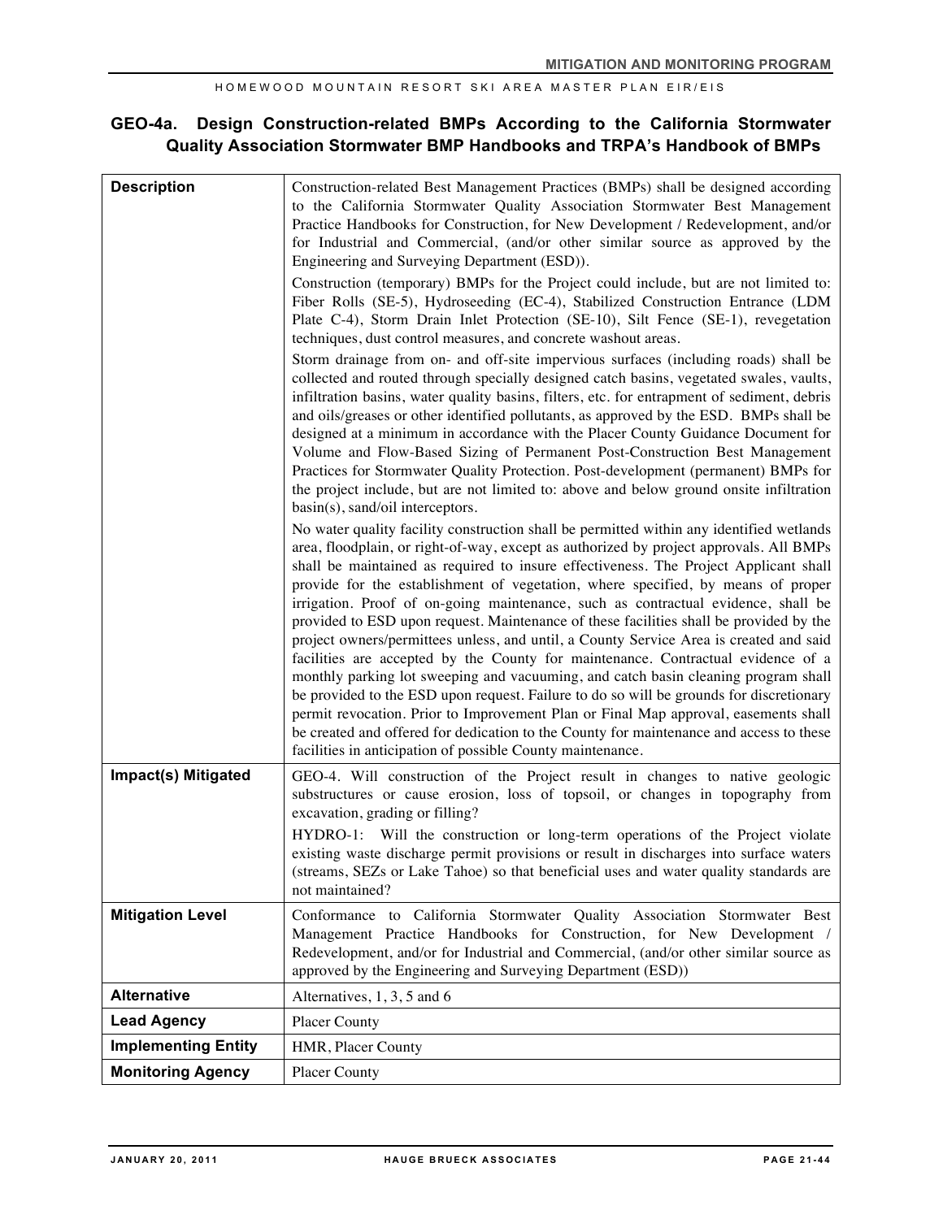## GEO-4a. Design Construction-related BMPs According to the California Stormwater Quality Association Stormwater BMP Handbooks and TRPA's Handbook of BMPs

| | |
|---|---|
| **Description** | Construction-related Best Management Practices (BMPs) shall be designed according to the California Stormwater Quality Association Stormwater Best Management Practice Handbooks for Construction, for New Development / Redevelopment, and/or for Industrial and Commercial, (and/or other similar source as approved by the Engineering and Surveying Department (ESD)).<br><br>Construction (temporary) BMPs for the Project could include, but are not limited to: Fiber Rolls (SE-5), Hydroseeding (EC-4), Stabilized Construction Entrance (LDM Plate C-4), Storm Drain Inlet Protection (SE-10), Silt Fence (SE-1), revegetation techniques, dust control measures, and concrete washout areas.<br><br>Storm drainage from on- and off-site impervious surfaces (including roads) shall be collected and routed through specially designed catch basins, vegetated swales, vaults, infiltration basins, water quality basins, filters, etc. for entrapment of sediment, debris and oils/greases or other identified pollutants, as approved by the ESD. BMPs shall be designed at a minimum in accordance with the Placer County Guidance Document for Volume and Flow-Based Sizing of Permanent Post-Construction Best Management Practices for Stormwater Quality Protection. Post-development (permanent) BMPs for the project include, but are not limited to: above and below ground onsite infiltration basin(s), sand/oil interceptors.<br><br>No water quality facility construction shall be permitted within any identified wetlands area, floodplain, or right-of-way, except as authorized by project approvals. All BMPs shall be maintained as required to insure effectiveness. The Project Applicant shall provide for the establishment of vegetation, where specified, by means of proper irrigation. Proof of on-going maintenance, such as contractual evidence, shall be provided to ESD upon request. Maintenance of these facilities shall be provided by the project owners/permittees unless, and until, a County Service Area is created and said facilities are accepted by the County for maintenance. Contractual evidence of a monthly parking lot sweeping and vacuuming, and catch basin cleaning program shall be provided to the ESD upon request. Failure to do so will be grounds for discretionary permit revocation. Prior to Improvement Plan or Final Map approval, easements shall be created and offered for dedication to the County for maintenance and access to these facilities in anticipation of possible County maintenance. |
| **Impact(s) Mitigated** | GEO-4. Will construction of the Project result in changes to native geologic substructures or cause erosion, loss of topsoil, or changes in topography from excavation, grading or filling?<br><br>HYDRO-1: Will the construction or long-term operations of the Project violate existing waste discharge permit provisions or result in discharges into surface waters (streams, SEZs or Lake Tahoe) so that beneficial uses and water quality standards are not maintained? |
| **Mitigation Level** | Conformance to California Stormwater Quality Association Stormwater Best Management Practice Handbooks for Construction, for New Development / Redevelopment, and/or for Industrial and Commercial, (and/or other similar source as approved by the Engineering and Surveying Department (ESD)) |
| **Alternative** | Alternatives, 1, 3, 5 and 6 |
| **Lead Agency** | Placer County |
| **Implementing Entity** | HMR, Placer County |
| **Monitoring Agency** | Placer County |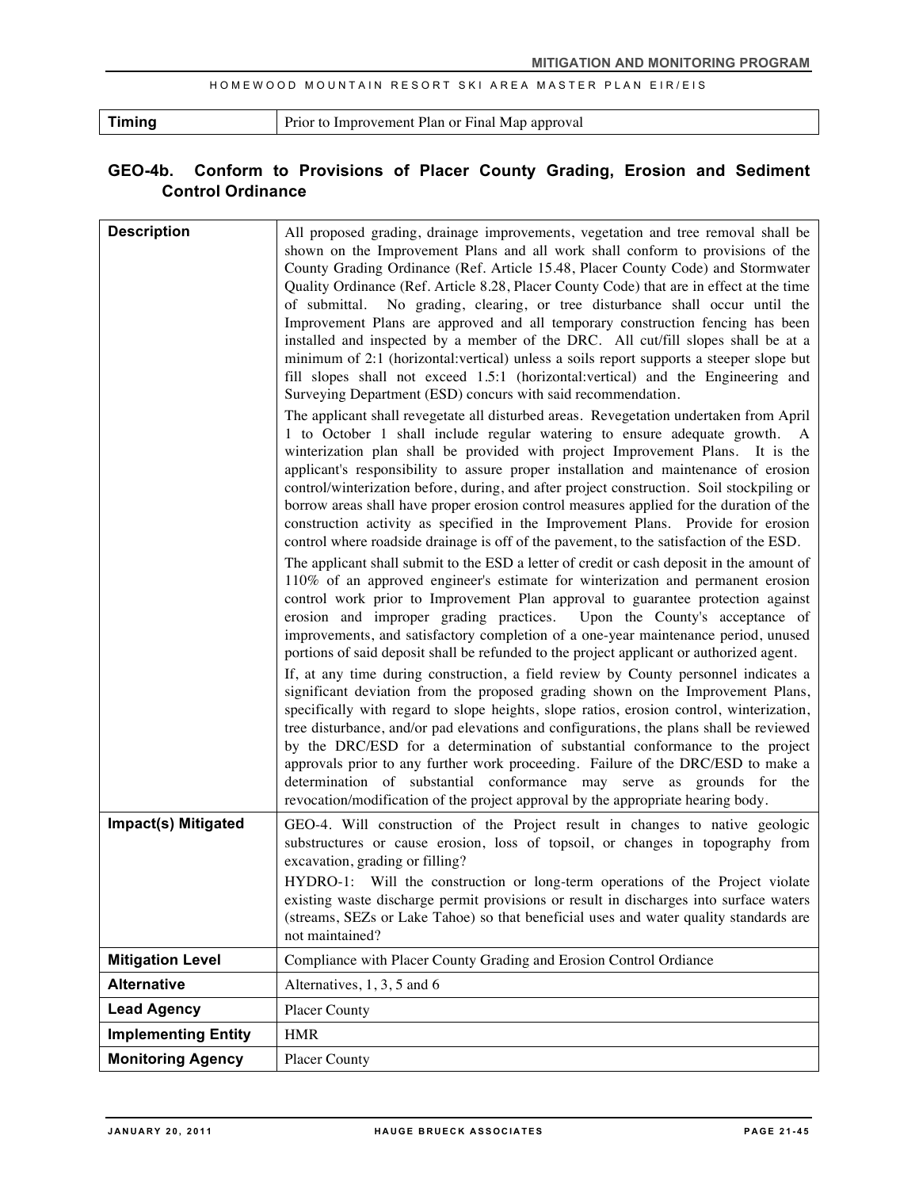| | |
|---|---|
| **Timing** | Prior to Improvement Plan or Final Map approval |

## GEO-4b. Conform to Provisions of Placer County Grading, Erosion and Sediment Control Ordinance

| | |
|---|---|
| **Description** | All proposed grading, drainage improvements, vegetation and tree removal shall be shown on the Improvement Plans and all work shall conform to provisions of the County Grading Ordinance (Ref. Article 15.48, Placer County Code) and Stormwater Quality Ordinance (Ref. Article 8.28, Placer County Code) that are in effect at the time of submittal. No grading, clearing, or tree disturbance shall occur until the Improvement Plans are approved and all temporary construction fencing has been installed and inspected by a member of the DRC. All cut/fill slopes shall be at a minimum of 2:1 (horizontal:vertical) unless a soils report supports a steeper slope but fill slopes shall not exceed 1.5:1 (horizontal:vertical) and the Engineering and Surveying Department (ESD) concurs with said recommendation.<br><br>The applicant shall revegetate all disturbed areas. Revegetation undertaken from April 1 to October 1 shall include regular watering to ensure adequate growth. A winterization plan shall be provided with project Improvement Plans. It is the applicant's responsibility to assure proper installation and maintenance of erosion control/winterization before, during, and after project construction. Soil stockpiling or borrow areas shall have proper erosion control measures applied for the duration of the construction activity as specified in the Improvement Plans. Provide for erosion control where roadside drainage is off of the pavement, to the satisfaction of the ESD.<br><br>The applicant shall submit to the ESD a letter of credit or cash deposit in the amount of 110% of an approved engineer's estimate for winterization and permanent erosion control work prior to Improvement Plan approval to guarantee protection against erosion and improper grading practices. Upon the County's acceptance of improvements, and satisfactory completion of a one-year maintenance period, unused portions of said deposit shall be refunded to the project applicant or authorized agent.<br><br>If, at any time during construction, a field review by County personnel indicates a significant deviation from the proposed grading shown on the Improvement Plans, specifically with regard to slope heights, slope ratios, erosion control, winterization, tree disturbance, and/or pad elevations and configurations, the plans shall be reviewed by the DRC/ESD for a determination of substantial conformance to the project approvals prior to any further work proceeding. Failure of the DRC/ESD to make a determination of substantial conformance may serve as grounds for the revocation/modification of the project approval by the appropriate hearing body. |
| **Impact(s) Mitigated** | GEO-4. Will construction of the Project result in changes to native geologic substructures or cause erosion, loss of topsoil, or changes in topography from excavation, grading or filling?<br><br>HYDRO-1: Will the construction or long-term operations of the Project violate existing waste discharge permit provisions or result in discharges into surface waters (streams, SEZs or Lake Tahoe) so that beneficial uses and water quality standards are not maintained? |
| **Mitigation Level** | Compliance with Placer County Grading and Erosion Control Ordiance |
| **Alternative** | Alternatives, 1, 3, 5 and 6 |
| **Lead Agency** | Placer County |
| **Implementing Entity** | HMR |
| **Monitoring Agency** | Placer County |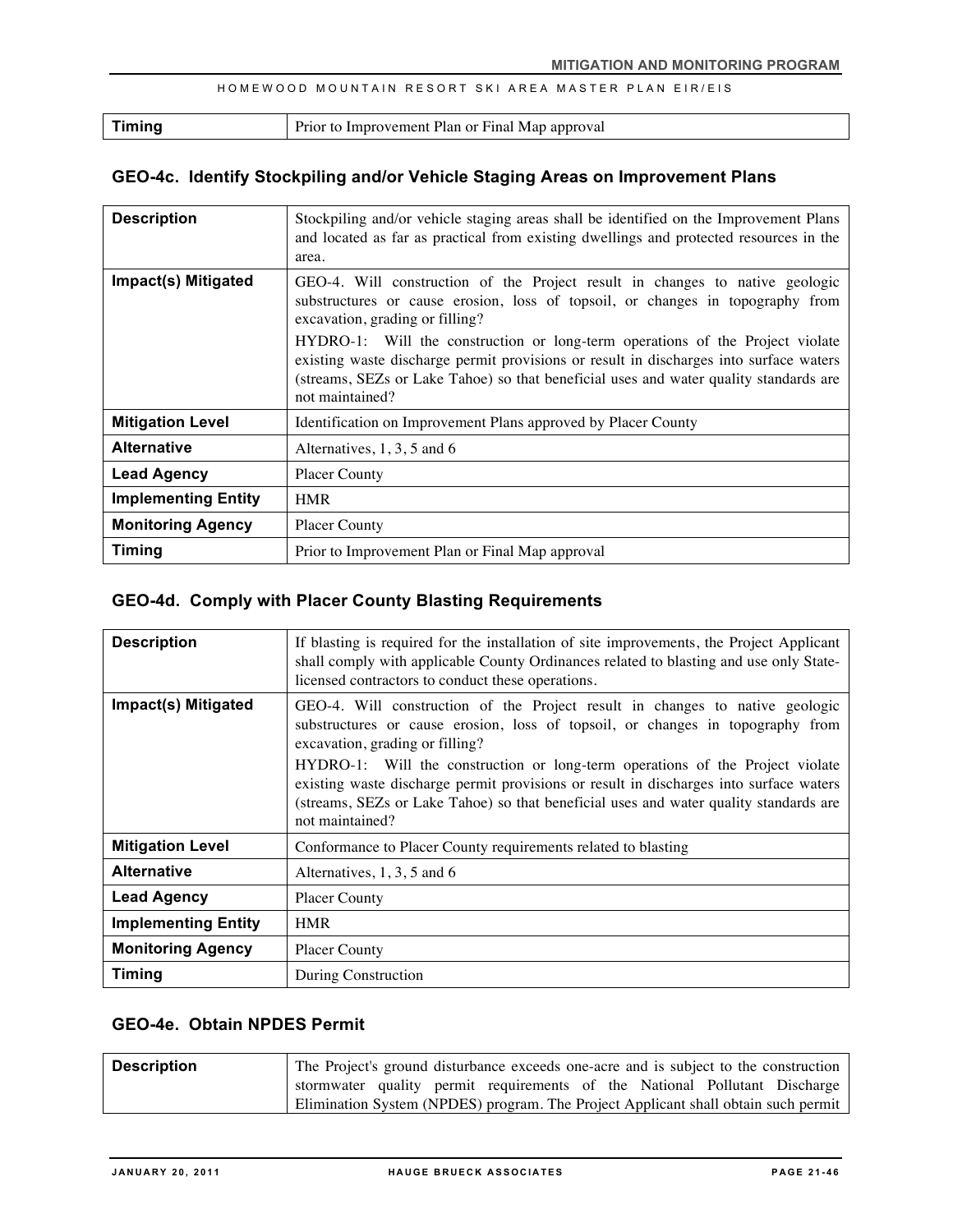| | |
|---|---|
| **Timing** | Prior to Improvement Plan or Final Map approval |

### GEO-4c. Identify Stockpiling and/or Vehicle Staging Areas on Improvement Plans

| | |
|---|---|
| **Description** | Stockpiling and/or vehicle staging areas shall be identified on the Improvement Plans and located as far as practical from existing dwellings and protected resources in the area. |
| **Impact(s) Mitigated** | GEO-4. Will construction of the Project result in changes to native geologic substructures or cause erosion, loss of topsoil, or changes in topography from excavation, grading or filling?<br>HYDRO-1: Will the construction or long-term operations of the Project violate existing waste discharge permit provisions or result in discharges into surface waters (streams, SEZs or Lake Tahoe) so that beneficial uses and water quality standards are not maintained? |
| **Mitigation Level** | Identification on Improvement Plans approved by Placer County |
| **Alternative** | Alternatives, 1, 3, 5 and 6 |
| **Lead Agency** | Placer County |
| **Implementing Entity** | HMR |
| **Monitoring Agency** | Placer County |
| **Timing** | Prior to Improvement Plan or Final Map approval |

### GEO-4d. Comply with Placer County Blasting Requirements

| | |
|---|---|
| **Description** | If blasting is required for the installation of site improvements, the Project Applicant shall comply with applicable County Ordinances related to blasting and use only State-licensed contractors to conduct these operations. |
| **Impact(s) Mitigated** | GEO-4. Will construction of the Project result in changes to native geologic substructures or cause erosion, loss of topsoil, or changes in topography from excavation, grading or filling?<br>HYDRO-1: Will the construction or long-term operations of the Project violate existing waste discharge permit provisions or result in discharges into surface waters (streams, SEZs or Lake Tahoe) so that beneficial uses and water quality standards are not maintained? |
| **Mitigation Level** | Conformance to Placer County requirements related to blasting |
| **Alternative** | Alternatives, 1, 3, 5 and 6 |
| **Lead Agency** | Placer County |
| **Implementing Entity** | HMR |
| **Monitoring Agency** | Placer County |
| **Timing** | During Construction |

### GEO-4e. Obtain NPDES Permit

| | |
|---|---|
| **Description** | The Project's ground disturbance exceeds one-acre and is subject to the construction stormwater quality permit requirements of the National Pollutant Discharge Elimination System (NPDES) program. The Project Applicant shall obtain such permit |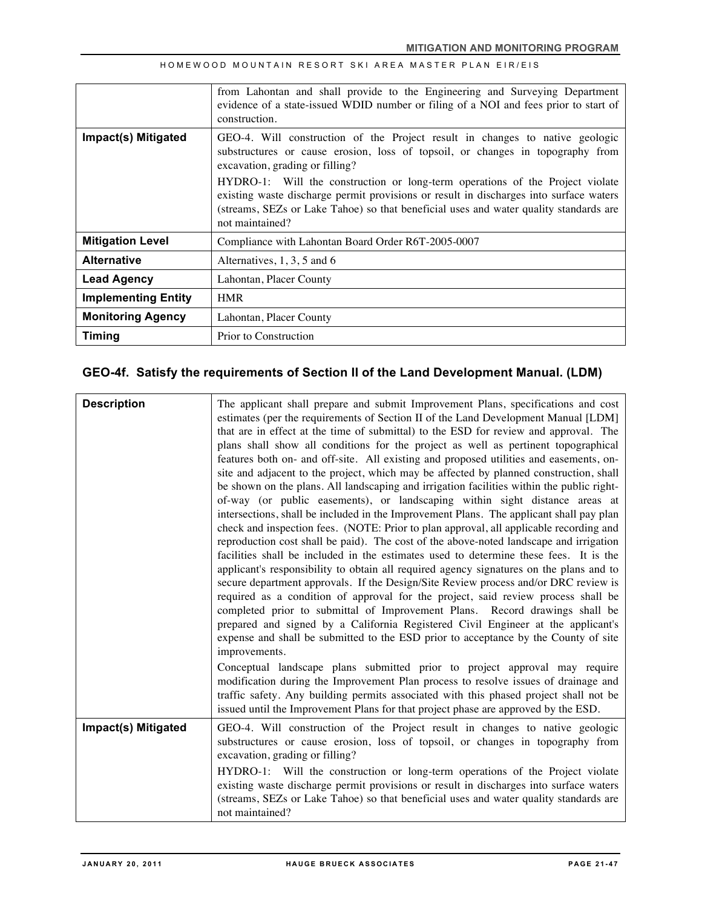| | |
|---|---|
| | from Lahontan and shall provide to the Engineering and Surveying Department evidence of a state-issued WDID number or filing of a NOI and fees prior to start of construction. |
| **Impact(s) Mitigated** | GEO-4. Will construction of the Project result in changes to native geologic substructures or cause erosion, loss of topsoil, or changes in topography from excavation, grading or filling?<br>HYDRO-1: Will the construction or long-term operations of the Project violate existing waste discharge permit provisions or result in discharges into surface waters (streams, SEZs or Lake Tahoe) so that beneficial uses and water quality standards are not maintained? |
| **Mitigation Level** | Compliance with Lahontan Board Order R6T-2005-0007 |
| **Alternative** | Alternatives, 1, 3, 5 and 6 |
| **Lead Agency** | Lahontan, Placer County |
| **Implementing Entity** | HMR |
| **Monitoring Agency** | Lahontan, Placer County |
| **Timing** | Prior to Construction |

### GEO-4f. Satisfy the requirements of Section II of the Land Development Manual. (LDM)

| | |
|---|---|
| **Description** | The applicant shall prepare and submit Improvement Plans, specifications and cost estimates (per the requirements of Section II of the Land Development Manual [LDM] that are in effect at the time of submittal) to the ESD for review and approval. The plans shall show all conditions for the project as well as pertinent topographical features both on- and off-site. All existing and proposed utilities and easements, on-site and adjacent to the project, which may be affected by planned construction, shall be shown on the plans. All landscaping and irrigation facilities within the public right-of-way (or public easements), or landscaping within sight distance areas at intersections, shall be included in the Improvement Plans. The applicant shall pay plan check and inspection fees. (NOTE: Prior to plan approval, all applicable recording and reproduction cost shall be paid). The cost of the above-noted landscape and irrigation facilities shall be included in the estimates used to determine these fees. It is the applicant's responsibility to obtain all required agency signatures on the plans and to secure department approvals. If the Design/Site Review process and/or DRC review is required as a condition of approval for the project, said review process shall be completed prior to submittal of Improvement Plans. Record drawings shall be prepared and signed by a California Registered Civil Engineer at the applicant's expense and shall be submitted to the ESD prior to acceptance by the County of site improvements.<br>Conceptual landscape plans submitted prior to project approval may require modification during the Improvement Plan process to resolve issues of drainage and traffic safety. Any building permits associated with this phased project shall not be issued until the Improvement Plans for that project phase are approved by the ESD. |
| **Impact(s) Mitigated** | GEO-4. Will construction of the Project result in changes to native geologic substructures or cause erosion, loss of topsoil, or changes in topography from excavation, grading or filling?<br>HYDRO-1: Will the construction or long-term operations of the Project violate existing waste discharge permit provisions or result in discharges into surface waters (streams, SEZs or Lake Tahoe) so that beneficial uses and water quality standards are not maintained? |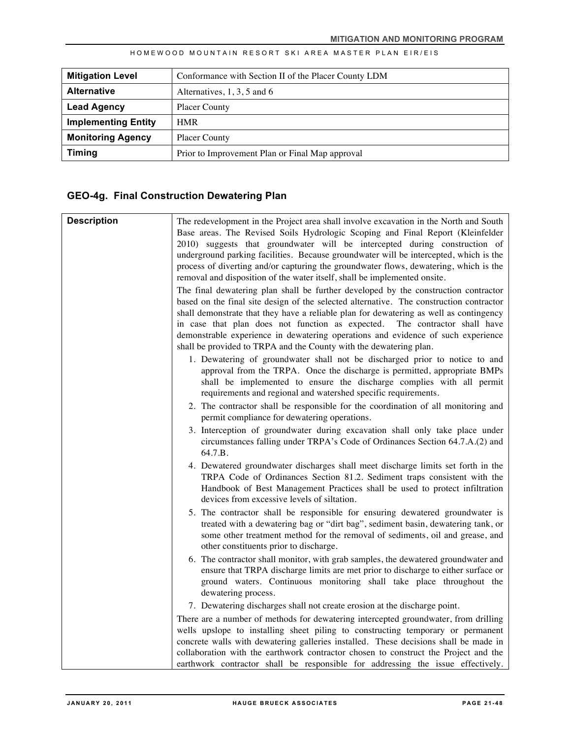| | |
|---|---|
| **Mitigation Level** | Conformance with Section II of the Placer County LDM |
| **Alternative** | Alternatives, 1, 3, 5 and 6 |
| **Lead Agency** | Placer County |
| **Implementing Entity** | HMR |
| **Monitoring Agency** | Placer County |
| **Timing** | Prior to Improvement Plan or Final Map approval |

## GEO-4g. Final Construction Dewatering Plan

| | |
|---|---|
| **Description** | The redevelopment in the Project area shall involve excavation in the North and South Base areas. The Revised Soils Hydrologic Scoping and Final Report (Kleinfelder 2010) suggests that groundwater will be intercepted during construction of underground parking facilities. Because groundwater will be intercepted, which is the process of diverting and/or capturing the groundwater flows, dewatering, which is the removal and disposition of the water itself, shall be implemented onsite.<br>The final dewatering plan shall be further developed by the construction contractor based on the final site design of the selected alternative. The construction contractor shall demonstrate that they have a reliable plan for dewatering as well as contingency in case that plan does not function as expected. The contractor shall have demonstrable experience in dewatering operations and evidence of such experience shall be provided to TRPA and the County with the dewatering plan.<br>1. Dewatering of groundwater shall not be discharged prior to notice to and approval from the TRPA. Once the discharge is permitted, appropriate BMPs shall be implemented to ensure the discharge complies with all permit requirements and regional and watershed specific requirements.<br>2. The contractor shall be responsible for the coordination of all monitoring and permit compliance for dewatering operations.<br>3. Interception of groundwater during excavation shall only take place under circumstances falling under TRPA's Code of Ordinances Section 64.7.A.(2) and 64.7.B.<br>4. Dewatered groundwater discharges shall meet discharge limits set forth in the TRPA Code of Ordinances Section 81.2. Sediment traps consistent with the Handbook of Best Management Practices shall be used to protect infiltration devices from excessive levels of siltation.<br>5. The contractor shall be responsible for ensuring dewatered groundwater is treated with a dewatering bag or "dirt bag", sediment basin, dewatering tank, or some other treatment method for the removal of sediments, oil and grease, and other constituents prior to discharge.<br>6. The contractor shall monitor, with grab samples, the dewatered groundwater and ensure that TRPA discharge limits are met prior to discharge to either surface or ground waters. Continuous monitoring shall take place throughout the dewatering process.<br>7. Dewatering discharges shall not create erosion at the discharge point.<br>There are a number of methods for dewatering intercepted groundwater, from drilling wells upslope to installing sheet piling to constructing temporary or permanent concrete walls with dewatering galleries installed. These decisions shall be made in collaboration with the earthwork contractor chosen to construct the Project and the earthwork contractor shall be responsible for addressing the issue effectively. |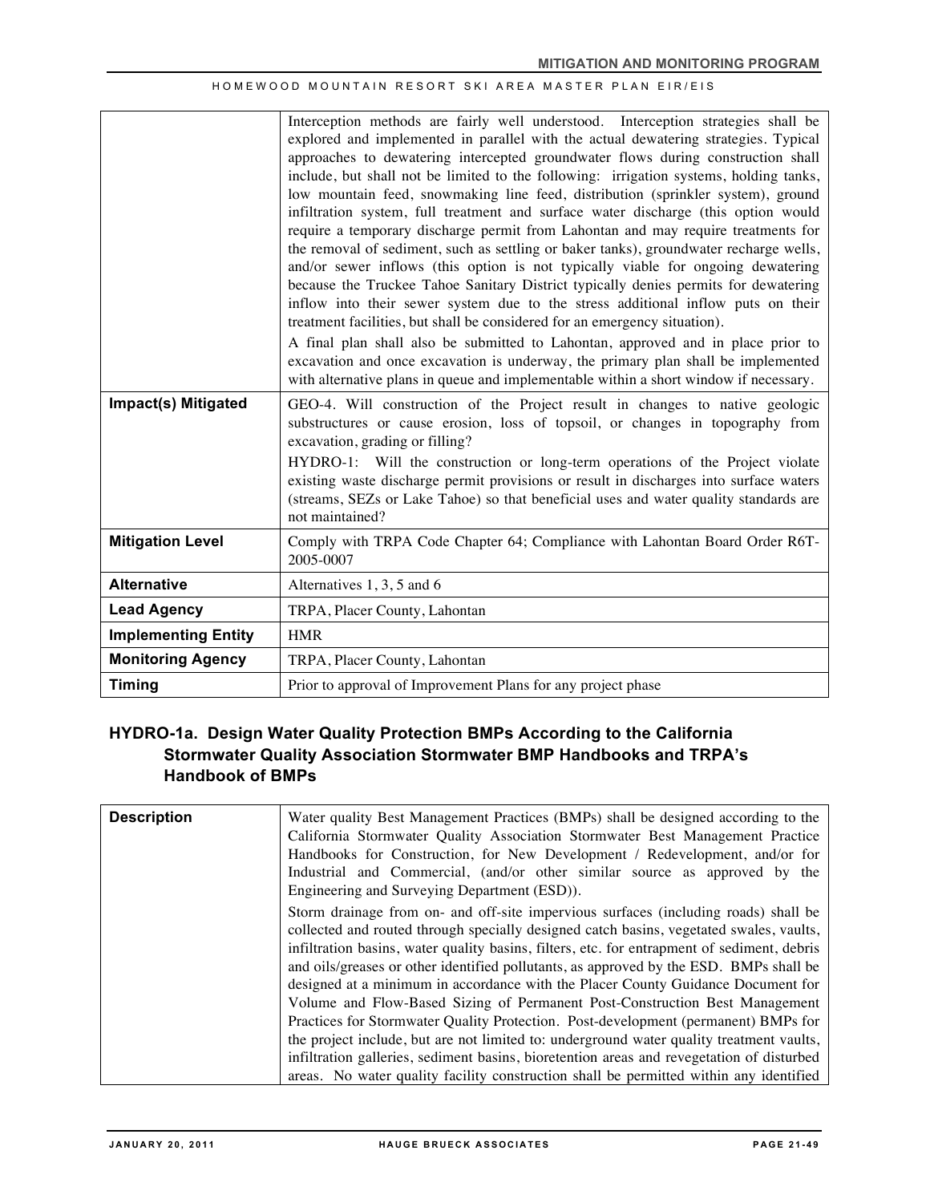| | |
|---|---|
| | Interception methods are fairly well understood. Interception strategies shall be explored and implemented in parallel with the actual dewatering strategies. Typical approaches to dewatering intercepted groundwater flows during construction shall include, but shall not be limited to the following: irrigation systems, holding tanks, low mountain feed, snowmaking line feed, distribution (sprinkler system), ground infiltration system, full treatment and surface water discharge (this option would require a temporary discharge permit from Lahontan and may require treatments for the removal of sediment, such as settling or baker tanks), groundwater recharge wells, and/or sewer inflows (this option is not typically viable for ongoing dewatering because the Truckee Tahoe Sanitary District typically denies permits for dewatering inflow into their sewer system due to the stress additional inflow puts on their treatment facilities, but shall be considered for an emergency situation).<br>A final plan shall also be submitted to Lahontan, approved and in place prior to excavation and once excavation is underway, the primary plan shall be implemented with alternative plans in queue and implementable within a short window if necessary. |
| **Impact(s) Mitigated** | GEO-4. Will construction of the Project result in changes to native geologic substructures or cause erosion, loss of topsoil, or changes in topography from excavation, grading or filling?<br>HYDRO-1: Will the construction or long-term operations of the Project violate existing waste discharge permit provisions or result in discharges into surface waters (streams, SEZs or Lake Tahoe) so that beneficial uses and water quality standards are not maintained? |
| **Mitigation Level** | Comply with TRPA Code Chapter 64; Compliance with Lahontan Board Order R6T-2005-0007 |
| **Alternative** | Alternatives 1, 3, 5 and 6 |
| **Lead Agency** | TRPA, Placer County, Lahontan |
| **Implementing Entity** | HMR |
| **Monitoring Agency** | TRPA, Placer County, Lahontan |
| **Timing** | Prior to approval of Improvement Plans for any project phase |

### HYDRO-1a. Design Water Quality Protection BMPs According to the California Stormwater Quality Association Stormwater BMP Handbooks and TRPA's Handbook of BMPs

| | |
|---|---|
| **Description** | Water quality Best Management Practices (BMPs) shall be designed according to the California Stormwater Quality Association Stormwater Best Management Practice Handbooks for Construction, for New Development / Redevelopment, and/or for Industrial and Commercial, (and/or other similar source as approved by the Engineering and Surveying Department (ESD)).<br>Storm drainage from on- and off-site impervious surfaces (including roads) shall be collected and routed through specially designed catch basins, vegetated swales, vaults, infiltration basins, water quality basins, filters, etc. for entrapment of sediment, debris and oils/greases or other identified pollutants, as approved by the ESD. BMPs shall be designed at a minimum in accordance with the Placer County Guidance Document for Volume and Flow-Based Sizing of Permanent Post-Construction Best Management Practices for Stormwater Quality Protection. Post-development (permanent) BMPs for the project include, but are not limited to: underground water quality treatment vaults, infiltration galleries, sediment basins, bioretention areas and revegetation of disturbed areas. No water quality facility construction shall be permitted within any identified |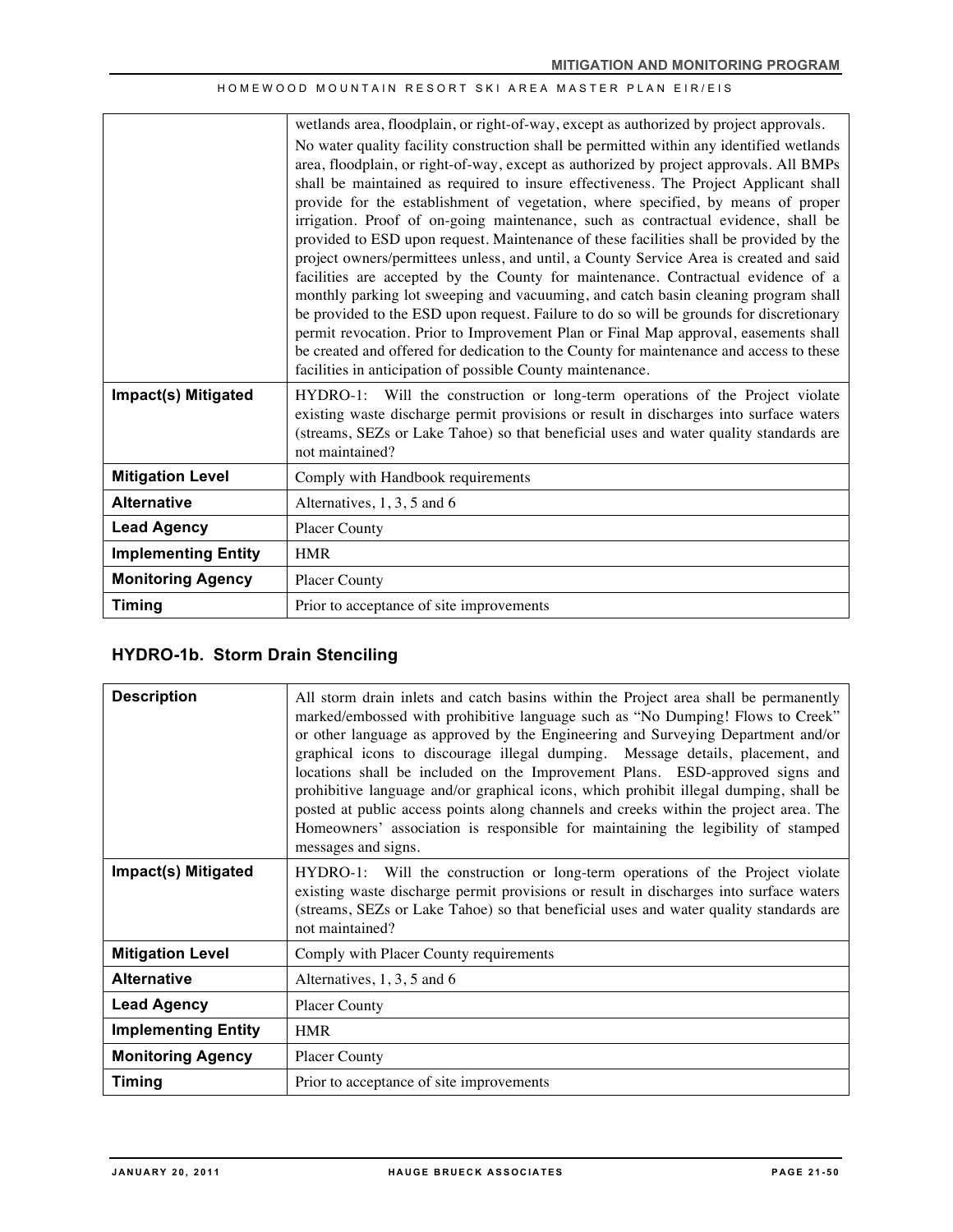| | |
|---|---|
| | wetlands area, floodplain, or right-of-way, except as authorized by project approvals. No water quality facility construction shall be permitted within any identified wetlands area, floodplain, or right-of-way, except as authorized by project approvals. All BMPs shall be maintained as required to insure effectiveness. The Project Applicant shall provide for the establishment of vegetation, where specified, by means of proper irrigation. Proof of on-going maintenance, such as contractual evidence, shall be provided to ESD upon request. Maintenance of these facilities shall be provided by the project owners/permittees unless, and until, a County Service Area is created and said facilities are accepted by the County for maintenance. Contractual evidence of a monthly parking lot sweeping and vacuuming, and catch basin cleaning program shall be provided to the ESD upon request. Failure to do so will be grounds for discretionary permit revocation. Prior to Improvement Plan or Final Map approval, easements shall be created and offered for dedication to the County for maintenance and access to these facilities in anticipation of possible County maintenance. |
| **Impact(s) Mitigated** | HYDRO-1: Will the construction or long-term operations of the Project violate existing waste discharge permit provisions or result in discharges into surface waters (streams, SEZs or Lake Tahoe) so that beneficial uses and water quality standards are not maintained? |
| **Mitigation Level** | Comply with Handbook requirements |
| **Alternative** | Alternatives, 1, 3, 5 and 6 |
| **Lead Agency** | Placer County |
| **Implementing Entity** | HMR |
| **Monitoring Agency** | Placer County |
| **Timing** | Prior to acceptance of site improvements |

### HYDRO-1b. Storm Drain Stenciling

| | |
|---|---|
| **Description** | All storm drain inlets and catch basins within the Project area shall be permanently marked/embossed with prohibitive language such as "No Dumping! Flows to Creek" or other language as approved by the Engineering and Surveying Department and/or graphical icons to discourage illegal dumping. Message details, placement, and locations shall be included on the Improvement Plans. ESD-approved signs and prohibitive language and/or graphical icons, which prohibit illegal dumping, shall be posted at public access points along channels and creeks within the project area. The Homeowners' association is responsible for maintaining the legibility of stamped messages and signs. |
| **Impact(s) Mitigated** | HYDRO-1: Will the construction or long-term operations of the Project violate existing waste discharge permit provisions or result in discharges into surface waters (streams, SEZs or Lake Tahoe) so that beneficial uses and water quality standards are not maintained? |
| **Mitigation Level** | Comply with Placer County requirements |
| **Alternative** | Alternatives, 1, 3, 5 and 6 |
| **Lead Agency** | Placer County |
| **Implementing Entity** | HMR |
| **Monitoring Agency** | Placer County |
| **Timing** | Prior to acceptance of site improvements |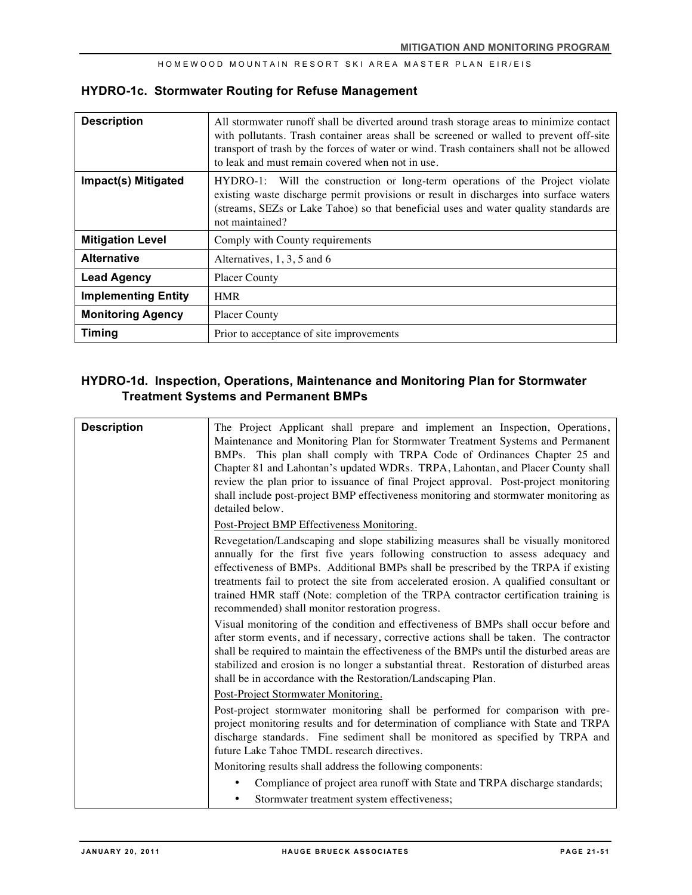### HYDRO-1c. Stormwater Routing for Refuse Management

| | |
|---|---|
| **Description** | All stormwater runoff shall be diverted around trash storage areas to minimize contact with pollutants. Trash container areas shall be screened or walled to prevent off-site transport of trash by the forces of water or wind. Trash containers shall not be allowed to leak and must remain covered when not in use. |
| **Impact(s) Mitigated** | HYDRO-1: Will the construction or long-term operations of the Project violate existing waste discharge permit provisions or result in discharges into surface waters (streams, SEZs or Lake Tahoe) so that beneficial uses and water quality standards are not maintained? |
| **Mitigation Level** | Comply with County requirements |
| **Alternative** | Alternatives, 1, 3, 5 and 6 |
| **Lead Agency** | Placer County |
| **Implementing Entity** | HMR |
| **Monitoring Agency** | Placer County |
| **Timing** | Prior to acceptance of site improvements |

### HYDRO-1d. Inspection, Operations, Maintenance and Monitoring Plan for Stormwater Treatment Systems and Permanent BMPs

| | |
|---|---|
| **Description** | The Project Applicant shall prepare and implement an Inspection, Operations, Maintenance and Monitoring Plan for Stormwater Treatment Systems and Permanent BMPs. This plan shall comply with TRPA Code of Ordinances Chapter 25 and Chapter 81 and Lahontan's updated WDRs. TRPA, Lahontan, and Placer County shall review the plan prior to issuance of final Project approval. Post-project monitoring shall include post-project BMP effectiveness monitoring and stormwater monitoring as detailed below.<br><br><u>Post-Project BMP Effectiveness Monitoring.</u><br><br>Revegetation/Landscaping and slope stabilizing measures shall be visually monitored annually for the first five years following construction to assess adequacy and effectiveness of BMPs. Additional BMPs shall be prescribed by the TRPA if existing treatments fail to protect the site from accelerated erosion. A qualified consultant or trained HMR staff (Note: completion of the TRPA contractor certification training is recommended) shall monitor restoration progress.<br><br>Visual monitoring of the condition and effectiveness of BMPs shall occur before and after storm events, and if necessary, corrective actions shall be taken. The contractor shall be required to maintain the effectiveness of the BMPs until the disturbed areas are stabilized and erosion is no longer a substantial threat. Restoration of disturbed areas shall be in accordance with the Restoration/Landscaping Plan.<br><br><u>Post-Project Stormwater Monitoring.</u><br><br>Post-project stormwater monitoring shall be performed for comparison with pre-project monitoring results and for determination of compliance with State and TRPA discharge standards. Fine sediment shall be monitored as specified by TRPA and future Lake Tahoe TMDL research directives.<br><br>Monitoring results shall address the following components:<br>• Compliance of project area runoff with State and TRPA discharge standards;<br>• Stormwater treatment system effectiveness; |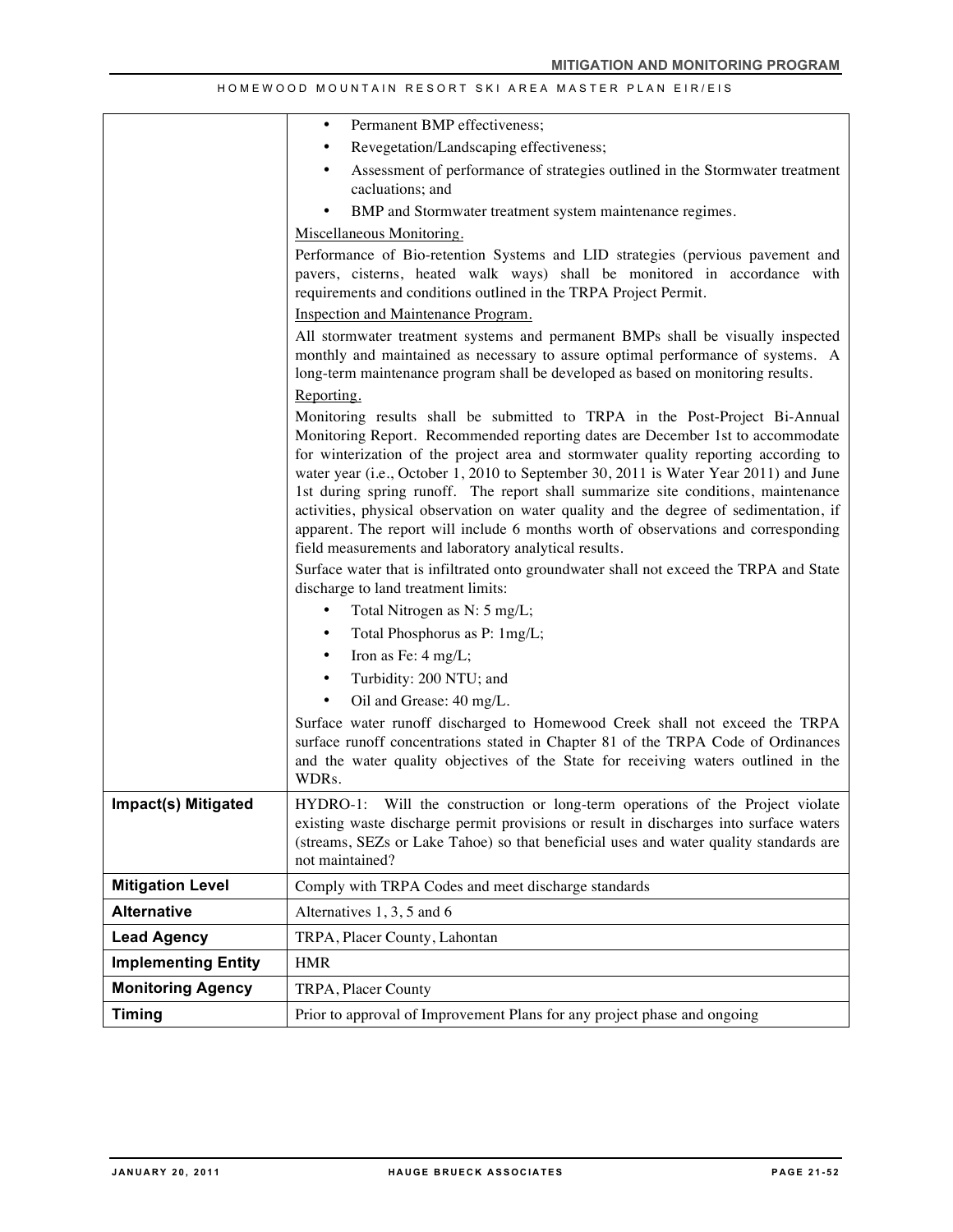| | |
|---|---|
| | • Permanent BMP effectiveness;<br>• Revegetation/Landscaping effectiveness;<br>• Assessment of performance of strategies outlined in the Stormwater treatment cacluations; and<br>• BMP and Stormwater treatment system maintenance regimes.<br><u>Miscellaneous Monitoring.</u><br>Performance of Bio-retention Systems and LID strategies (pervious pavement and pavers, cisterns, heated walk ways) shall be monitored in accordance with requirements and conditions outlined in the TRPA Project Permit.<br><u>Inspection and Maintenance Program.</u><br>All stormwater treatment systems and permanent BMPs shall be visually inspected monthly and maintained as necessary to assure optimal performance of systems. A long-term maintenance program shall be developed as based on monitoring results.<br><u>Reporting.</u><br>Monitoring results shall be submitted to TRPA in the Post-Project Bi-Annual Monitoring Report. Recommended reporting dates are December 1st to accommodate for winterization of the project area and stormwater quality reporting according to water year (i.e., October 1, 2010 to September 30, 2011 is Water Year 2011) and June 1st during spring runoff. The report shall summarize site conditions, maintenance activities, physical observation on water quality and the degree of sedimentation, if apparent. The report will include 6 months worth of observations and corresponding field measurements and laboratory analytical results.<br>Surface water that is infiltrated onto groundwater shall not exceed the TRPA and State discharge to land treatment limits:<br>• Total Nitrogen as N: 5 mg/L;<br>• Total Phosphorus as P: 1mg/L;<br>• Iron as Fe: 4 mg/L;<br>• Turbidity: 200 NTU; and<br>• Oil and Grease: 40 mg/L.<br>Surface water runoff discharged to Homewood Creek shall not exceed the TRPA surface runoff concentrations stated in Chapter 81 of the TRPA Code of Ordinances and the water quality objectives of the State for receiving waters outlined in the WDRs. |
| **Impact(s) Mitigated** | HYDRO-1: Will the construction or long-term operations of the Project violate existing waste discharge permit provisions or result in discharges into surface waters (streams, SEZs or Lake Tahoe) so that beneficial uses and water quality standards are not maintained? |
| **Mitigation Level** | Comply with TRPA Codes and meet discharge standards |
| **Alternative** | Alternatives 1, 3, 5 and 6 |
| **Lead Agency** | TRPA, Placer County, Lahontan |
| **Implementing Entity** | HMR |
| **Monitoring Agency** | TRPA, Placer County |
| **Timing** | Prior to approval of Improvement Plans for any project phase and ongoing |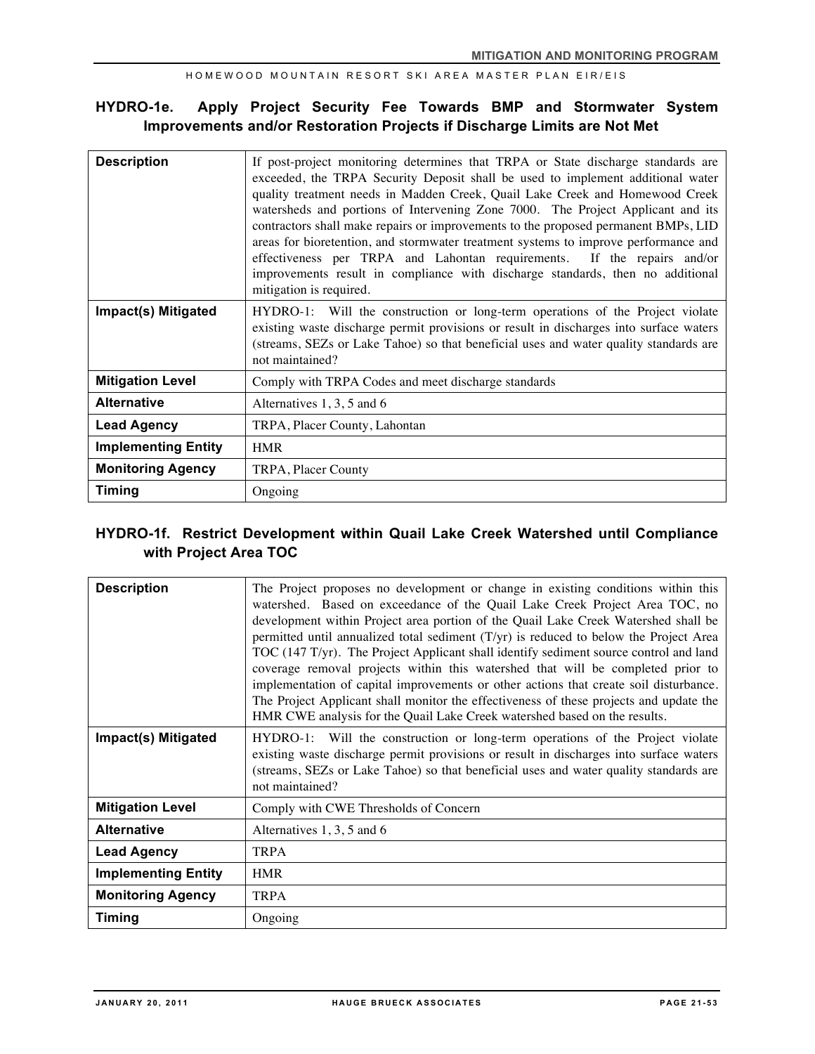### HYDRO-1e. Apply Project Security Fee Towards BMP and Stormwater System Improvements and/or Restoration Projects if Discharge Limits are Not Met

| | |
|---|---|
| **Description** | If post-project monitoring determines that TRPA or State discharge standards are exceeded, the TRPA Security Deposit shall be used to implement additional water quality treatment needs in Madden Creek, Quail Lake Creek and Homewood Creek watersheds and portions of Intervening Zone 7000. The Project Applicant and its contractors shall make repairs or improvements to the proposed permanent BMPs, LID areas for bioretention, and stormwater treatment systems to improve performance and effectiveness per TRPA and Lahontan requirements. If the repairs and/or improvements result in compliance with discharge standards, then no additional mitigation is required. |
| **Impact(s) Mitigated** | HYDRO-1: Will the construction or long-term operations of the Project violate existing waste discharge permit provisions or result in discharges into surface waters (streams, SEZs or Lake Tahoe) so that beneficial uses and water quality standards are not maintained? |
| **Mitigation Level** | Comply with TRPA Codes and meet discharge standards |
| **Alternative** | Alternatives 1, 3, 5 and 6 |
| **Lead Agency** | TRPA, Placer County, Lahontan |
| **Implementing Entity** | HMR |
| **Monitoring Agency** | TRPA, Placer County |
| **Timing** | Ongoing |

### HYDRO-1f. Restrict Development within Quail Lake Creek Watershed until Compliance with Project Area TOC

| | |
|---|---|
| **Description** | The Project proposes no development or change in existing conditions within this watershed. Based on exceedance of the Quail Lake Creek Project Area TOC, no development within Project area portion of the Quail Lake Creek Watershed shall be permitted until annualized total sediment (T/yr) is reduced to below the Project Area TOC (147 T/yr). The Project Applicant shall identify sediment source control and land coverage removal projects within this watershed that will be completed prior to implementation of capital improvements or other actions that create soil disturbance. The Project Applicant shall monitor the effectiveness of these projects and update the HMR CWE analysis for the Quail Lake Creek watershed based on the results. |
| **Impact(s) Mitigated** | HYDRO-1: Will the construction or long-term operations of the Project violate existing waste discharge permit provisions or result in discharges into surface waters (streams, SEZs or Lake Tahoe) so that beneficial uses and water quality standards are not maintained? |
| **Mitigation Level** | Comply with CWE Thresholds of Concern |
| **Alternative** | Alternatives 1, 3, 5 and 6 |
| **Lead Agency** | TRPA |
| **Implementing Entity** | HMR |
| **Monitoring Agency** | TRPA |
| **Timing** | Ongoing |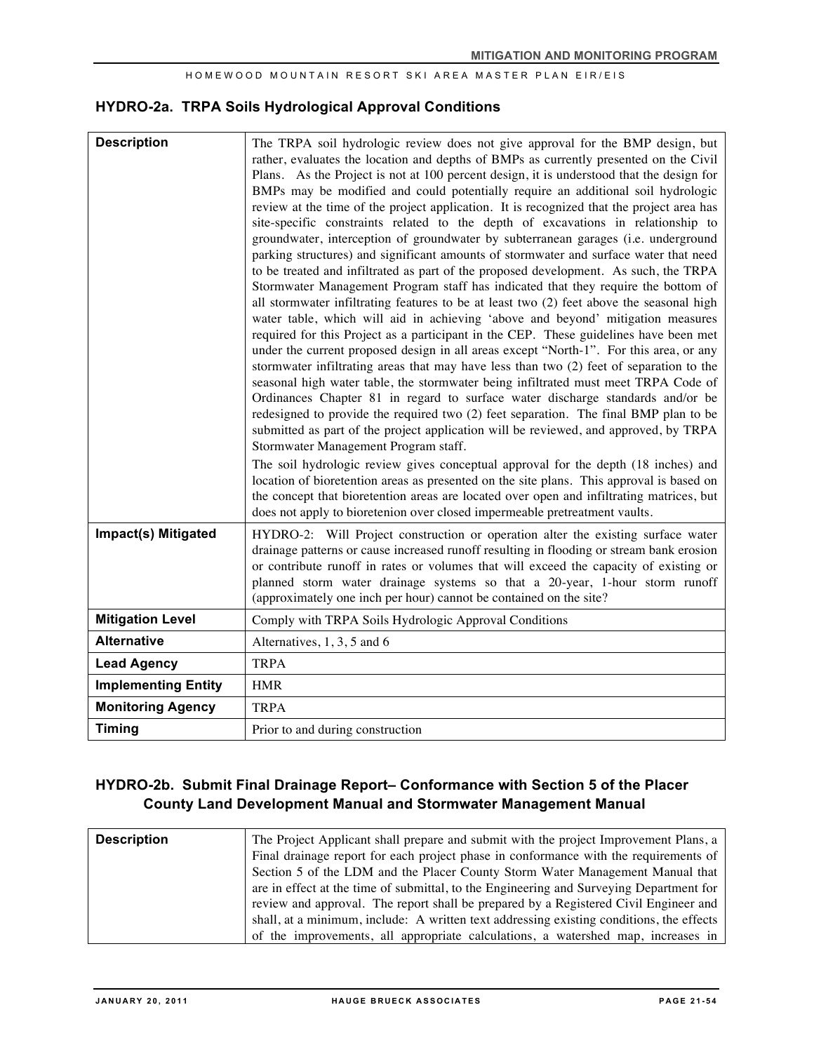### HYDRO-2a. TRPA Soils Hydrological Approval Conditions

| | |
|---|---|
| **Description** | The TRPA soil hydrologic review does not give approval for the BMP design, but rather, evaluates the location and depths of BMPs as currently presented on the Civil Plans. As the Project is not at 100 percent design, it is understood that the design for BMPs may be modified and could potentially require an additional soil hydrologic review at the time of the project application. It is recognized that the project area has site-specific constraints related to the depth of excavations in relationship to groundwater, interception of groundwater by subterranean garages (i.e. underground parking structures) and significant amounts of stormwater and surface water that need to be treated and infiltrated as part of the proposed development. As such, the TRPA Stormwater Management Program staff has indicated that they require the bottom of all stormwater infiltrating features to be at least two (2) feet above the seasonal high water table, which will aid in achieving 'above and beyond' mitigation measures required for this Project as a participant in the CEP. These guidelines have been met under the current proposed design in all areas except "North-1". For this area, or any stormwater infiltrating areas that may have less than two (2) feet of separation to the seasonal high water table, the stormwater being infiltrated must meet TRPA Code of Ordinances Chapter 81 in regard to surface water discharge standards and/or be redesigned to provide the required two (2) feet separation. The final BMP plan to be submitted as part of the project application will be reviewed, and approved, by TRPA Stormwater Management Program staff.<br>The soil hydrologic review gives conceptual approval for the depth (18 inches) and location of bioretention areas as presented on the site plans. This approval is based on the concept that bioretention areas are located over open and infiltrating matrices, but does not apply to bioretenion over closed impermeable pretreatment vaults. |
| **Impact(s) Mitigated** | HYDRO-2: Will Project construction or operation alter the existing surface water drainage patterns or cause increased runoff resulting in flooding or stream bank erosion or contribute runoff in rates or volumes that will exceed the capacity of existing or planned storm water drainage systems so that a 20-year, 1-hour storm runoff (approximately one inch per hour) cannot be contained on the site? |
| **Mitigation Level** | Comply with TRPA Soils Hydrologic Approval Conditions |
| **Alternative** | Alternatives, 1, 3, 5 and 6 |
| **Lead Agency** | TRPA |
| **Implementing Entity** | HMR |
| **Monitoring Agency** | TRPA |
| **Timing** | Prior to and during construction |

### HYDRO-2b. Submit Final Drainage Report– Conformance with Section 5 of the Placer County Land Development Manual and Stormwater Management Manual

| | |
|---|---|
| **Description** | The Project Applicant shall prepare and submit with the project Improvement Plans, a Final drainage report for each project phase in conformance with the requirements of Section 5 of the LDM and the Placer County Storm Water Management Manual that are in effect at the time of submittal, to the Engineering and Surveying Department for review and approval. The report shall be prepared by a Registered Civil Engineer and shall, at a minimum, include: A written text addressing existing conditions, the effects of the improvements, all appropriate calculations, a watershed map, increases in |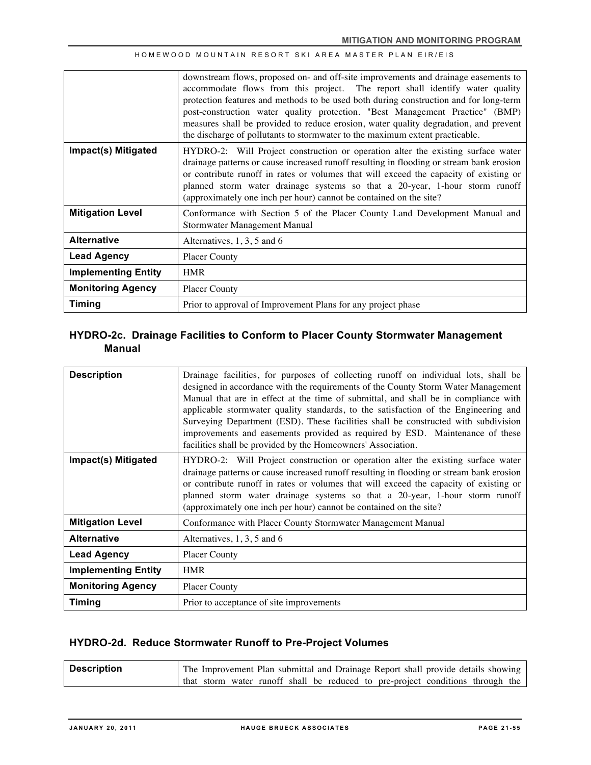| | |
|---|---|
| | downstream flows, proposed on- and off-site improvements and drainage easements to accommodate flows from this project. The report shall identify water quality protection features and methods to be used both during construction and for long-term post-construction water quality protection. "Best Management Practice" (BMP) measures shall be provided to reduce erosion, water quality degradation, and prevent the discharge of pollutants to stormwater to the maximum extent practicable. |
| **Impact(s) Mitigated** | HYDRO-2: Will Project construction or operation alter the existing surface water drainage patterns or cause increased runoff resulting in flooding or stream bank erosion or contribute runoff in rates or volumes that will exceed the capacity of existing or planned storm water drainage systems so that a 20-year, 1-hour storm runoff (approximately one inch per hour) cannot be contained on the site? |
| **Mitigation Level** | Conformance with Section 5 of the Placer County Land Development Manual and Stormwater Management Manual |
| **Alternative** | Alternatives, 1, 3, 5 and 6 |
| **Lead Agency** | Placer County |
| **Implementing Entity** | HMR |
| **Monitoring Agency** | Placer County |
| **Timing** | Prior to approval of Improvement Plans for any project phase |

### HYDRO-2c. Drainage Facilities to Conform to Placer County Stormwater Management Manual

| | |
|---|---|
| **Description** | Drainage facilities, for purposes of collecting runoff on individual lots, shall be designed in accordance with the requirements of the County Storm Water Management Manual that are in effect at the time of submittal, and shall be in compliance with applicable stormwater quality standards, to the satisfaction of the Engineering and Surveying Department (ESD). These facilities shall be constructed with subdivision improvements and easements provided as required by ESD. Maintenance of these facilities shall be provided by the Homeowners' Association. |
| **Impact(s) Mitigated** | HYDRO-2: Will Project construction or operation alter the existing surface water drainage patterns or cause increased runoff resulting in flooding or stream bank erosion or contribute runoff in rates or volumes that will exceed the capacity of existing or planned storm water drainage systems so that a 20-year, 1-hour storm runoff (approximately one inch per hour) cannot be contained on the site? |
| **Mitigation Level** | Conformance with Placer County Stormwater Management Manual |
| **Alternative** | Alternatives, 1, 3, 5 and 6 |
| **Lead Agency** | Placer County |
| **Implementing Entity** | HMR |
| **Monitoring Agency** | Placer County |
| **Timing** | Prior to acceptance of site improvements |

### HYDRO-2d. Reduce Stormwater Runoff to Pre-Project Volumes

| | |
|---|---|
| **Description** | The Improvement Plan submittal and Drainage Report shall provide details showing that storm water runoff shall be reduced to pre-project conditions through the |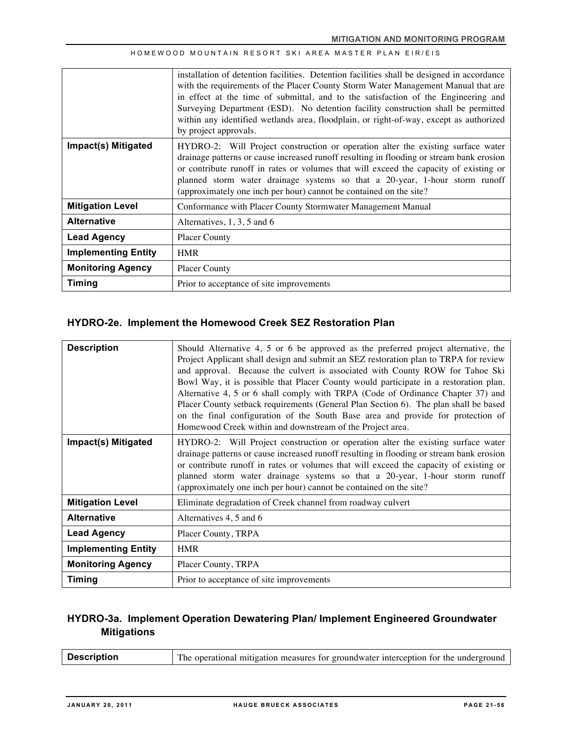| | |
|---|---|
| | installation of detention facilities. Detention facilities shall be designed in accordance with the requirements of the Placer County Storm Water Management Manual that are in effect at the time of submittal, and to the satisfaction of the Engineering and Surveying Department (ESD). No detention facility construction shall be permitted within any identified wetlands area, floodplain, or right-of-way, except as authorized by project approvals. |
| **Impact(s) Mitigated** | HYDRO-2: Will Project construction or operation alter the existing surface water drainage patterns or cause increased runoff resulting in flooding or stream bank erosion or contribute runoff in rates or volumes that will exceed the capacity of existing or planned storm water drainage systems so that a 20-year, 1-hour storm runoff (approximately one inch per hour) cannot be contained on the site? |
| **Mitigation Level** | Conformance with Placer County Stormwater Management Manual |
| **Alternative** | Alternatives, 1, 3, 5 and 6 |
| **Lead Agency** | Placer County |
| **Implementing Entity** | HMR |
| **Monitoring Agency** | Placer County |
| **Timing** | Prior to acceptance of site improvements |

### HYDRO-2e. Implement the Homewood Creek SEZ Restoration Plan

| | |
|---|---|
| **Description** | Should Alternative 4, 5 or 6 be approved as the preferred project alternative, the Project Applicant shall design and submit an SEZ restoration plan to TRPA for review and approval. Because the culvert is associated with County ROW for Tahoe Ski Bowl Way, it is possible that Placer County would participate in a restoration plan. Alternative 4, 5 or 6 shall comply with TRPA (Code of Ordinance Chapter 37) and Placer County setback requirements (General Plan Section 6). The plan shall be based on the final configuration of the South Base area and provide for protection of Homewood Creek within and downstream of the Project area. |
| **Impact(s) Mitigated** | HYDRO-2: Will Project construction or operation alter the existing surface water drainage patterns or cause increased runoff resulting in flooding or stream bank erosion or contribute runoff in rates or volumes that will exceed the capacity of existing or planned storm water drainage systems so that a 20-year, 1-hour storm runoff (approximately one inch per hour) cannot be contained on the site? |
| **Mitigation Level** | Eliminate degradation of Creek channel from roadway culvert |
| **Alternative** | Alternatives 4, 5 and 6 |
| **Lead Agency** | Placer County, TRPA |
| **Implementing Entity** | HMR |
| **Monitoring Agency** | Placer County, TRPA |
| **Timing** | Prior to acceptance of site improvements |

### HYDRO-3a. Implement Operation Dewatering Plan/ Implement Engineered Groundwater Mitigations

| | |
|---|---|
| **Description** | The operational mitigation measures for groundwater interception for the underground |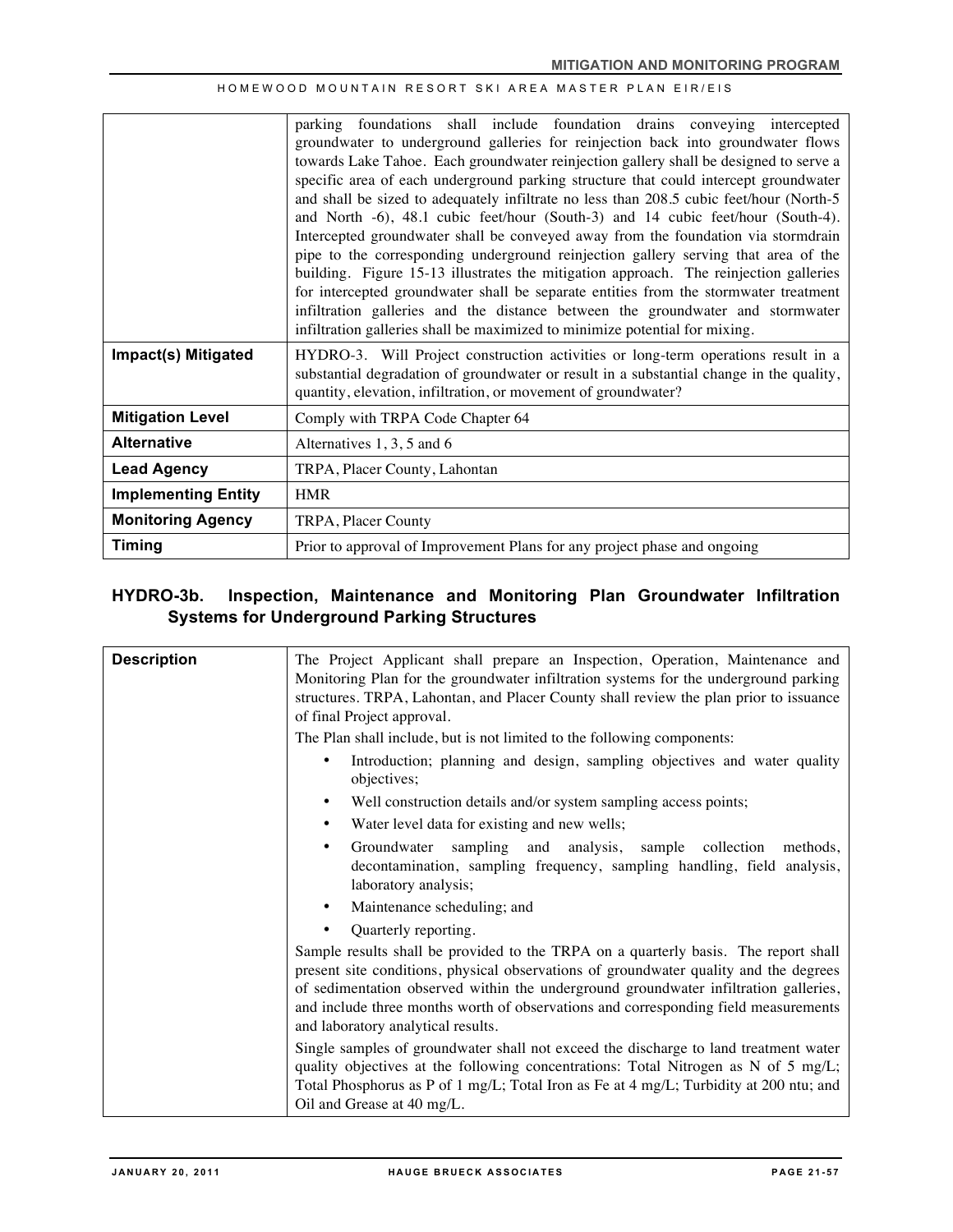| | |
|---|---|
| | parking foundations shall include foundation drains conveying intercepted groundwater to underground galleries for reinjection back into groundwater flows towards Lake Tahoe. Each groundwater reinjection gallery shall be designed to serve a specific area of each underground parking structure that could intercept groundwater and shall be sized to adequately infiltrate no less than 208.5 cubic feet/hour (North-5 and North -6), 48.1 cubic feet/hour (South-3) and 14 cubic feet/hour (South-4). Intercepted groundwater shall be conveyed away from the foundation via stormdrain pipe to the corresponding underground reinjection gallery serving that area of the building. Figure 15-13 illustrates the mitigation approach. The reinjection galleries for intercepted groundwater shall be separate entities from the stormwater treatment infiltration galleries and the distance between the groundwater and stormwater infiltration galleries shall be maximized to minimize potential for mixing. |
| **Impact(s) Mitigated** | HYDRO-3. Will Project construction activities or long-term operations result in a substantial degradation of groundwater or result in a substantial change in the quality, quantity, elevation, infiltration, or movement of groundwater? |
| **Mitigation Level** | Comply with TRPA Code Chapter 64 |
| **Alternative** | Alternatives 1, 3, 5 and 6 |
| **Lead Agency** | TRPA, Placer County, Lahontan |
| **Implementing Entity** | HMR |
| **Monitoring Agency** | TRPA, Placer County |
| **Timing** | Prior to approval of Improvement Plans for any project phase and ongoing |

### HYDRO-3b. Inspection, Maintenance and Monitoring Plan Groundwater Infiltration Systems for Underground Parking Structures

| | |
|---|---|
| **Description** | The Project Applicant shall prepare an Inspection, Operation, Maintenance and Monitoring Plan for the groundwater infiltration systems for the underground parking structures. TRPA, Lahontan, and Placer County shall review the plan prior to issuance of final Project approval.<br>The Plan shall include, but is not limited to the following components:<br>• Introduction; planning and design, sampling objectives and water quality objectives;<br>• Well construction details and/or system sampling access points;<br>• Water level data for existing and new wells;<br>• Groundwater sampling and analysis, sample collection methods, decontamination, sampling frequency, sampling handling, field analysis, laboratory analysis;<br>• Maintenance scheduling; and<br>• Quarterly reporting.<br>Sample results shall be provided to the TRPA on a quarterly basis. The report shall present site conditions, physical observations of groundwater quality and the degrees of sedimentation observed within the underground groundwater infiltration galleries, and include three months worth of observations and corresponding field measurements and laboratory analytical results.<br>Single samples of groundwater shall not exceed the discharge to land treatment water quality objectives at the following concentrations: Total Nitrogen as N of 5 mg/L; Total Phosphorus as P of 1 mg/L; Total Iron as Fe at 4 mg/L; Turbidity at 200 ntu; and Oil and Grease at 40 mg/L. |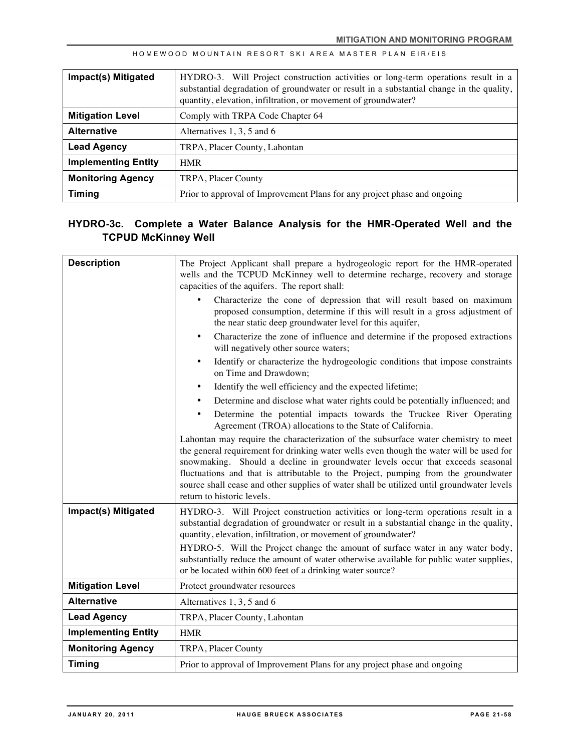| | |
|---|---|
| **Impact(s) Mitigated** | HYDRO-3. Will Project construction activities or long-term operations result in a substantial degradation of groundwater or result in a substantial change in the quality, quantity, elevation, infiltration, or movement of groundwater? |
| **Mitigation Level** | Comply with TRPA Code Chapter 64 |
| **Alternative** | Alternatives 1, 3, 5 and 6 |
| **Lead Agency** | TRPA, Placer County, Lahontan |
| **Implementing Entity** | HMR |
| **Monitoring Agency** | TRPA, Placer County |
| **Timing** | Prior to approval of Improvement Plans for any project phase and ongoing |

### HYDRO-3c. Complete a Water Balance Analysis for the HMR-Operated Well and the TCPUD McKinney Well

| | |
|---|---|
| **Description** | The Project Applicant shall prepare a hydrogeologic report for the HMR-operated wells and the TCPUD McKinney well to determine recharge, recovery and storage capacities of the aquifers. The report shall: <br>• Characterize the cone of depression that will result based on maximum proposed consumption, determine if this will result in a gross adjustment of the near static deep groundwater level for this aquifer, <br>• Characterize the zone of influence and determine if the proposed extractions will negatively other source waters; <br>• Identify or characterize the hydrogeologic conditions that impose constraints on Time and Drawdown; <br>• Identify the well efficiency and the expected lifetime; <br>• Determine and disclose what water rights could be potentially influenced; and <br>• Determine the potential impacts towards the Truckee River Operating Agreement (TROA) allocations to the State of California. <br>Lahontan may require the characterization of the subsurface water chemistry to meet the general requirement for drinking water wells even though the water will be used for snowmaking. Should a decline in groundwater levels occur that exceeds seasonal fluctuations and that is attributable to the Project, pumping from the groundwater source shall cease and other supplies of water shall be utilized until groundwater levels return to historic levels. |
| **Impact(s) Mitigated** | HYDRO-3. Will Project construction activities or long-term operations result in a substantial degradation of groundwater or result in a substantial change in the quality, quantity, elevation, infiltration, or movement of groundwater? <br>HYDRO-5. Will the Project change the amount of surface water in any water body, substantially reduce the amount of water otherwise available for public water supplies, or be located within 600 feet of a drinking water source? |
| **Mitigation Level** | Protect groundwater resources |
| **Alternative** | Alternatives 1, 3, 5 and 6 |
| **Lead Agency** | TRPA, Placer County, Lahontan |
| **Implementing Entity** | HMR |
| **Monitoring Agency** | TRPA, Placer County |
| **Timing** | Prior to approval of Improvement Plans for any project phase and ongoing |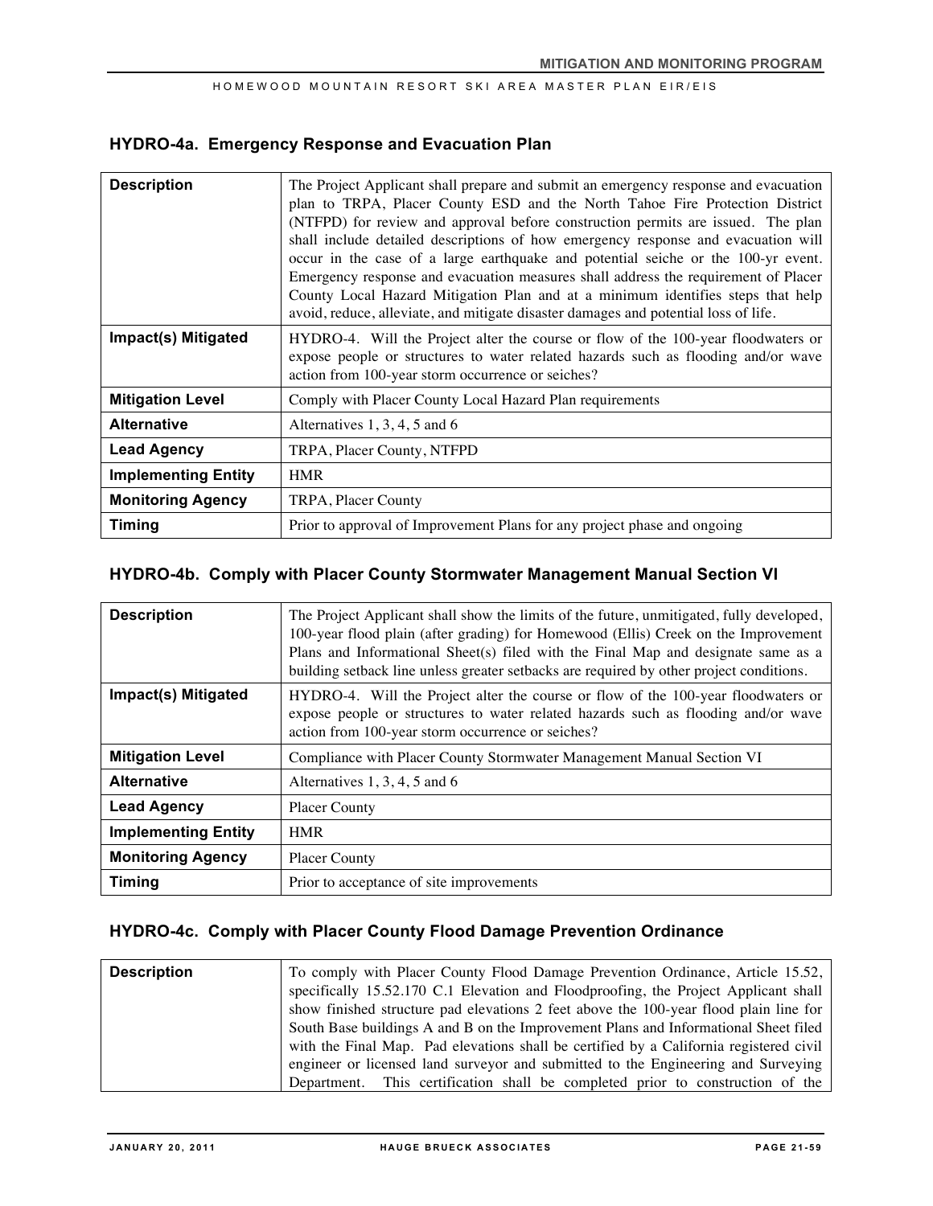### HYDRO-4a. Emergency Response and Evacuation Plan

| | |
|---|---|
| **Description** | The Project Applicant shall prepare and submit an emergency response and evacuation plan to TRPA, Placer County ESD and the North Tahoe Fire Protection District (NTFPD) for review and approval before construction permits are issued. The plan shall include detailed descriptions of how emergency response and evacuation will occur in the case of a large earthquake and potential seiche or the 100-yr event. Emergency response and evacuation measures shall address the requirement of Placer County Local Hazard Mitigation Plan and at a minimum identifies steps that help avoid, reduce, alleviate, and mitigate disaster damages and potential loss of life. |
| **Impact(s) Mitigated** | HYDRO-4. Will the Project alter the course or flow of the 100-year floodwaters or expose people or structures to water related hazards such as flooding and/or wave action from 100-year storm occurrence or seiches? |
| **Mitigation Level** | Comply with Placer County Local Hazard Plan requirements |
| **Alternative** | Alternatives 1, 3, 4, 5 and 6 |
| **Lead Agency** | TRPA, Placer County, NTFPD |
| **Implementing Entity** | HMR |
| **Monitoring Agency** | TRPA, Placer County |
| **Timing** | Prior to approval of Improvement Plans for any project phase and ongoing |

### HYDRO-4b. Comply with Placer County Stormwater Management Manual Section VI

| | |
|---|---|
| **Description** | The Project Applicant shall show the limits of the future, unmitigated, fully developed, 100-year flood plain (after grading) for Homewood (Ellis) Creek on the Improvement Plans and Informational Sheet(s) filed with the Final Map and designate same as a building setback line unless greater setbacks are required by other project conditions. |
| **Impact(s) Mitigated** | HYDRO-4. Will the Project alter the course or flow of the 100-year floodwaters or expose people or structures to water related hazards such as flooding and/or wave action from 100-year storm occurrence or seiches? |
| **Mitigation Level** | Compliance with Placer County Stormwater Management Manual Section VI |
| **Alternative** | Alternatives 1, 3, 4, 5 and 6 |
| **Lead Agency** | Placer County |
| **Implementing Entity** | HMR |
| **Monitoring Agency** | Placer County |
| **Timing** | Prior to acceptance of site improvements |

### HYDRO-4c. Comply with Placer County Flood Damage Prevention Ordinance

| | |
|---|---|
| **Description** | To comply with Placer County Flood Damage Prevention Ordinance, Article 15.52, specifically 15.52.170 C.1 Elevation and Floodproofing, the Project Applicant shall show finished structure pad elevations 2 feet above the 100-year flood plain line for South Base buildings A and B on the Improvement Plans and Informational Sheet filed with the Final Map. Pad elevations shall be certified by a California registered civil engineer or licensed land surveyor and submitted to the Engineering and Surveying Department. This certification shall be completed prior to construction of the |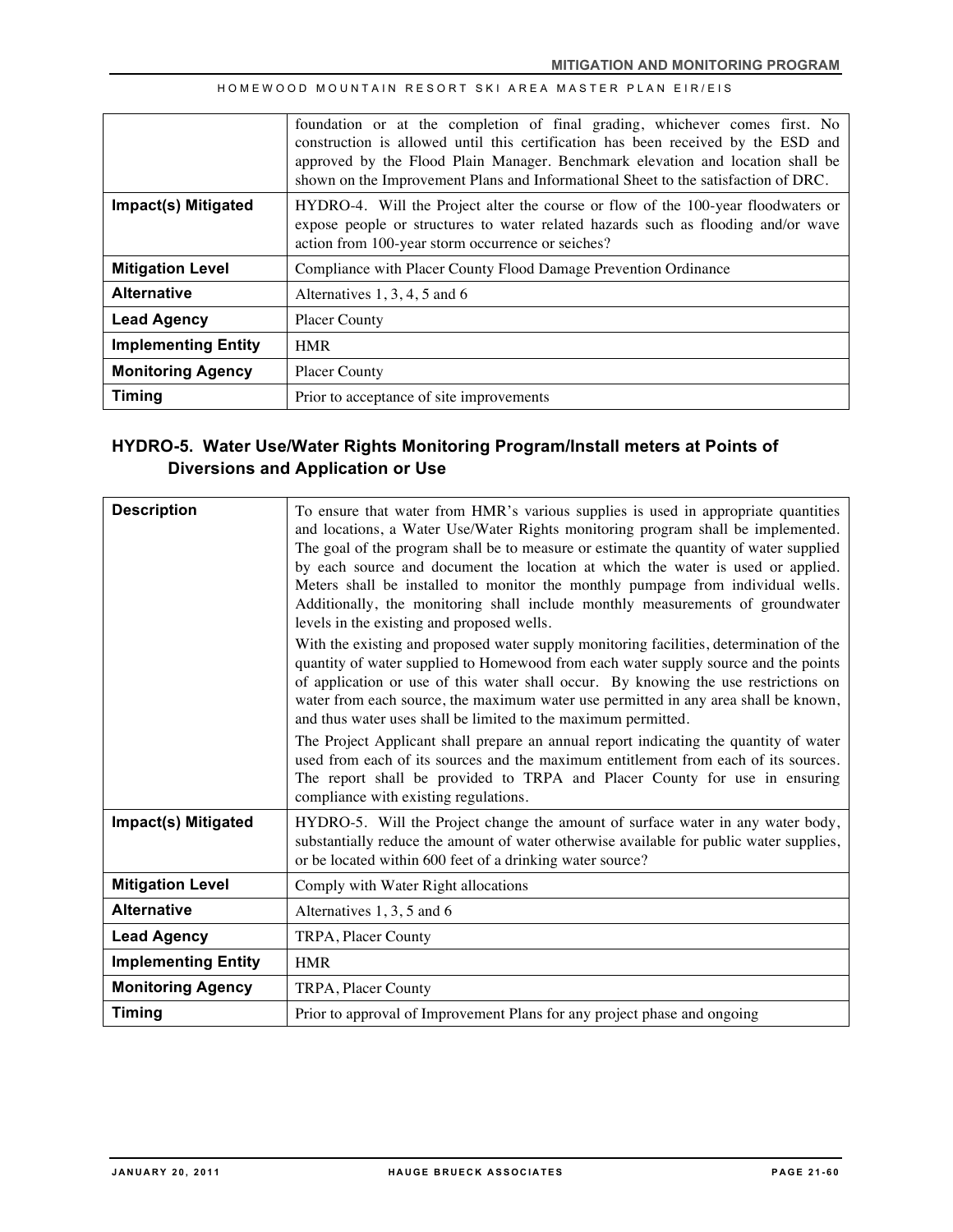| | |
|---|---|
| | foundation or at the completion of final grading, whichever comes first. No construction is allowed until this certification has been received by the ESD and approved by the Flood Plain Manager. Benchmark elevation and location shall be shown on the Improvement Plans and Informational Sheet to the satisfaction of DRC. |
| **Impact(s) Mitigated** | HYDRO-4. Will the Project alter the course or flow of the 100-year floodwaters or expose people or structures to water related hazards such as flooding and/or wave action from 100-year storm occurrence or seiches? |
| **Mitigation Level** | Compliance with Placer County Flood Damage Prevention Ordinance |
| **Alternative** | Alternatives 1, 3, 4, 5 and 6 |
| **Lead Agency** | Placer County |
| **Implementing Entity** | HMR |
| **Monitoring Agency** | Placer County |
| **Timing** | Prior to acceptance of site improvements |

### HYDRO-5. Water Use/Water Rights Monitoring Program/Install meters at Points of Diversions and Application or Use

| | |
|---|---|
| **Description** | To ensure that water from HMR's various supplies is used in appropriate quantities and locations, a Water Use/Water Rights monitoring program shall be implemented. The goal of the program shall be to measure or estimate the quantity of water supplied by each source and document the location at which the water is used or applied. Meters shall be installed to monitor the monthly pumpage from individual wells. Additionally, the monitoring shall include monthly measurements of groundwater levels in the existing and proposed wells.<br><br>With the existing and proposed water supply monitoring facilities, determination of the quantity of water supplied to Homewood from each water supply source and the points of application or use of this water shall occur. By knowing the use restrictions on water from each source, the maximum water use permitted in any area shall be known, and thus water uses shall be limited to the maximum permitted.<br><br>The Project Applicant shall prepare an annual report indicating the quantity of water used from each of its sources and the maximum entitlement from each of its sources. The report shall be provided to TRPA and Placer County for use in ensuring compliance with existing regulations. |
| **Impact(s) Mitigated** | HYDRO-5. Will the Project change the amount of surface water in any water body, substantially reduce the amount of water otherwise available for public water supplies, or be located within 600 feet of a drinking water source? |
| **Mitigation Level** | Comply with Water Right allocations |
| **Alternative** | Alternatives 1, 3, 5 and 6 |
| **Lead Agency** | TRPA, Placer County |
| **Implementing Entity** | HMR |
| **Monitoring Agency** | TRPA, Placer County |
| **Timing** | Prior to approval of Improvement Plans for any project phase and ongoing |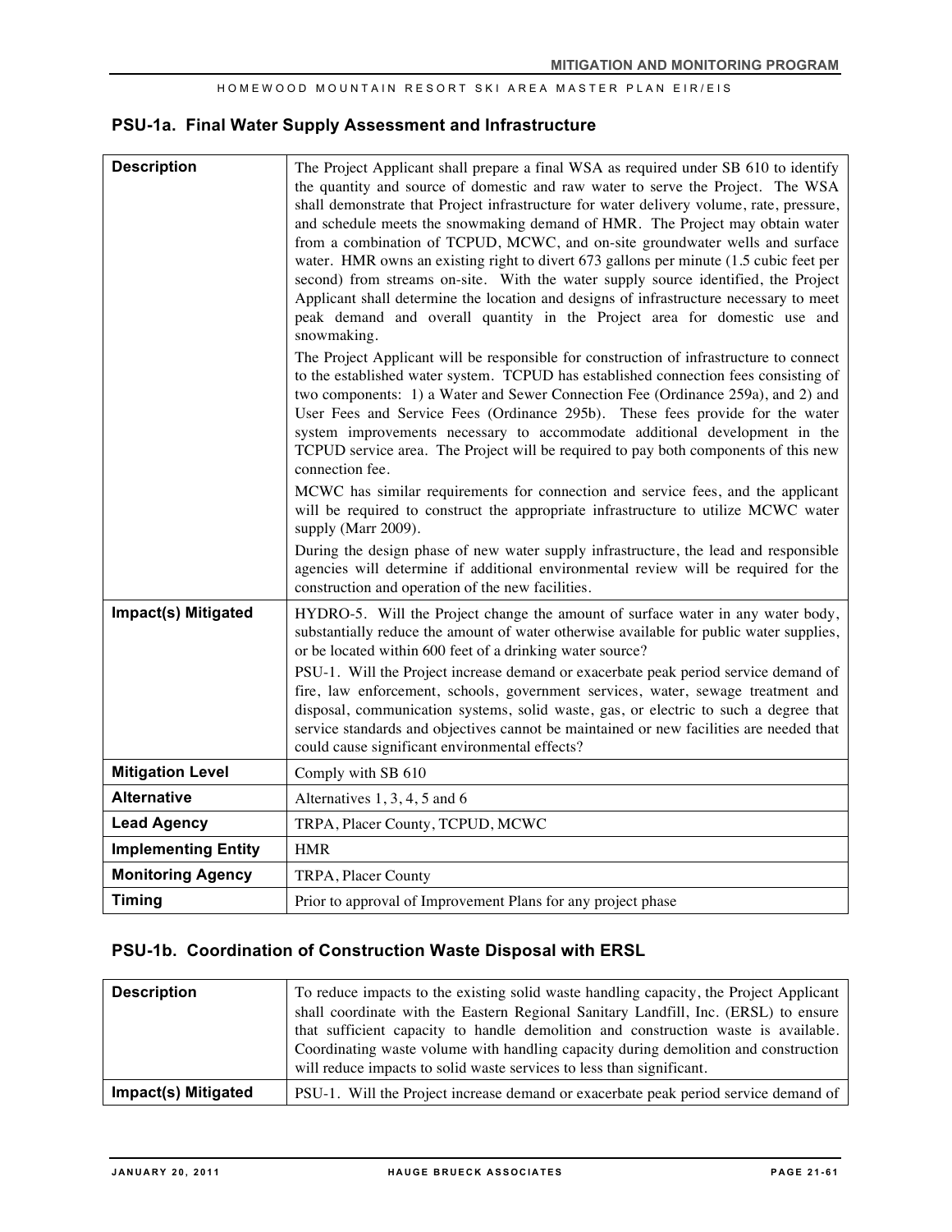### PSU-1a. Final Water Supply Assessment and Infrastructure

| | |
|---|---|
| **Description** | The Project Applicant shall prepare a final WSA as required under SB 610 to identify the quantity and source of domestic and raw water to serve the Project. The WSA shall demonstrate that Project infrastructure for water delivery volume, rate, pressure, and schedule meets the snowmaking demand of HMR. The Project may obtain water from a combination of TCPUD, MCWC, and on-site groundwater wells and surface water. HMR owns an existing right to divert 673 gallons per minute (1.5 cubic feet per second) from streams on-site. With the water supply source identified, the Project Applicant shall determine the location and designs of infrastructure necessary to meet peak demand and overall quantity in the Project area for domestic use and snowmaking.<br><br>The Project Applicant will be responsible for construction of infrastructure to connect to the established water system. TCPUD has established connection fees consisting of two components: 1) a Water and Sewer Connection Fee (Ordinance 259a), and 2) and User Fees and Service Fees (Ordinance 295b). These fees provide for the water system improvements necessary to accommodate additional development in the TCPUD service area. The Project will be required to pay both components of this new connection fee.<br><br>MCWC has similar requirements for connection and service fees, and the applicant will be required to construct the appropriate infrastructure to utilize MCWC water supply (Marr 2009).<br><br>During the design phase of new water supply infrastructure, the lead and responsible agencies will determine if additional environmental review will be required for the construction and operation of the new facilities. |
| **Impact(s) Mitigated** | HYDRO-5. Will the Project change the amount of surface water in any water body, substantially reduce the amount of water otherwise available for public water supplies, or be located within 600 feet of a drinking water source?<br><br>PSU-1. Will the Project increase demand or exacerbate peak period service demand of fire, law enforcement, schools, government services, water, sewage treatment and disposal, communication systems, solid waste, gas, or electric to such a degree that service standards and objectives cannot be maintained or new facilities are needed that could cause significant environmental effects? |
| **Mitigation Level** | Comply with SB 610 |
| **Alternative** | Alternatives 1, 3, 4, 5 and 6 |
| **Lead Agency** | TRPA, Placer County, TCPUD, MCWC |
| **Implementing Entity** | HMR |
| **Monitoring Agency** | TRPA, Placer County |
| **Timing** | Prior to approval of Improvement Plans for any project phase |

### PSU-1b. Coordination of Construction Waste Disposal with ERSL

| | |
|---|---|
| **Description** | To reduce impacts to the existing solid waste handling capacity, the Project Applicant shall coordinate with the Eastern Regional Sanitary Landfill, Inc. (ERSL) to ensure that sufficient capacity to handle demolition and construction waste is available. Coordinating waste volume with handling capacity during demolition and construction will reduce impacts to solid waste services to less than significant. |
| **Impact(s) Mitigated** | PSU-1. Will the Project increase demand or exacerbate peak period service demand of |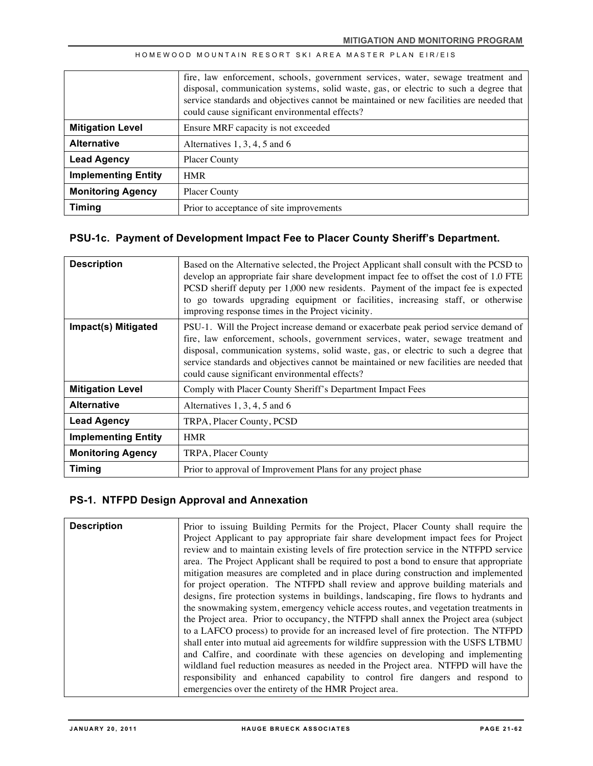| | |
|---|---|
| | fire, law enforcement, schools, government services, water, sewage treatment and disposal, communication systems, solid waste, gas, or electric to such a degree that service standards and objectives cannot be maintained or new facilities are needed that could cause significant environmental effects? |
| **Mitigation Level** | Ensure MRF capacity is not exceeded |
| **Alternative** | Alternatives 1, 3, 4, 5 and 6 |
| **Lead Agency** | Placer County |
| **Implementing Entity** | HMR |
| **Monitoring Agency** | Placer County |
| **Timing** | Prior to acceptance of site improvements |

### PSU-1c. Payment of Development Impact Fee to Placer County Sheriff's Department.

| | |
|---|---|
| **Description** | Based on the Alternative selected, the Project Applicant shall consult with the PCSD to develop an appropriate fair share development impact fee to offset the cost of 1.0 FTE PCSD sheriff deputy per 1,000 new residents. Payment of the impact fee is expected to go towards upgrading equipment or facilities, increasing staff, or otherwise improving response times in the Project vicinity. |
| **Impact(s) Mitigated** | PSU-1. Will the Project increase demand or exacerbate peak period service demand of fire, law enforcement, schools, government services, water, sewage treatment and disposal, communication systems, solid waste, gas, or electric to such a degree that service standards and objectives cannot be maintained or new facilities are needed that could cause significant environmental effects? |
| **Mitigation Level** | Comply with Placer County Sheriff's Department Impact Fees |
| **Alternative** | Alternatives 1, 3, 4, 5 and 6 |
| **Lead Agency** | TRPA, Placer County, PCSD |
| **Implementing Entity** | HMR |
| **Monitoring Agency** | TRPA, Placer County |
| **Timing** | Prior to approval of Improvement Plans for any project phase |

### PS-1. NTFPD Design Approval and Annexation

| | |
|---|---|
| **Description** | Prior to issuing Building Permits for the Project, Placer County shall require the Project Applicant to pay appropriate fair share development impact fees for Project review and to maintain existing levels of fire protection service in the NTFPD service area. The Project Applicant shall be required to post a bond to ensure that appropriate mitigation measures are completed and in place during construction and implemented for project operation. The NTFPD shall review and approve building materials and designs, fire protection systems in buildings, landscaping, fire flows to hydrants and the snowmaking system, emergency vehicle access routes, and vegetation treatments in the Project area. Prior to occupancy, the NTFPD shall annex the Project area (subject to a LAFCO process) to provide for an increased level of fire protection. The NTFPD shall enter into mutual aid agreements for wildfire suppression with the USFS LTBMU and Calfire, and coordinate with these agencies on developing and implementing wildland fuel reduction measures as needed in the Project area. NTFPD will have the responsibility and enhanced capability to control fire dangers and respond to emergencies over the entirety of the HMR Project area. |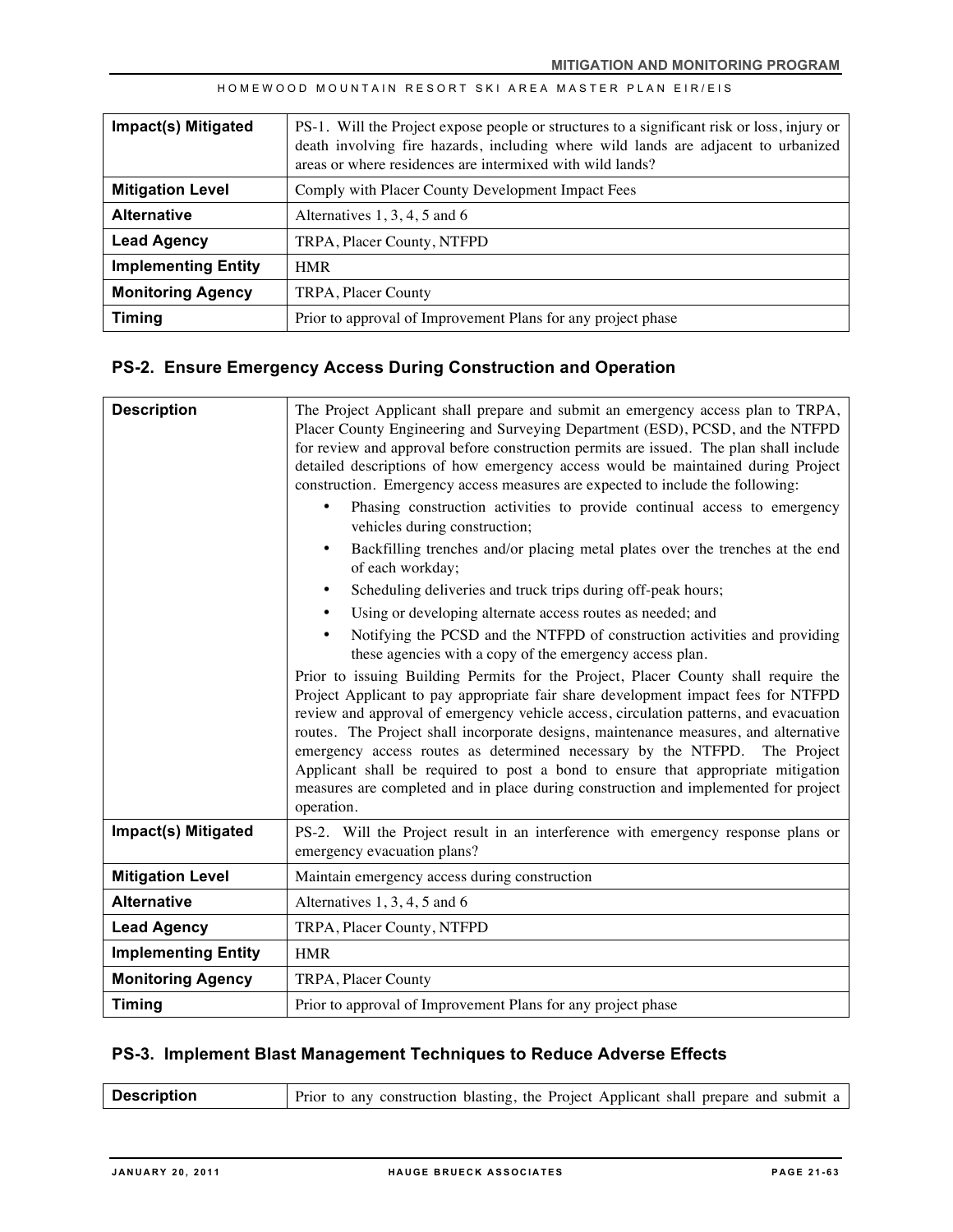| | |
|---|---|
| **Impact(s) Mitigated** | PS-1. Will the Project expose people or structures to a significant risk or loss, injury or death involving fire hazards, including where wild lands are adjacent to urbanized areas or where residences are intermixed with wild lands? |
| **Mitigation Level** | Comply with Placer County Development Impact Fees |
| **Alternative** | Alternatives 1, 3, 4, 5 and 6 |
| **Lead Agency** | TRPA, Placer County, NTFPD |
| **Implementing Entity** | HMR |
| **Monitoring Agency** | TRPA, Placer County |
| **Timing** | Prior to approval of Improvement Plans for any project phase |

### PS-2. Ensure Emergency Access During Construction and Operation

| | |
|---|---|
| **Description** | The Project Applicant shall prepare and submit an emergency access plan to TRPA, Placer County Engineering and Surveying Department (ESD), PCSD, and the NTFPD for review and approval before construction permits are issued. The plan shall include detailed descriptions of how emergency access would be maintained during Project construction. Emergency access measures are expected to include the following:<br>• Phasing construction activities to provide continual access to emergency vehicles during construction;<br>• Backfilling trenches and/or placing metal plates over the trenches at the end of each workday;<br>• Scheduling deliveries and truck trips during off-peak hours;<br>• Using or developing alternate access routes as needed; and<br>• Notifying the PCSD and the NTFPD of construction activities and providing these agencies with a copy of the emergency access plan.<br>Prior to issuing Building Permits for the Project, Placer County shall require the Project Applicant to pay appropriate fair share development impact fees for NTFPD review and approval of emergency vehicle access, circulation patterns, and evacuation routes. The Project shall incorporate designs, maintenance measures, and alternative emergency access routes as determined necessary by the NTFPD. The Project Applicant shall be required to post a bond to ensure that appropriate mitigation measures are completed and in place during construction and implemented for project operation. |
| **Impact(s) Mitigated** | PS-2. Will the Project result in an interference with emergency response plans or emergency evacuation plans? |
| **Mitigation Level** | Maintain emergency access during construction |
| **Alternative** | Alternatives 1, 3, 4, 5 and 6 |
| **Lead Agency** | TRPA, Placer County, NTFPD |
| **Implementing Entity** | HMR |
| **Monitoring Agency** | TRPA, Placer County |
| **Timing** | Prior to approval of Improvement Plans for any project phase |

### PS-3. Implement Blast Management Techniques to Reduce Adverse Effects

| | |
|---|---|
| **Description** | Prior to any construction blasting, the Project Applicant shall prepare and submit a |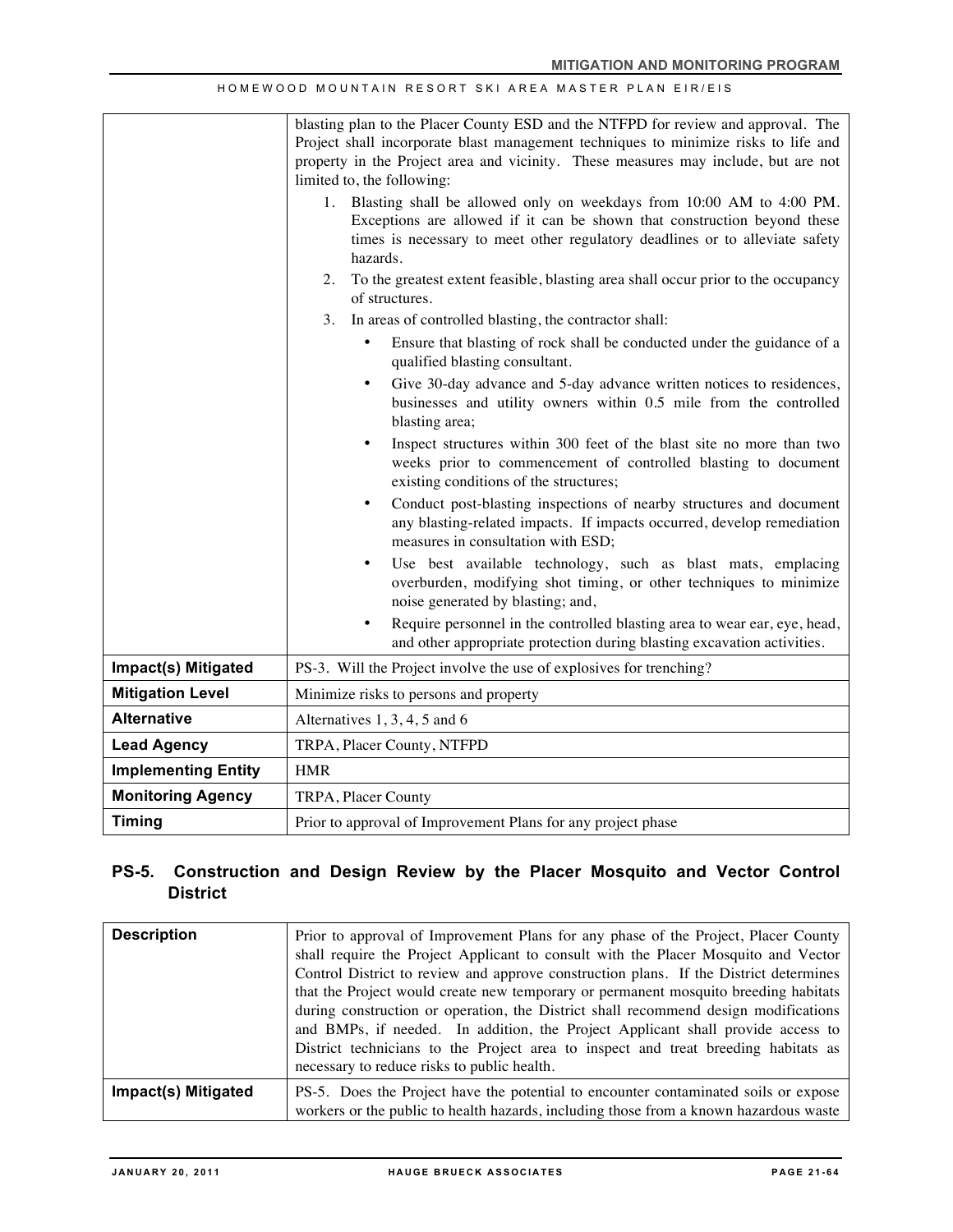| | |
|---|---|
| | blasting plan to the Placer County ESD and the NTFPD for review and approval. The Project shall incorporate blast management techniques to minimize risks to life and property in the Project area and vicinity. These measures may include, but are not limited to, the following:<br>1. Blasting shall be allowed only on weekdays from 10:00 AM to 4:00 PM. Exceptions are allowed if it can be shown that construction beyond these times is necessary to meet other regulatory deadlines or to alleviate safety hazards.<br>2. To the greatest extent feasible, blasting area shall occur prior to the occupancy of structures.<br>3. In areas of controlled blasting, the contractor shall:<br>• Ensure that blasting of rock shall be conducted under the guidance of a qualified blasting consultant.<br>• Give 30-day advance and 5-day advance written notices to residences, businesses and utility owners within 0.5 mile from the controlled blasting area;<br>• Inspect structures within 300 feet of the blast site no more than two weeks prior to commencement of controlled blasting to document existing conditions of the structures;<br>• Conduct post-blasting inspections of nearby structures and document any blasting-related impacts. If impacts occurred, develop remediation measures in consultation with ESD;<br>• Use best available technology, such as blast mats, emplacing overburden, modifying shot timing, or other techniques to minimize noise generated by blasting; and,<br>• Require personnel in the controlled blasting area to wear ear, eye, head, and other appropriate protection during blasting excavation activities. |
| **Impact(s) Mitigated** | PS-3. Will the Project involve the use of explosives for trenching? |
| **Mitigation Level** | Minimize risks to persons and property |
| **Alternative** | Alternatives 1, 3, 4, 5 and 6 |
| **Lead Agency** | TRPA, Placer County, NTFPD |
| **Implementing Entity** | HMR |
| **Monitoring Agency** | TRPA, Placer County |
| **Timing** | Prior to approval of Improvement Plans for any project phase |

## PS-5. Construction and Design Review by the Placer Mosquito and Vector Control District

| | |
|---|---|
| **Description** | Prior to approval of Improvement Plans for any phase of the Project, Placer County shall require the Project Applicant to consult with the Placer Mosquito and Vector Control District to review and approve construction plans. If the District determines that the Project would create new temporary or permanent mosquito breeding habitats during construction or operation, the District shall recommend design modifications and BMPs, if needed. In addition, the Project Applicant shall provide access to District technicians to the Project area to inspect and treat breeding habitats as necessary to reduce risks to public health. |
| **Impact(s) Mitigated** | PS-5. Does the Project have the potential to encounter contaminated soils or expose workers or the public to health hazards, including those from a known hazardous waste |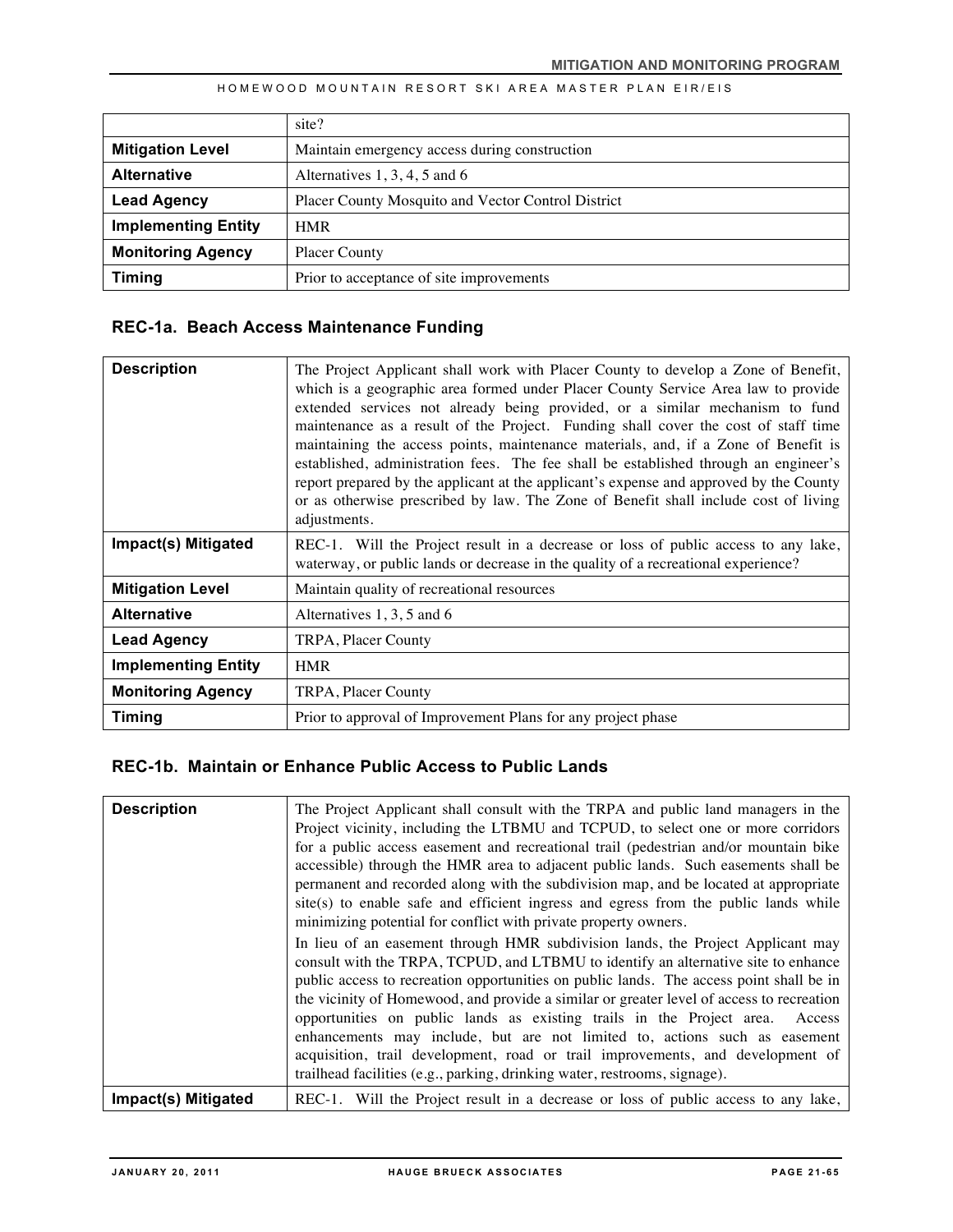| | |
|---|---|
| | site? |
| **Mitigation Level** | Maintain emergency access during construction |
| **Alternative** | Alternatives 1, 3, 4, 5 and 6 |
| **Lead Agency** | Placer County Mosquito and Vector Control District |
| **Implementing Entity** | HMR |
| **Monitoring Agency** | Placer County |
| **Timing** | Prior to acceptance of site improvements |

### REC-1a. Beach Access Maintenance Funding

| | |
|---|---|
| **Description** | The Project Applicant shall work with Placer County to develop a Zone of Benefit, which is a geographic area formed under Placer County Service Area law to provide extended services not already being provided, or a similar mechanism to fund maintenance as a result of the Project. Funding shall cover the cost of staff time maintaining the access points, maintenance materials, and, if a Zone of Benefit is established, administration fees. The fee shall be established through an engineer's report prepared by the applicant at the applicant's expense and approved by the County or as otherwise prescribed by law. The Zone of Benefit shall include cost of living adjustments. |
| **Impact(s) Mitigated** | REC-1. Will the Project result in a decrease or loss of public access to any lake, waterway, or public lands or decrease in the quality of a recreational experience? |
| **Mitigation Level** | Maintain quality of recreational resources |
| **Alternative** | Alternatives 1, 3, 5 and 6 |
| **Lead Agency** | TRPA, Placer County |
| **Implementing Entity** | HMR |
| **Monitoring Agency** | TRPA, Placer County |
| **Timing** | Prior to approval of Improvement Plans for any project phase |

### REC-1b. Maintain or Enhance Public Access to Public Lands

| | |
|---|---|
| **Description** | The Project Applicant shall consult with the TRPA and public land managers in the Project vicinity, including the LTBMU and TCPUD, to select one or more corridors for a public access easement and recreational trail (pedestrian and/or mountain bike accessible) through the HMR area to adjacent public lands. Such easements shall be permanent and recorded along with the subdivision map, and be located at appropriate site(s) to enable safe and efficient ingress and egress from the public lands while minimizing potential for conflict with private property owners.<br>In lieu of an easement through HMR subdivision lands, the Project Applicant may consult with the TRPA, TCPUD, and LTBMU to identify an alternative site to enhance public access to recreation opportunities on public lands. The access point shall be in the vicinity of Homewood, and provide a similar or greater level of access to recreation opportunities on public lands as existing trails in the Project area. Access enhancements may include, but are not limited to, actions such as easement acquisition, trail development, road or trail improvements, and development of trailhead facilities (e.g., parking, drinking water, restrooms, signage). |
| **Impact(s) Mitigated** | REC-1. Will the Project result in a decrease or loss of public access to any lake, |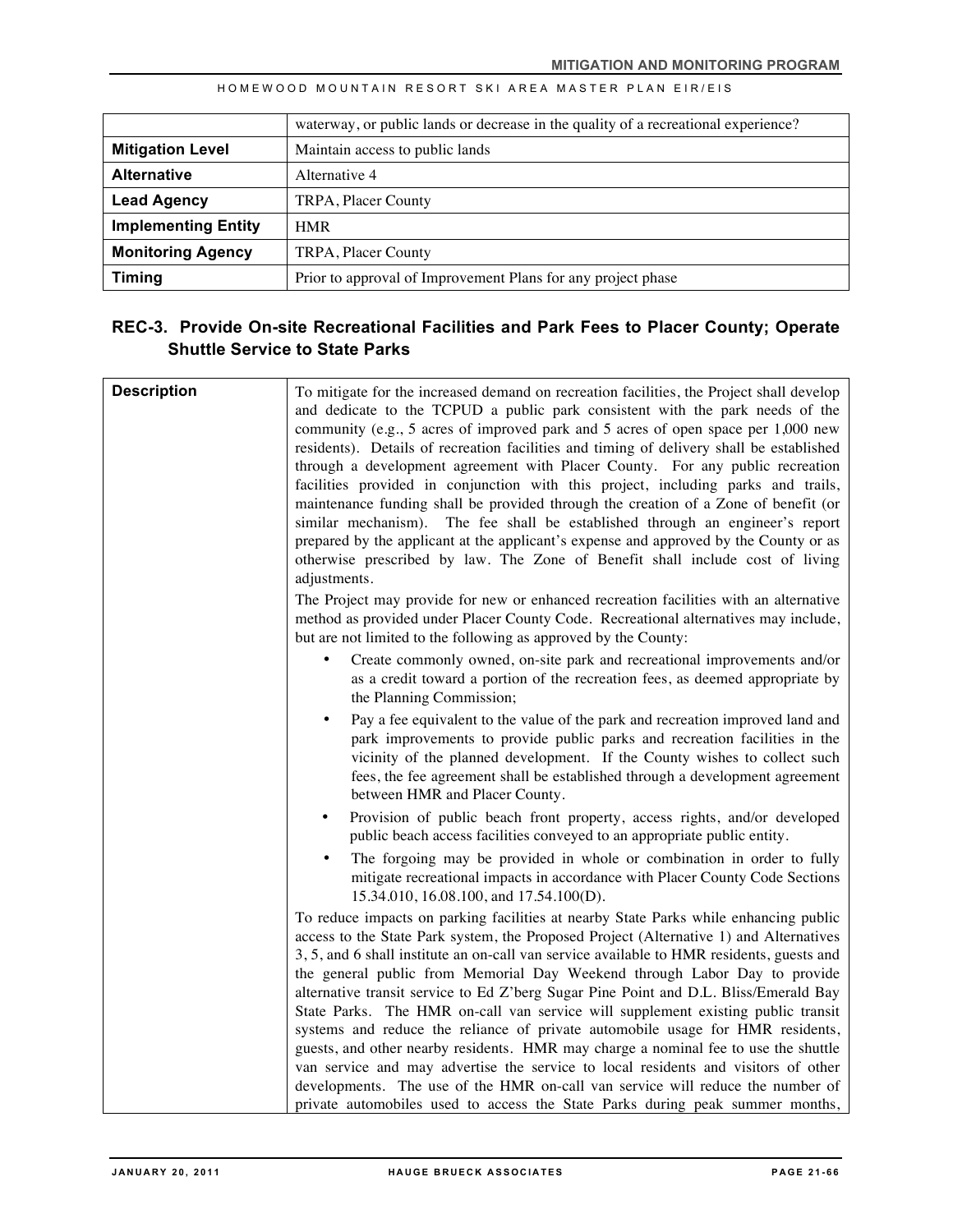| | |
|---|---|
| | waterway, or public lands or decrease in the quality of a recreational experience? |
| **Mitigation Level** | Maintain access to public lands |
| **Alternative** | Alternative 4 |
| **Lead Agency** | TRPA, Placer County |
| **Implementing Entity** | HMR |
| **Monitoring Agency** | TRPA, Placer County |
| **Timing** | Prior to approval of Improvement Plans for any project phase |

## REC-3. Provide On-site Recreational Facilities and Park Fees to Placer County; Operate Shuttle Service to State Parks

| | |
|---|---|
| **Description** | To mitigate for the increased demand on recreation facilities, the Project shall develop and dedicate to the TCPUD a public park consistent with the park needs of the community (e.g., 5 acres of improved park and 5 acres of open space per 1,000 new residents). Details of recreation facilities and timing of delivery shall be established through a development agreement with Placer County. For any public recreation facilities provided in conjunction with this project, including parks and trails, maintenance funding shall be provided through the creation of a Zone of benefit (or similar mechanism). The fee shall be established through an engineer's report prepared by the applicant at the applicant's expense and approved by the County or as otherwise prescribed by law. The Zone of Benefit shall include cost of living adjustments.<br>The Project may provide for new or enhanced recreation facilities with an alternative method as provided under Placer County Code. Recreational alternatives may include, but are not limited to the following as approved by the County:<br>• Create commonly owned, on-site park and recreational improvements and/or as a credit toward a portion of the recreation fees, as deemed appropriate by the Planning Commission;<br>• Pay a fee equivalent to the value of the park and recreation improved land and park improvements to provide public parks and recreation facilities in the vicinity of the planned development. If the County wishes to collect such fees, the fee agreement shall be established through a development agreement between HMR and Placer County.<br>• Provision of public beach front property, access rights, and/or developed public beach access facilities conveyed to an appropriate public entity.<br>• The forgoing may be provided in whole or combination in order to fully mitigate recreational impacts in accordance with Placer County Code Sections 15.34.010, 16.08.100, and 17.54.100(D).<br>To reduce impacts on parking facilities at nearby State Parks while enhancing public access to the State Park system, the Proposed Project (Alternative 1) and Alternatives 3, 5, and 6 shall institute an on-call van service available to HMR residents, guests and the general public from Memorial Day Weekend through Labor Day to provide alternative transit service to Ed Z'berg Sugar Pine Point and D.L. Bliss/Emerald Bay State Parks. The HMR on-call van service will supplement existing public transit systems and reduce the reliance of private automobile usage for HMR residents, guests, and other nearby residents. HMR may charge a nominal fee to use the shuttle van service and may advertise the service to local residents and visitors of other developments. The use of the HMR on-call van service will reduce the number of private automobiles used to access the State Parks during peak summer months, |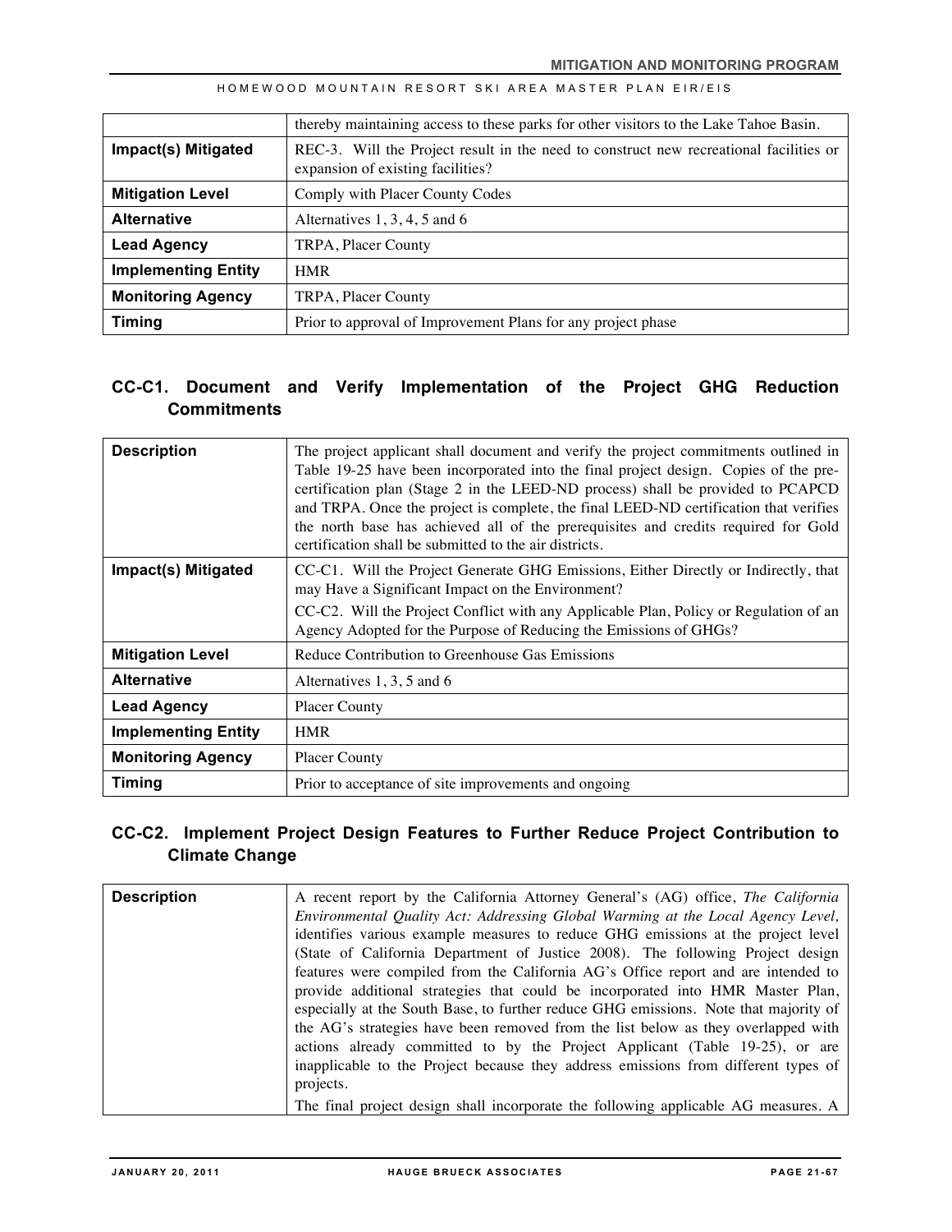| | |
|---|---|
| | thereby maintaining access to these parks for other visitors to the Lake Tahoe Basin. |
| **Impact(s) Mitigated** | REC-3. Will the Project result in the need to construct new recreational facilities or expansion of existing facilities? |
| **Mitigation Level** | Comply with Placer County Codes |
| **Alternative** | Alternatives 1, 3, 4, 5 and 6 |
| **Lead Agency** | TRPA, Placer County |
| **Implementing Entity** | HMR |
| **Monitoring Agency** | TRPA, Placer County |
| **Timing** | Prior to approval of Improvement Plans for any project phase |

### CC-C1. Document and Verify Implementation of the Project GHG Reduction Commitments

| | |
|---|---|
| **Description** | The project applicant shall document and verify the project commitments outlined in Table 19-25 have been incorporated into the final project design. Copies of the pre-certification plan (Stage 2 in the LEED-ND process) shall be provided to PCAPCD and TRPA. Once the project is complete, the final LEED-ND certification that verifies the north base has achieved all of the prerequisites and credits required for Gold certification shall be submitted to the air districts. |
| **Impact(s) Mitigated** | CC-C1. Will the Project Generate GHG Emissions, Either Directly or Indirectly, that may Have a Significant Impact on the Environment?<br>CC-C2. Will the Project Conflict with any Applicable Plan, Policy or Regulation of an Agency Adopted for the Purpose of Reducing the Emissions of GHGs? |
| **Mitigation Level** | Reduce Contribution to Greenhouse Gas Emissions |
| **Alternative** | Alternatives 1, 3, 5 and 6 |
| **Lead Agency** | Placer County |
| **Implementing Entity** | HMR |
| **Monitoring Agency** | Placer County |
| **Timing** | Prior to acceptance of site improvements and ongoing |

### CC-C2. Implement Project Design Features to Further Reduce Project Contribution to Climate Change

| | |
|---|---|
| **Description** | A recent report by the California Attorney General's (AG) office, *The California Environmental Quality Act: Addressing Global Warming at the Local Agency Level,* identifies various example measures to reduce GHG emissions at the project level (State of California Department of Justice 2008). The following Project design features were compiled from the California AG's Office report and are intended to provide additional strategies that could be incorporated into HMR Master Plan, especially at the South Base, to further reduce GHG emissions. Note that majority of the AG's strategies have been removed from the list below as they overlapped with actions already committed to by the Project Applicant (Table 19-25), or are inapplicable to the Project because they address emissions from different types of projects.<br>The final project design shall incorporate the following applicable AG measures. A |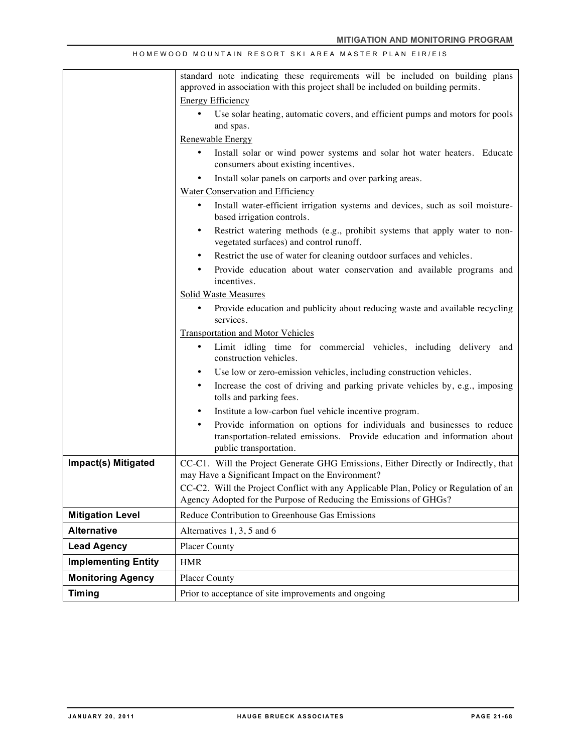| | |
|---|---|
| | standard note indicating these requirements will be included on building plans approved in association with this project shall be included on building permits.<br>Energy Efficiency<br>• Use solar heating, automatic covers, and efficient pumps and motors for pools and spas.<br>Renewable Energy<br>• Install solar or wind power systems and solar hot water heaters. Educate consumers about existing incentives.<br>• Install solar panels on carports and over parking areas.<br>Water Conservation and Efficiency<br>• Install water-efficient irrigation systems and devices, such as soil moisture-based irrigation controls.<br>• Restrict watering methods (e.g., prohibit systems that apply water to non-vegetated surfaces) and control runoff.<br>• Restrict the use of water for cleaning outdoor surfaces and vehicles.<br>• Provide education about water conservation and available programs and incentives.<br>Solid Waste Measures<br>• Provide education and publicity about reducing waste and available recycling services.<br>Transportation and Motor Vehicles<br>• Limit idling time for commercial vehicles, including delivery and construction vehicles.<br>• Use low or zero-emission vehicles, including construction vehicles.<br>• Increase the cost of driving and parking private vehicles by, e.g., imposing tolls and parking fees.<br>• Institute a low-carbon fuel vehicle incentive program.<br>• Provide information on options for individuals and businesses to reduce transportation-related emissions. Provide education and information about public transportation. |
| **Impact(s) Mitigated** | CC-C1. Will the Project Generate GHG Emissions, Either Directly or Indirectly, that may Have a Significant Impact on the Environment?<br>CC-C2. Will the Project Conflict with any Applicable Plan, Policy or Regulation of an Agency Adopted for the Purpose of Reducing the Emissions of GHGs? |
| **Mitigation Level** | Reduce Contribution to Greenhouse Gas Emissions |
| **Alternative** | Alternatives 1, 3, 5 and 6 |
| **Lead Agency** | Placer County |
| **Implementing Entity** | HMR |
| **Monitoring Agency** | Placer County |
| **Timing** | Prior to acceptance of site improvements and ongoing |